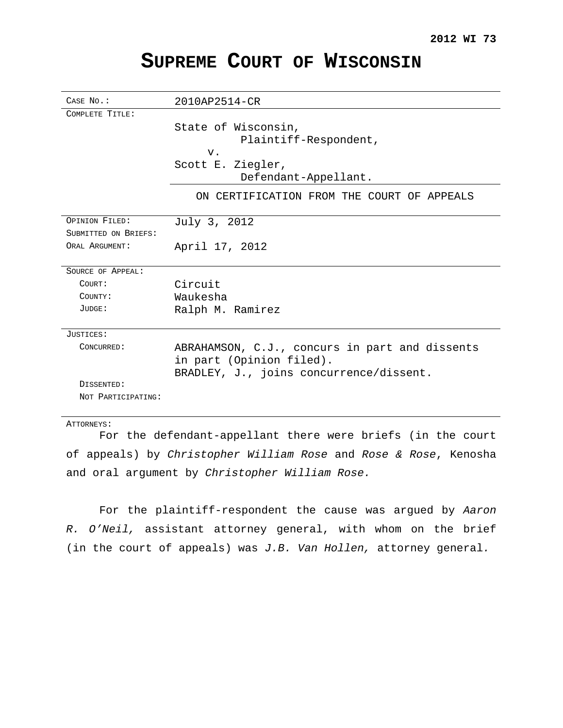**2012 WI 73**

# SUPREME COURT OF WISCONSIN

| | |
|---|---|
| CASE NO.: | 2010AP2514-CR |
| COMPLETE TITLE: | State of Wisconsin,<br>Plaintiff-Respondent,<br>v.<br>Scott E. Ziegler,<br>Defendant-Appellant. |
| | ON CERTIFICATION FROM THE COURT OF APPEALS |
| OPINION FILED: | July 3, 2012 |
| SUBMITTED ON BRIEFS: | |
| ORAL ARGUMENT: | April 17, 2012 |
| SOURCE OF APPEAL: | |
| COURT: | Circuit |
| COUNTY: | Waukesha |
| JUDGE: | Ralph M. Ramirez |
| JUSTICES: | |
| CONCURRED: | ABRAHAMSON, C.J., concurs in part and dissents in part (Opinion filed).<br>BRADLEY, J., joins concurrence/dissent. |
| DISSENTED: | |
| NOT PARTICIPATING: | |

ATTORNEYS:

For the defendant-appellant there were briefs (in the court of appeals) by *Christopher William Rose* and *Rose & Rose*, Kenosha and oral argument by *Christopher William Rose.*

For the plaintiff-respondent the cause was argued by *Aaron R. O'Neil,* assistant attorney general, with whom on the brief (in the court of appeals) was *J.B. Van Hollen,* attorney general.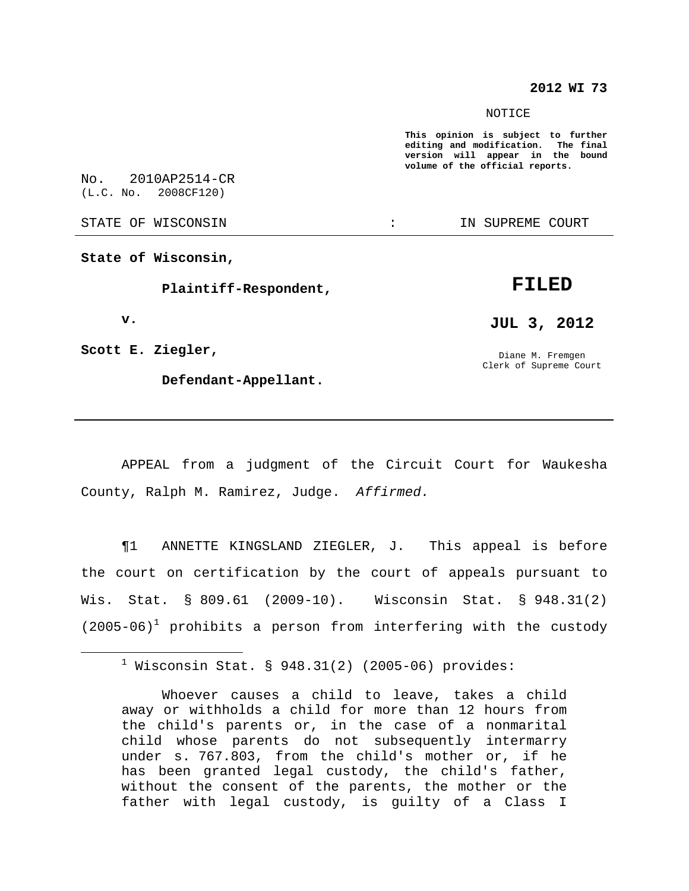**2012 WI 73**

NOTICE

**This opinion is subject to further editing and modification. The final version will appear in the bound volume of the official reports.**

No. 2010AP2514-CR
(L.C. No. 2008CF120)

STATE OF WISCONSIN : IN SUPREME COURT

**State of Wisconsin,**

**Plaintiff-Respondent,**

**v.**

**Scott E. Ziegler,**

**Defendant-Appellant.**

**FILED**

**JUL 3, 2012**

Diane M. Fremgen
Clerk of Supreme Court

---

APPEAL from a judgment of the Circuit Court for Waukesha County, Ralph M. Ramirez, Judge. *Affirmed.*

¶1 ANNETTE KINGSLAND ZIEGLER, J. This appeal is before the court on certification by the court of appeals pursuant to Wis. Stat. § 809.61 (2009-10). Wisconsin Stat. § 948.31(2) (2005-06)[1] prohibits a person from interfering with the custody

---

[1] Wisconsin Stat. § 948.31(2) (2005-06) provides:

> Whoever causes a child to leave, takes a child away or withholds a child for more than 12 hours from the child's parents or, in the case of a nonmarital child whose parents do not subsequently intermarry under s. 767.803, from the child's mother or, if he has been granted legal custody, the child's father, without the consent of the parents, the mother or the father with legal custody, is guilty of a Class I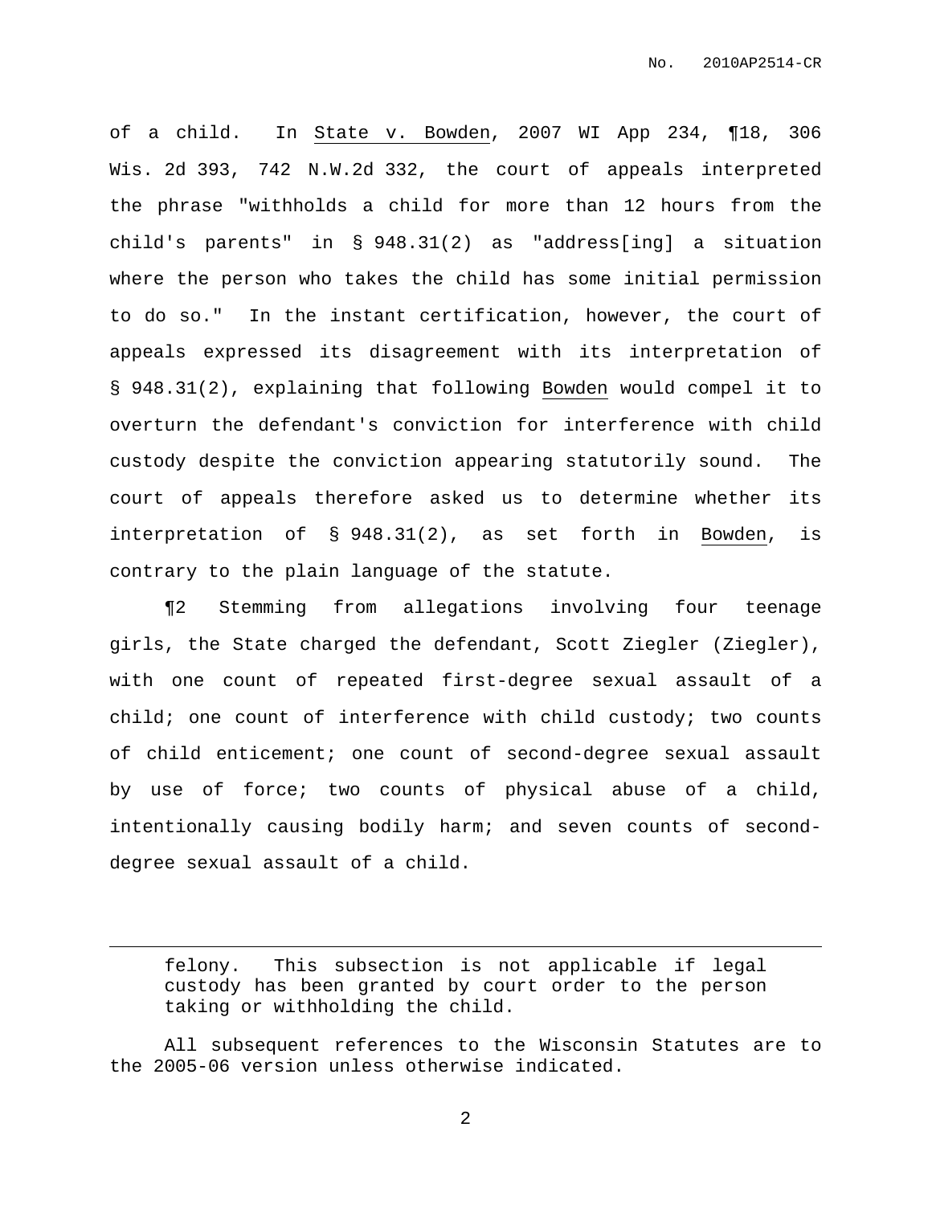of a child. In State v. Bowden, 2007 WI App 234, ¶18, 306 Wis. 2d 393, 742 N.W.2d 332, the court of appeals interpreted the phrase "withholds a child for more than 12 hours from the child's parents" in § 948.31(2) as "address[ing] a situation where the person who takes the child has some initial permission to do so." In the instant certification, however, the court of appeals expressed its disagreement with its interpretation of § 948.31(2), explaining that following Bowden would compel it to overturn the defendant's conviction for interference with child custody despite the conviction appearing statutorily sound. The court of appeals therefore asked us to determine whether its interpretation of § 948.31(2), as set forth in Bowden, is contrary to the plain language of the statute.

¶2 Stemming from allegations involving four teenage girls, the State charged the defendant, Scott Ziegler (Ziegler), with one count of repeated first-degree sexual assault of a child; one count of interference with child custody; two counts of child enticement; one count of second-degree sexual assault by use of force; two counts of physical abuse of a child, intentionally causing bodily harm; and seven counts of second-degree sexual assault of a child.

---

> felony. This subsection is not applicable if legal custody has been granted by court order to the person taking or withholding the child.

All subsequent references to the Wisconsin Statutes are to the 2005-06 version unless otherwise indicated.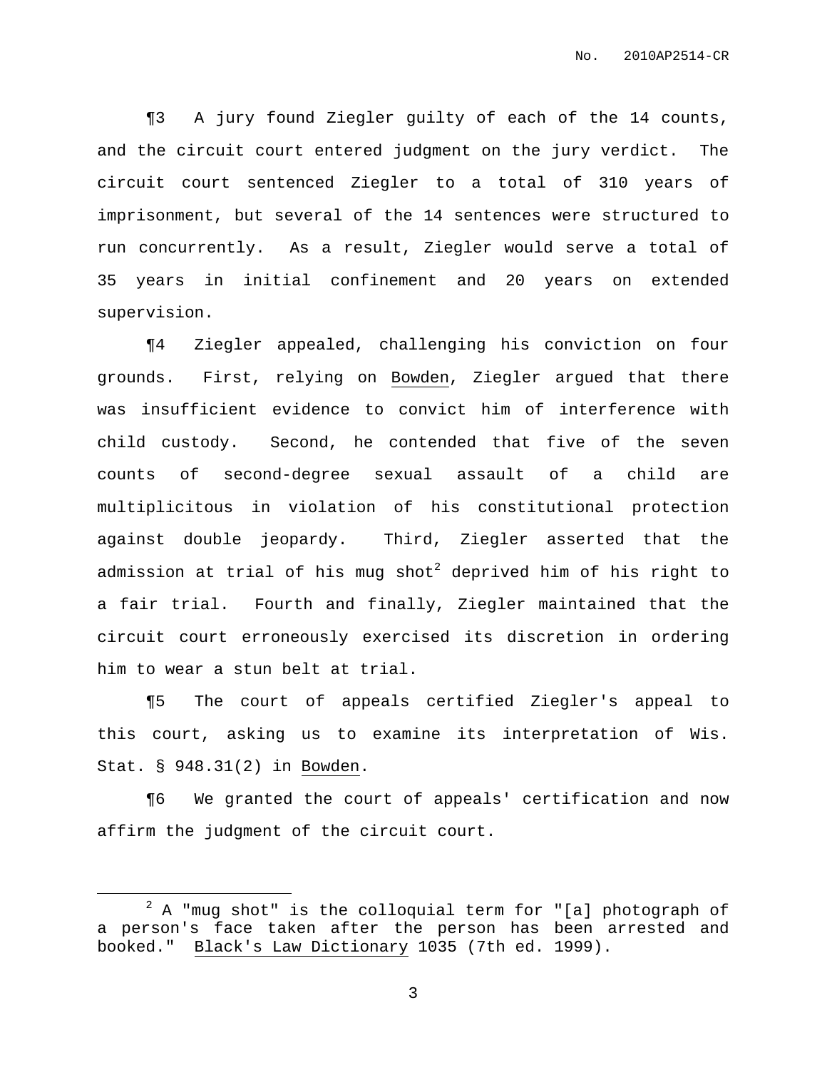¶3 A jury found Ziegler guilty of each of the 14 counts, and the circuit court entered judgment on the jury verdict. The circuit court sentenced Ziegler to a total of 310 years of imprisonment, but several of the 14 sentences were structured to run concurrently. As a result, Ziegler would serve a total of 35 years in initial confinement and 20 years on extended supervision.

¶4 Ziegler appealed, challenging his conviction on four grounds. First, relying on Bowden, Ziegler argued that there was insufficient evidence to convict him of interference with child custody. Second, he contended that five of the seven counts of second-degree sexual assault of a child are multiplicitous in violation of his constitutional protection against double jeopardy. Third, Ziegler asserted that the admission at trial of his mug shot[2] deprived him of his right to a fair trial. Fourth and finally, Ziegler maintained that the circuit court erroneously exercised its discretion in ordering him to wear a stun belt at trial.

¶5 The court of appeals certified Ziegler's appeal to this court, asking us to examine its interpretation of Wis. Stat. § 948.31(2) in Bowden.

¶6 We granted the court of appeals' certification and now affirm the judgment of the circuit court.

---

[2] A "mug shot" is the colloquial term for "[a] photograph of a person's face taken after the person has been arrested and booked." Black's Law Dictionary 1035 (7th ed. 1999).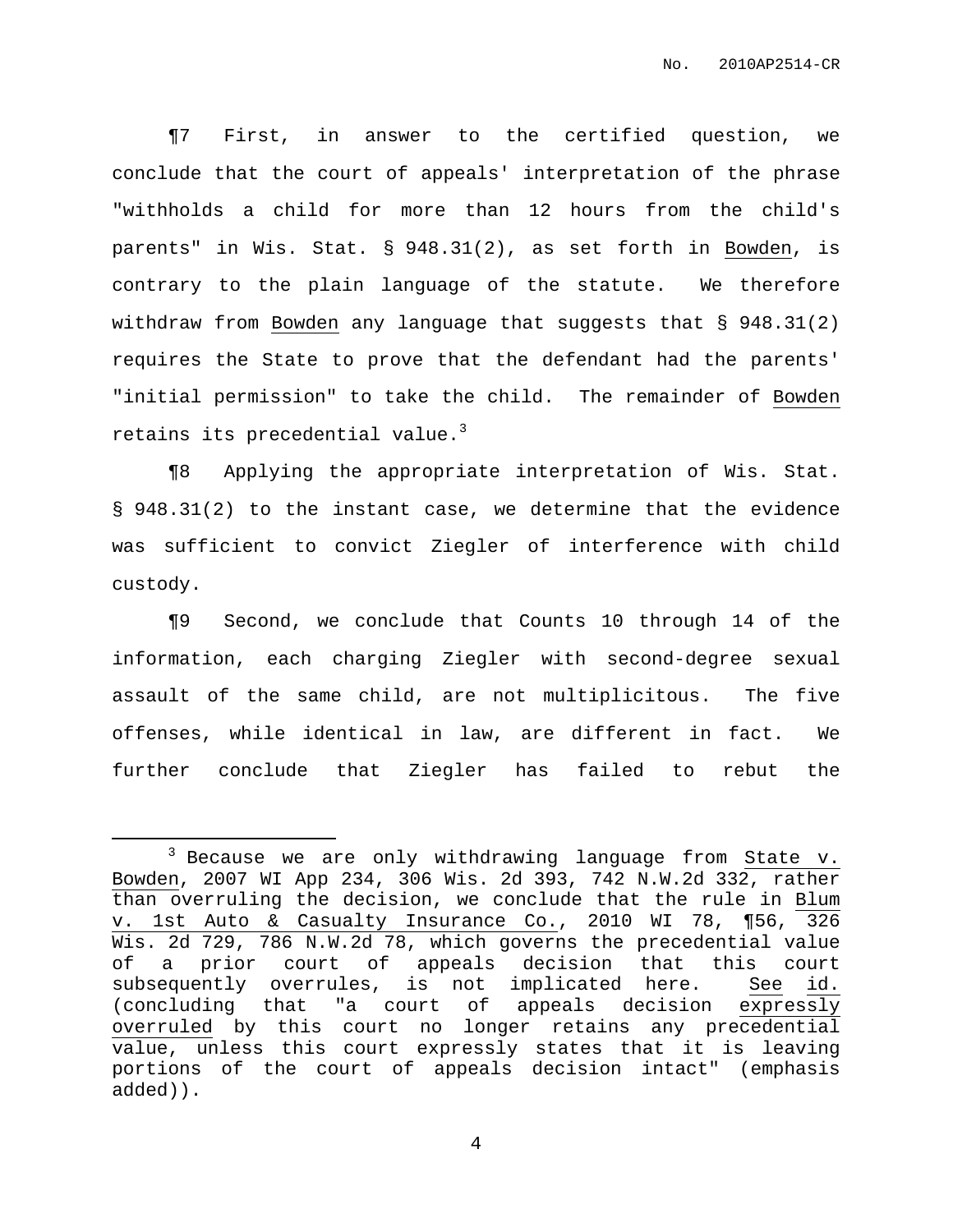¶7 First, in answer to the certified question, we conclude that the court of appeals' interpretation of the phrase "withholds a child for more than 12 hours from the child's parents" in Wis. Stat. § 948.31(2), as set forth in Bowden, is contrary to the plain language of the statute. We therefore withdraw from Bowden any language that suggests that § 948.31(2) requires the State to prove that the defendant had the parents' "initial permission" to take the child. The remainder of Bowden retains its precedential value.[3]

¶8 Applying the appropriate interpretation of Wis. Stat. § 948.31(2) to the instant case, we determine that the evidence was sufficient to convict Ziegler of interference with child custody.

¶9 Second, we conclude that Counts 10 through 14 of the information, each charging Ziegler with second-degree sexual assault of the same child, are not multiplicitous. The five offenses, while identical in law, are different in fact. We further conclude that Ziegler has failed to rebut the

---

[3] Because we are only withdrawing language from State v. Bowden, 2007 WI App 234, 306 Wis. 2d 393, 742 N.W.2d 332, rather than overruling the decision, we conclude that the rule in Blum v. 1st Auto & Casualty Insurance Co., 2010 WI 78, ¶56, 326 Wis. 2d 729, 786 N.W.2d 78, which governs the precedential value of a prior court of appeals decision that this court subsequently overrules, is not implicated here. See id. (concluding that "a court of appeals decision expressly overruled by this court no longer retains any precedential value, unless this court expressly states that it is leaving portions of the court of appeals decision intact" (emphasis added)).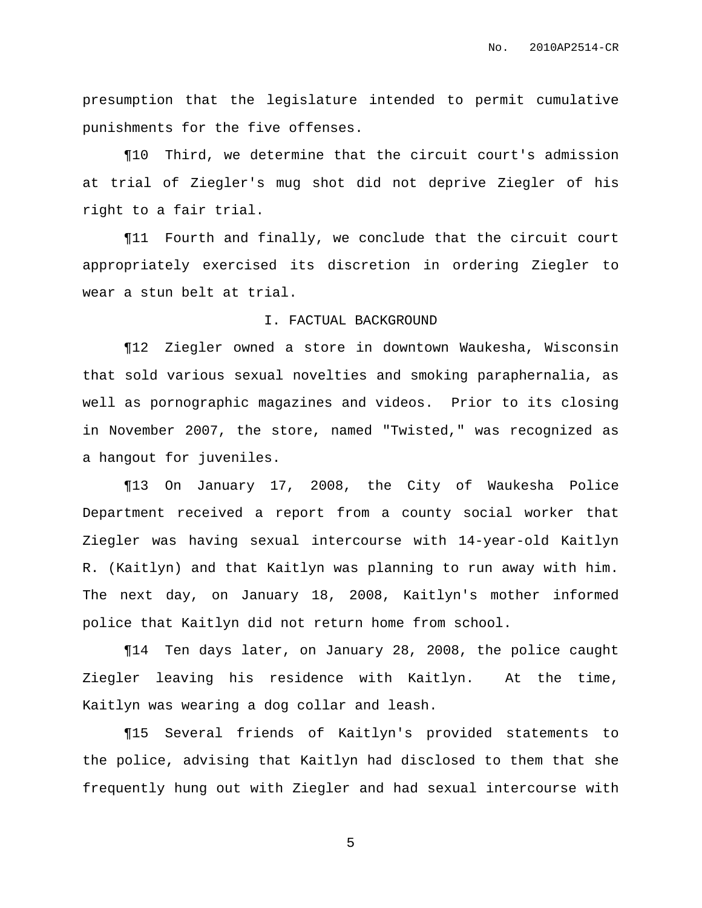presumption that the legislature intended to permit cumulative punishments for the five offenses.

¶10 Third, we determine that the circuit court's admission at trial of Ziegler's mug shot did not deprive Ziegler of his right to a fair trial.

¶11 Fourth and finally, we conclude that the circuit court appropriately exercised its discretion in ordering Ziegler to wear a stun belt at trial.

## I. FACTUAL BACKGROUND

¶12 Ziegler owned a store in downtown Waukesha, Wisconsin that sold various sexual novelties and smoking paraphernalia, as well as pornographic magazines and videos. Prior to its closing in November 2007, the store, named "Twisted," was recognized as a hangout for juveniles.

¶13 On January 17, 2008, the City of Waukesha Police Department received a report from a county social worker that Ziegler was having sexual intercourse with 14-year-old Kaitlyn R. (Kaitlyn) and that Kaitlyn was planning to run away with him. The next day, on January 18, 2008, Kaitlyn's mother informed police that Kaitlyn did not return home from school.

¶14 Ten days later, on January 28, 2008, the police caught Ziegler leaving his residence with Kaitlyn. At the time, Kaitlyn was wearing a dog collar and leash.

¶15 Several friends of Kaitlyn's provided statements to the police, advising that Kaitlyn had disclosed to them that she frequently hung out with Ziegler and had sexual intercourse with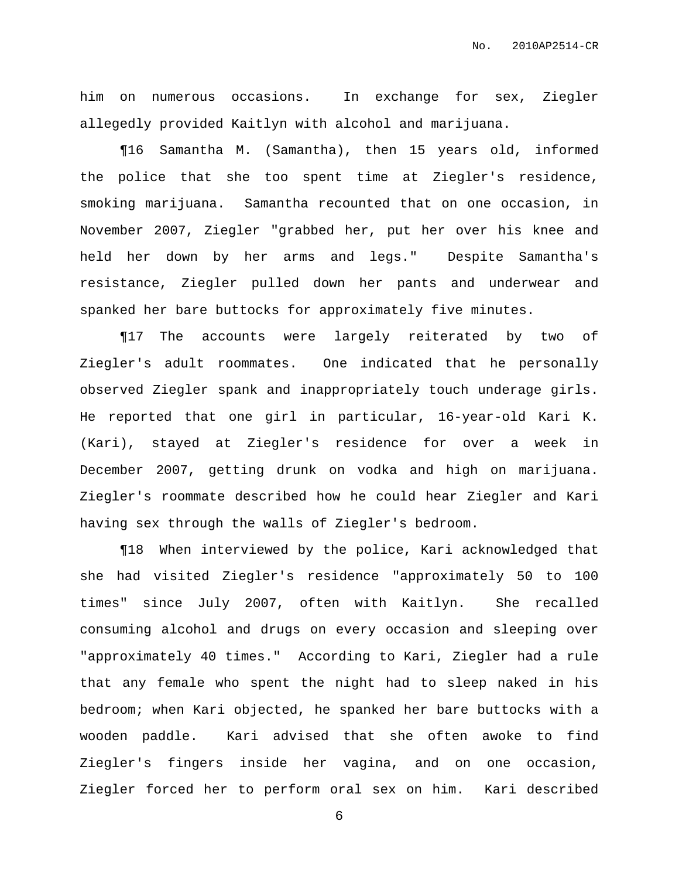him on numerous occasions. In exchange for sex, Ziegler allegedly provided Kaitlyn with alcohol and marijuana.

¶16 Samantha M. (Samantha), then 15 years old, informed the police that she too spent time at Ziegler's residence, smoking marijuana. Samantha recounted that on one occasion, in November 2007, Ziegler "grabbed her, put her over his knee and held her down by her arms and legs." Despite Samantha's resistance, Ziegler pulled down her pants and underwear and spanked her bare buttocks for approximately five minutes.

¶17 The accounts were largely reiterated by two of Ziegler's adult roommates. One indicated that he personally observed Ziegler spank and inappropriately touch underage girls. He reported that one girl in particular, 16-year-old Kari K. (Kari), stayed at Ziegler's residence for over a week in December 2007, getting drunk on vodka and high on marijuana. Ziegler's roommate described how he could hear Ziegler and Kari having sex through the walls of Ziegler's bedroom.

¶18 When interviewed by the police, Kari acknowledged that she had visited Ziegler's residence "approximately 50 to 100 times" since July 2007, often with Kaitlyn. She recalled consuming alcohol and drugs on every occasion and sleeping over "approximately 40 times." According to Kari, Ziegler had a rule that any female who spent the night had to sleep naked in his bedroom; when Kari objected, he spanked her bare buttocks with a wooden paddle. Kari advised that she often awoke to find Ziegler's fingers inside her vagina, and on one occasion, Ziegler forced her to perform oral sex on him. Kari described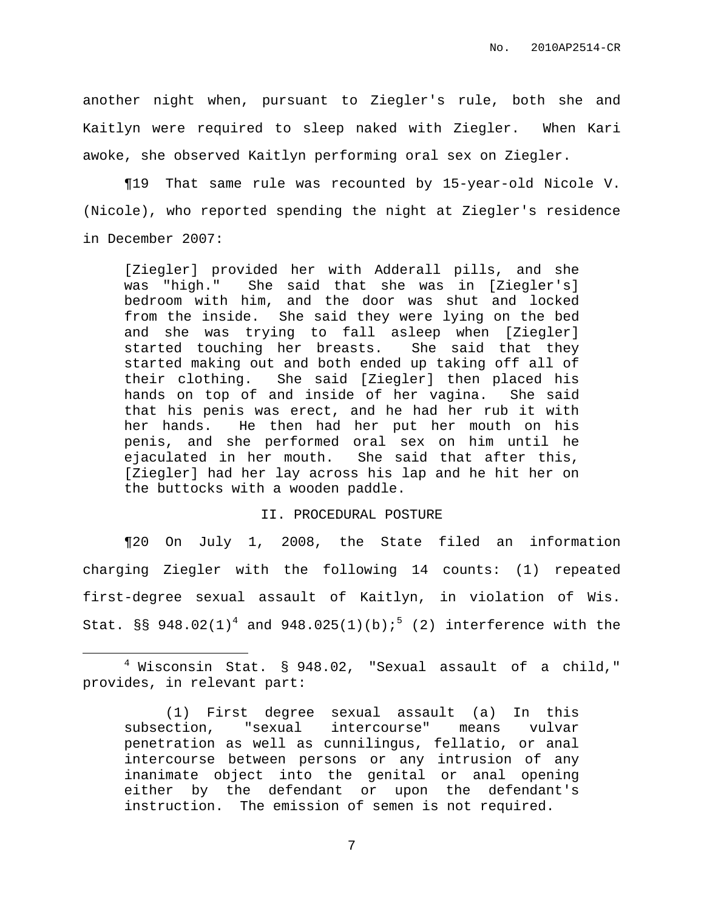another night when, pursuant to Ziegler's rule, both she and Kaitlyn were required to sleep naked with Ziegler. When Kari awoke, she observed Kaitlyn performing oral sex on Ziegler.

¶19 That same rule was recounted by 15-year-old Nicole V. (Nicole), who reported spending the night at Ziegler's residence in December 2007:

> [Ziegler] provided her with Adderall pills, and she was "high." She said that she was in [Ziegler's] bedroom with him, and the door was shut and locked from the inside. She said they were lying on the bed and she was trying to fall asleep when [Ziegler] started touching her breasts. She said that they started making out and both ended up taking off all of their clothing. She said [Ziegler] then placed his hands on top of and inside of her vagina. She said that his penis was erect, and he had her rub it with her hands. He then had her put her mouth on his penis, and she performed oral sex on him until he ejaculated in her mouth. She said that after this, [Ziegler] had her lay across his lap and he hit her on the buttocks with a wooden paddle.

## II. PROCEDURAL POSTURE

¶20 On July 1, 2008, the State filed an information charging Ziegler with the following 14 counts: (1) repeated first-degree sexual assault of Kaitlyn, in violation of Wis. Stat. §§ 948.02(1)[4] and 948.025(1)(b);[5] (2) interference with the

---

[4] Wisconsin Stat. § 948.02, "Sexual assault of a child," provides, in relevant part:

> (1) First degree sexual assault (a) In this subsection, "sexual intercourse" means vulvar penetration as well as cunnilingus, fellatio, or anal intercourse between persons or any intrusion of any inanimate object into the genital or anal opening either by the defendant or upon the defendant's instruction. The emission of semen is not required.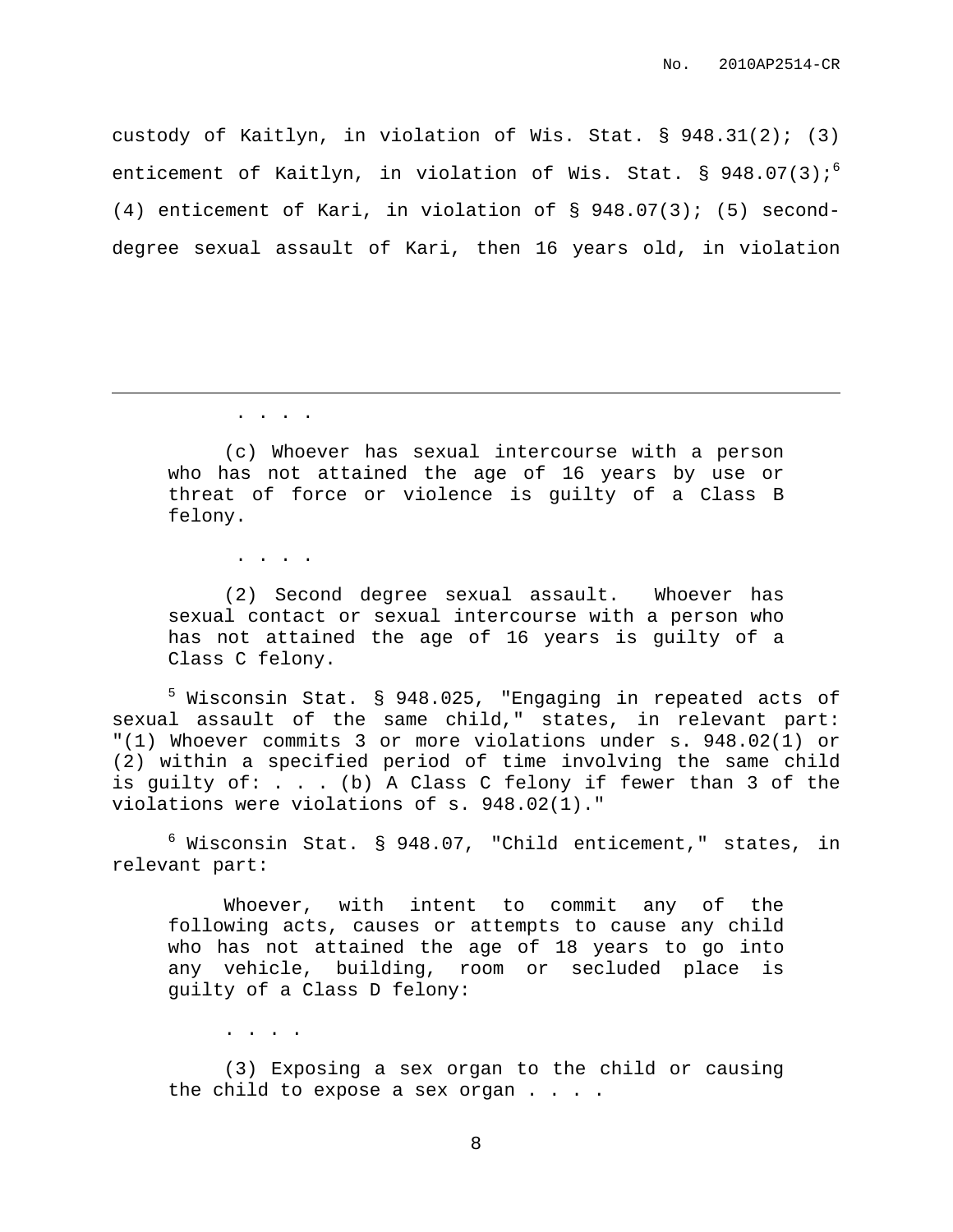custody of Kaitlyn, in violation of Wis. Stat. § 948.31(2); (3) enticement of Kaitlyn, in violation of Wis. Stat. § 948.07(3);[6] (4) enticement of Kari, in violation of § 948.07(3); (5) second-degree sexual assault of Kari, then 16 years old, in violation

---

> . . . .
>
> (c) Whoever has sexual intercourse with a person who has not attained the age of 16 years by use or threat of force or violence is guilty of a Class B felony.
>
> . . . .
>
> (2) Second degree sexual assault. Whoever has sexual contact or sexual intercourse with a person who has not attained the age of 16 years is guilty of a Class C felony.

[5] Wisconsin Stat. § 948.025, "Engaging in repeated acts of sexual assault of the same child," states, in relevant part: "(1) Whoever commits 3 or more violations under s. 948.02(1) or (2) within a specified period of time involving the same child is guilty of: . . . (b) A Class C felony if fewer than 3 of the violations were violations of s. 948.02(1)."

[6] Wisconsin Stat. § 948.07, "Child enticement," states, in relevant part:

> Whoever, with intent to commit any of the following acts, causes or attempts to cause any child who has not attained the age of 18 years to go into any vehicle, building, room or secluded place is guilty of a Class D felony:
>
> . . . .
>
> (3) Exposing a sex organ to the child or causing the child to expose a sex organ . . . .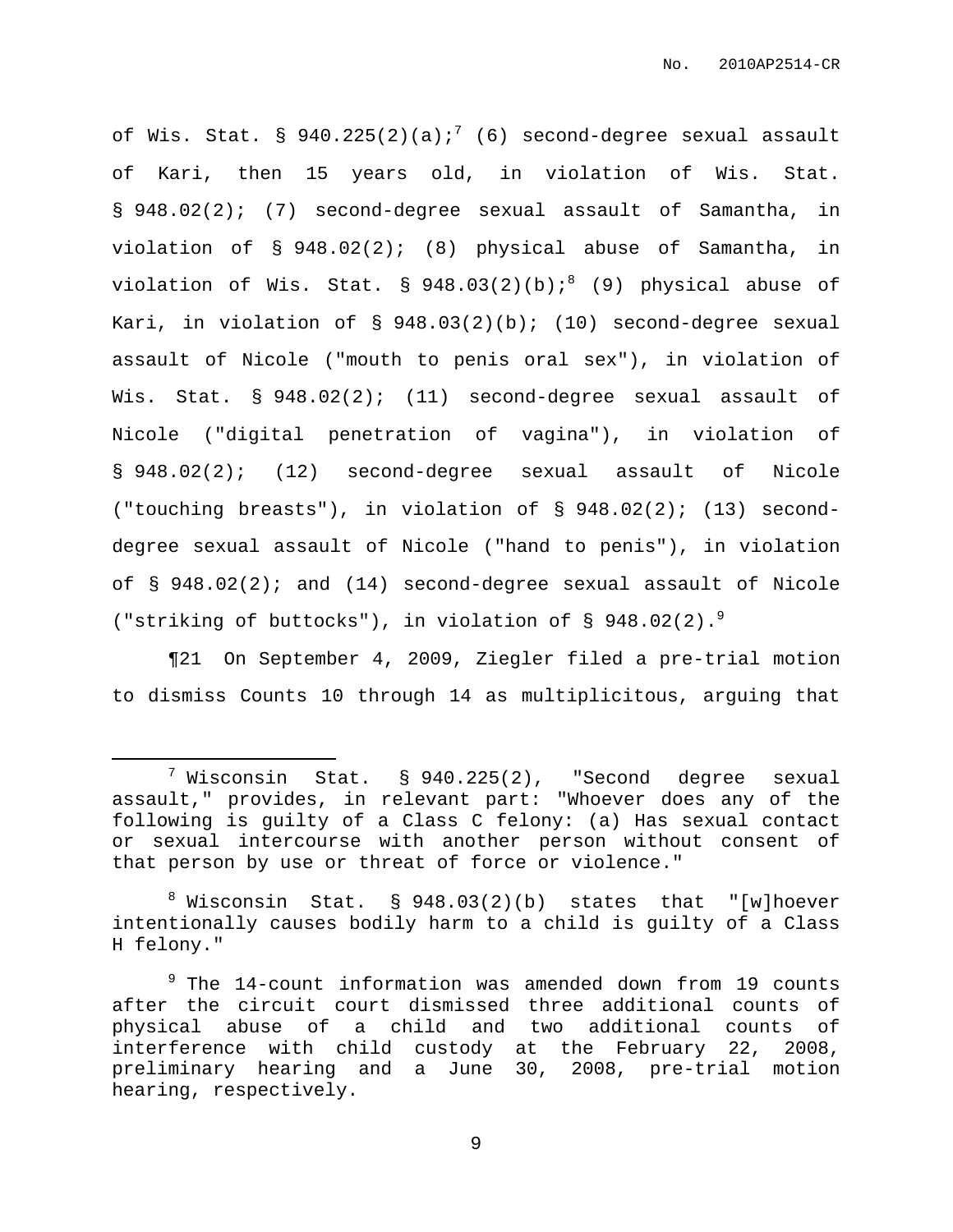of Wis. Stat. § 940.225(2)(a);[7] (6) second-degree sexual assault of Kari, then 15 years old, in violation of Wis. Stat. § 948.02(2); (7) second-degree sexual assault of Samantha, in violation of § 948.02(2); (8) physical abuse of Samantha, in violation of Wis. Stat. § 948.03(2)(b);[8] (9) physical abuse of Kari, in violation of § 948.03(2)(b); (10) second-degree sexual assault of Nicole ("mouth to penis oral sex"), in violation of Wis. Stat. § 948.02(2); (11) second-degree sexual assault of Nicole ("digital penetration of vagina"), in violation of § 948.02(2); (12) second-degree sexual assault of Nicole ("touching breasts"), in violation of § 948.02(2); (13) second-degree sexual assault of Nicole ("hand to penis"), in violation of § 948.02(2); and (14) second-degree sexual assault of Nicole ("striking of buttocks"), in violation of § 948.02(2).[9]

¶21 On September 4, 2009, Ziegler filed a pre-trial motion to dismiss Counts 10 through 14 as multiplicitous, arguing that

---

[7] Wisconsin Stat. § 940.225(2), "Second degree sexual assault," provides, in relevant part: "Whoever does any of the following is guilty of a Class C felony: (a) Has sexual contact or sexual intercourse with another person without consent of that person by use or threat of force or violence."

[8] Wisconsin Stat. § 948.03(2)(b) states that "[w]hoever intentionally causes bodily harm to a child is guilty of a Class H felony."

[9] The 14-count information was amended down from 19 counts after the circuit court dismissed three additional counts of physical abuse of a child and two additional counts of interference with child custody at the February 22, 2008, preliminary hearing and a June 30, 2008, pre-trial motion hearing, respectively.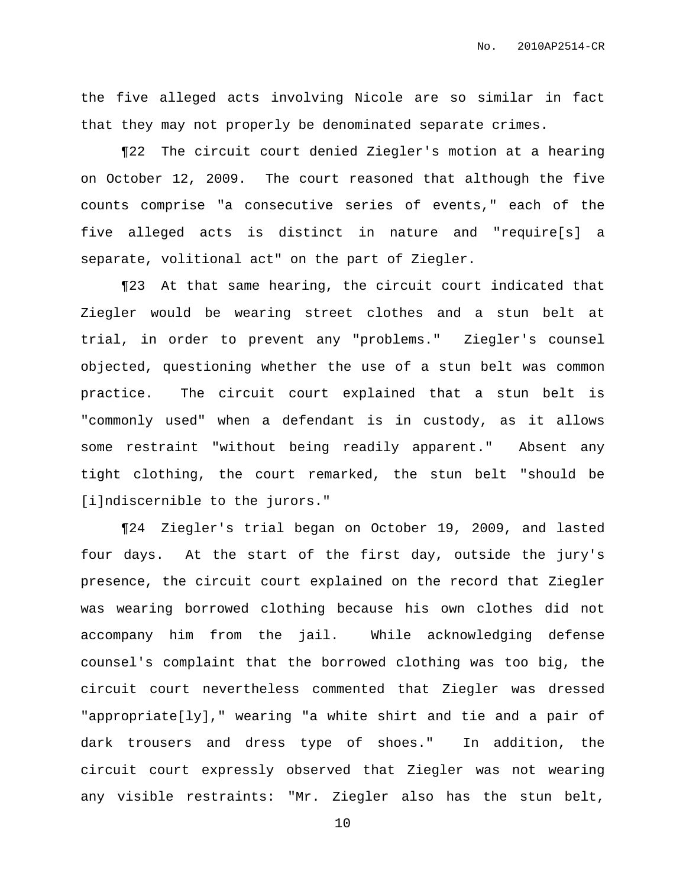the five alleged acts involving Nicole are so similar in fact that they may not properly be denominated separate crimes.

¶22 The circuit court denied Ziegler's motion at a hearing on October 12, 2009. The court reasoned that although the five counts comprise "a consecutive series of events," each of the five alleged acts is distinct in nature and "require[s] a separate, volitional act" on the part of Ziegler.

¶23 At that same hearing, the circuit court indicated that Ziegler would be wearing street clothes and a stun belt at trial, in order to prevent any "problems." Ziegler's counsel objected, questioning whether the use of a stun belt was common practice. The circuit court explained that a stun belt is "commonly used" when a defendant is in custody, as it allows some restraint "without being readily apparent." Absent any tight clothing, the court remarked, the stun belt "should be [i]ndiscernible to the jurors."

¶24 Ziegler's trial began on October 19, 2009, and lasted four days. At the start of the first day, outside the jury's presence, the circuit court explained on the record that Ziegler was wearing borrowed clothing because his own clothes did not accompany him from the jail. While acknowledging defense counsel's complaint that the borrowed clothing was too big, the circuit court nevertheless commented that Ziegler was dressed "appropriate[ly]," wearing "a white shirt and tie and a pair of dark trousers and dress type of shoes." In addition, the circuit court expressly observed that Ziegler was not wearing any visible restraints: "Mr. Ziegler also has the stun belt,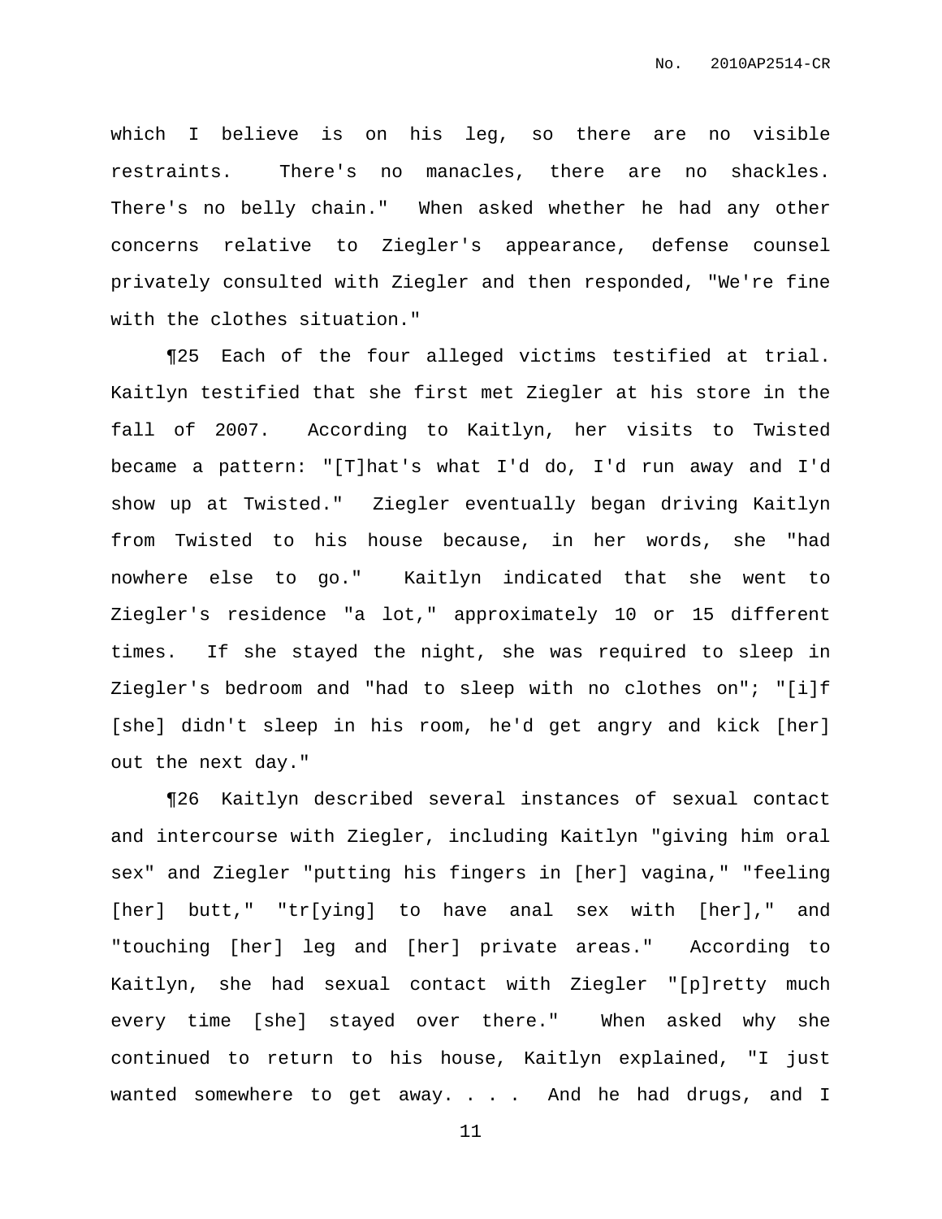which I believe is on his leg, so there are no visible restraints. There's no manacles, there are no shackles. There's no belly chain." When asked whether he had any other concerns relative to Ziegler's appearance, defense counsel privately consulted with Ziegler and then responded, "We're fine with the clothes situation."

¶25 Each of the four alleged victims testified at trial. Kaitlyn testified that she first met Ziegler at his store in the fall of 2007. According to Kaitlyn, her visits to Twisted became a pattern: "[T]hat's what I'd do, I'd run away and I'd show up at Twisted." Ziegler eventually began driving Kaitlyn from Twisted to his house because, in her words, she "had nowhere else to go." Kaitlyn indicated that she went to Ziegler's residence "a lot," approximately 10 or 15 different times. If she stayed the night, she was required to sleep in Ziegler's bedroom and "had to sleep with no clothes on"; "[i]f [she] didn't sleep in his room, he'd get angry and kick [her] out the next day."

¶26 Kaitlyn described several instances of sexual contact and intercourse with Ziegler, including Kaitlyn "giving him oral sex" and Ziegler "putting his fingers in [her] vagina," "feeling [her] butt," "tr[ying] to have anal sex with [her]," and "touching [her] leg and [her] private areas." According to Kaitlyn, she had sexual contact with Ziegler "[p]retty much every time [she] stayed over there." When asked why she continued to return to his house, Kaitlyn explained, "I just wanted somewhere to get away. . . . And he had drugs, and I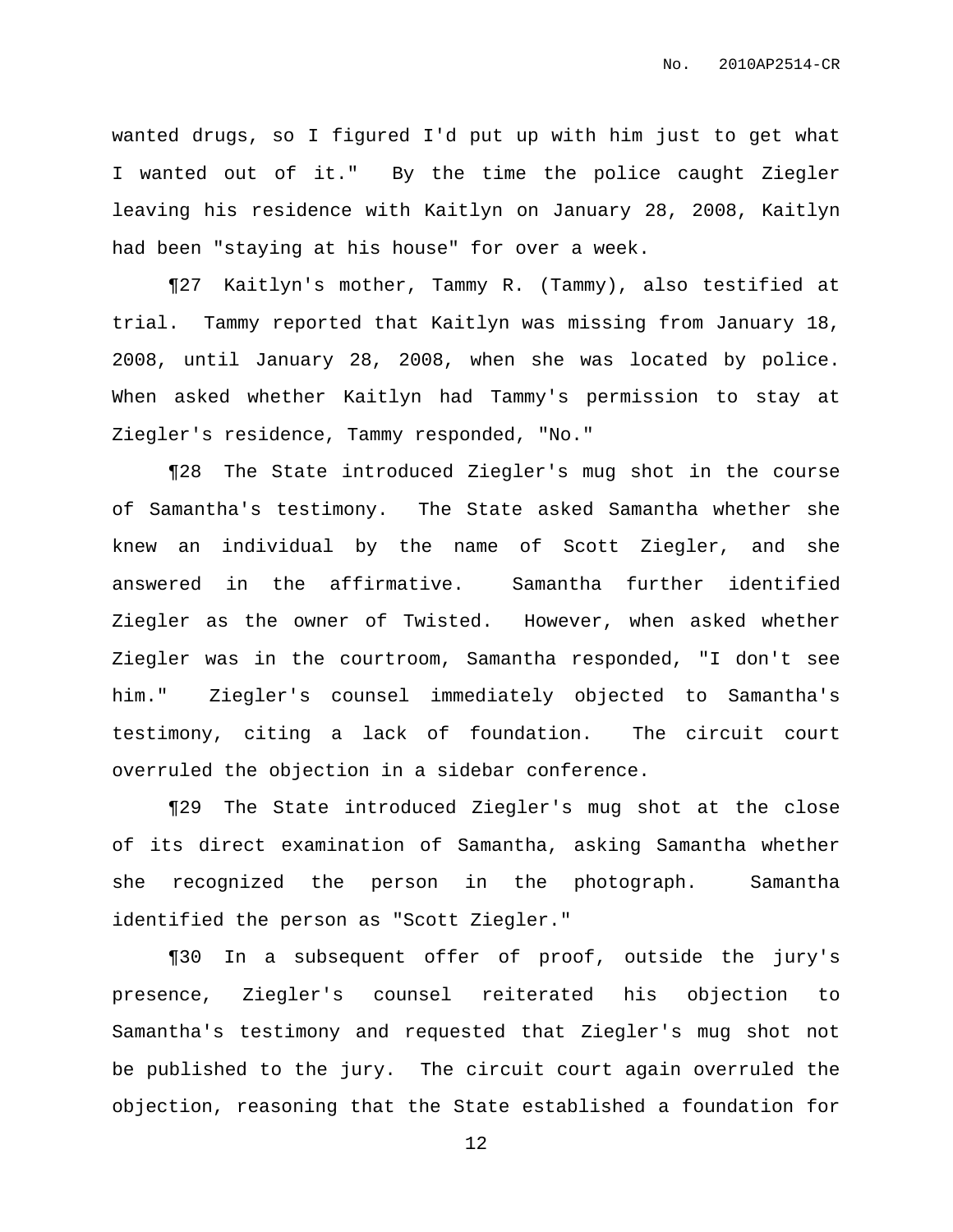wanted drugs, so I figured I'd put up with him just to get what I wanted out of it." By the time the police caught Ziegler leaving his residence with Kaitlyn on January 28, 2008, Kaitlyn had been "staying at his house" for over a week.

¶27 Kaitlyn's mother, Tammy R. (Tammy), also testified at trial. Tammy reported that Kaitlyn was missing from January 18, 2008, until January 28, 2008, when she was located by police. When asked whether Kaitlyn had Tammy's permission to stay at Ziegler's residence, Tammy responded, "No."

¶28 The State introduced Ziegler's mug shot in the course of Samantha's testimony. The State asked Samantha whether she knew an individual by the name of Scott Ziegler, and she answered in the affirmative. Samantha further identified Ziegler as the owner of Twisted. However, when asked whether Ziegler was in the courtroom, Samantha responded, "I don't see him." Ziegler's counsel immediately objected to Samantha's testimony, citing a lack of foundation. The circuit court overruled the objection in a sidebar conference.

¶29 The State introduced Ziegler's mug shot at the close of its direct examination of Samantha, asking Samantha whether she recognized the person in the photograph. Samantha identified the person as "Scott Ziegler."

¶30 In a subsequent offer of proof, outside the jury's presence, Ziegler's counsel reiterated his objection to Samantha's testimony and requested that Ziegler's mug shot not be published to the jury. The circuit court again overruled the objection, reasoning that the State established a foundation for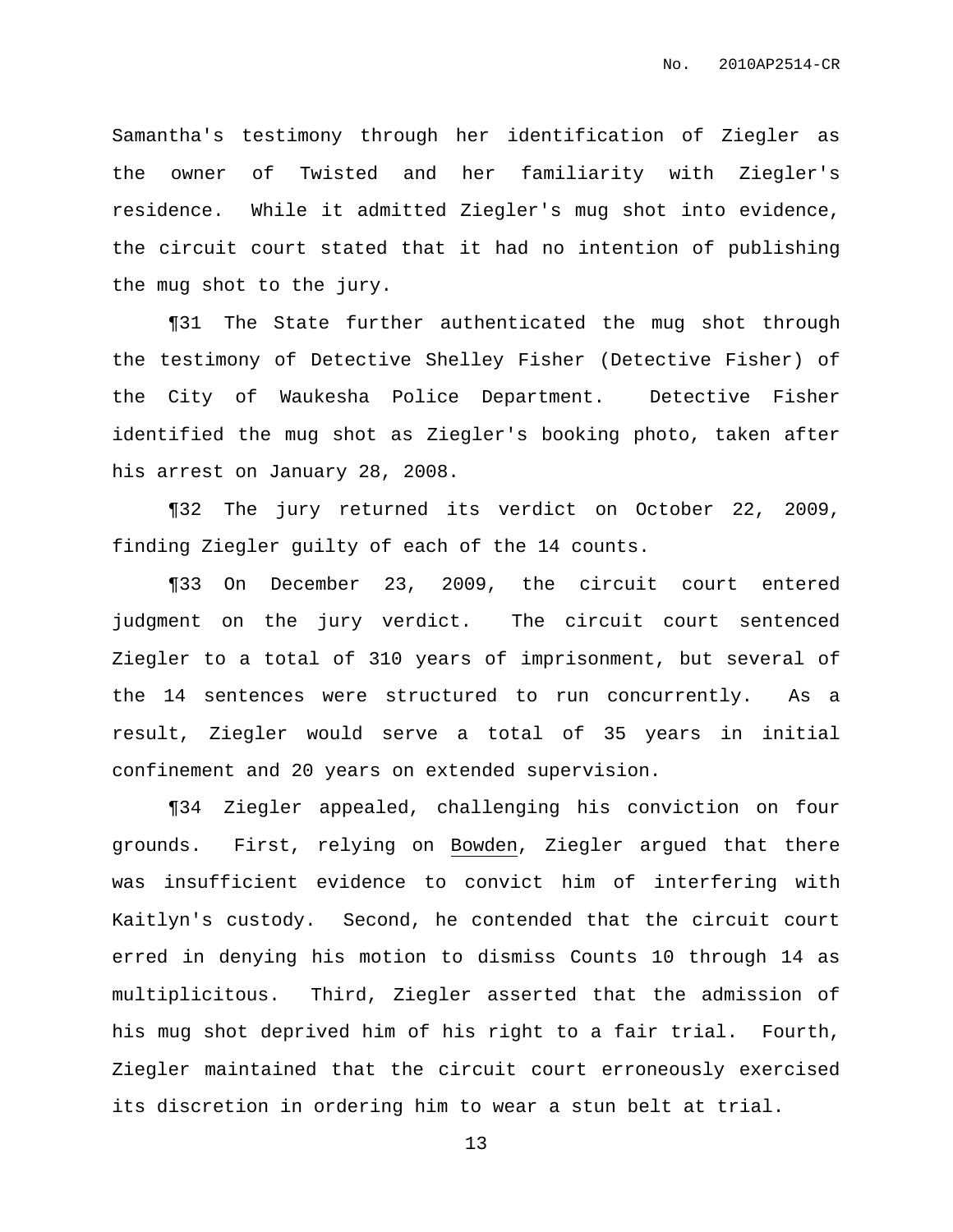Samantha's testimony through her identification of Ziegler as the owner of Twisted and her familiarity with Ziegler's residence. While it admitted Ziegler's mug shot into evidence, the circuit court stated that it had no intention of publishing the mug shot to the jury.

¶31 The State further authenticated the mug shot through the testimony of Detective Shelley Fisher (Detective Fisher) of the City of Waukesha Police Department. Detective Fisher identified the mug shot as Ziegler's booking photo, taken after his arrest on January 28, 2008.

¶32 The jury returned its verdict on October 22, 2009, finding Ziegler guilty of each of the 14 counts.

¶33 On December 23, 2009, the circuit court entered judgment on the jury verdict. The circuit court sentenced Ziegler to a total of 310 years of imprisonment, but several of the 14 sentences were structured to run concurrently. As a result, Ziegler would serve a total of 35 years in initial confinement and 20 years on extended supervision.

¶34 Ziegler appealed, challenging his conviction on four grounds. First, relying on Bowden, Ziegler argued that there was insufficient evidence to convict him of interfering with Kaitlyn's custody. Second, he contended that the circuit court erred in denying his motion to dismiss Counts 10 through 14 as multiplicitous. Third, Ziegler asserted that the admission of his mug shot deprived him of his right to a fair trial. Fourth, Ziegler maintained that the circuit court erroneously exercised its discretion in ordering him to wear a stun belt at trial.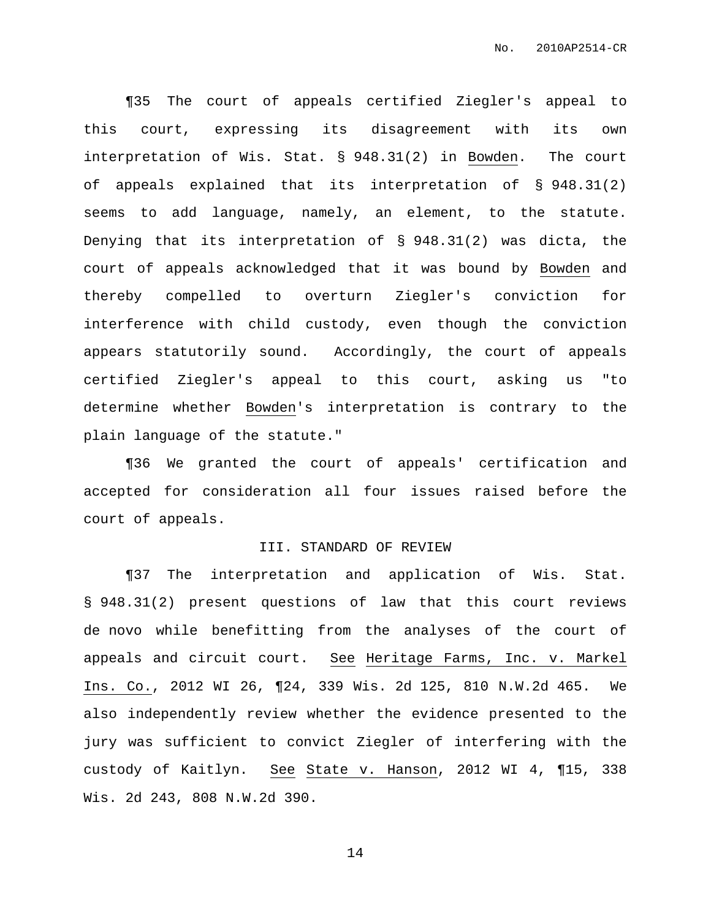¶35 The court of appeals certified Ziegler's appeal to this court, expressing its disagreement with its own interpretation of Wis. Stat. § 948.31(2) in Bowden. The court of appeals explained that its interpretation of § 948.31(2) seems to add language, namely, an element, to the statute. Denying that its interpretation of § 948.31(2) was dicta, the court of appeals acknowledged that it was bound by Bowden and thereby compelled to overturn Ziegler's conviction for interference with child custody, even though the conviction appears statutorily sound. Accordingly, the court of appeals certified Ziegler's appeal to this court, asking us "to determine whether Bowden's interpretation is contrary to the plain language of the statute."

¶36 We granted the court of appeals' certification and accepted for consideration all four issues raised before the court of appeals.

## III. STANDARD OF REVIEW

¶37 The interpretation and application of Wis. Stat. § 948.31(2) present questions of law that this court reviews de novo while benefitting from the analyses of the court of appeals and circuit court. See Heritage Farms, Inc. v. Markel Ins. Co., 2012 WI 26, ¶24, 339 Wis. 2d 125, 810 N.W.2d 465. We also independently review whether the evidence presented to the jury was sufficient to convict Ziegler of interfering with the custody of Kaitlyn. See State v. Hanson, 2012 WI 4, ¶15, 338 Wis. 2d 243, 808 N.W.2d 390.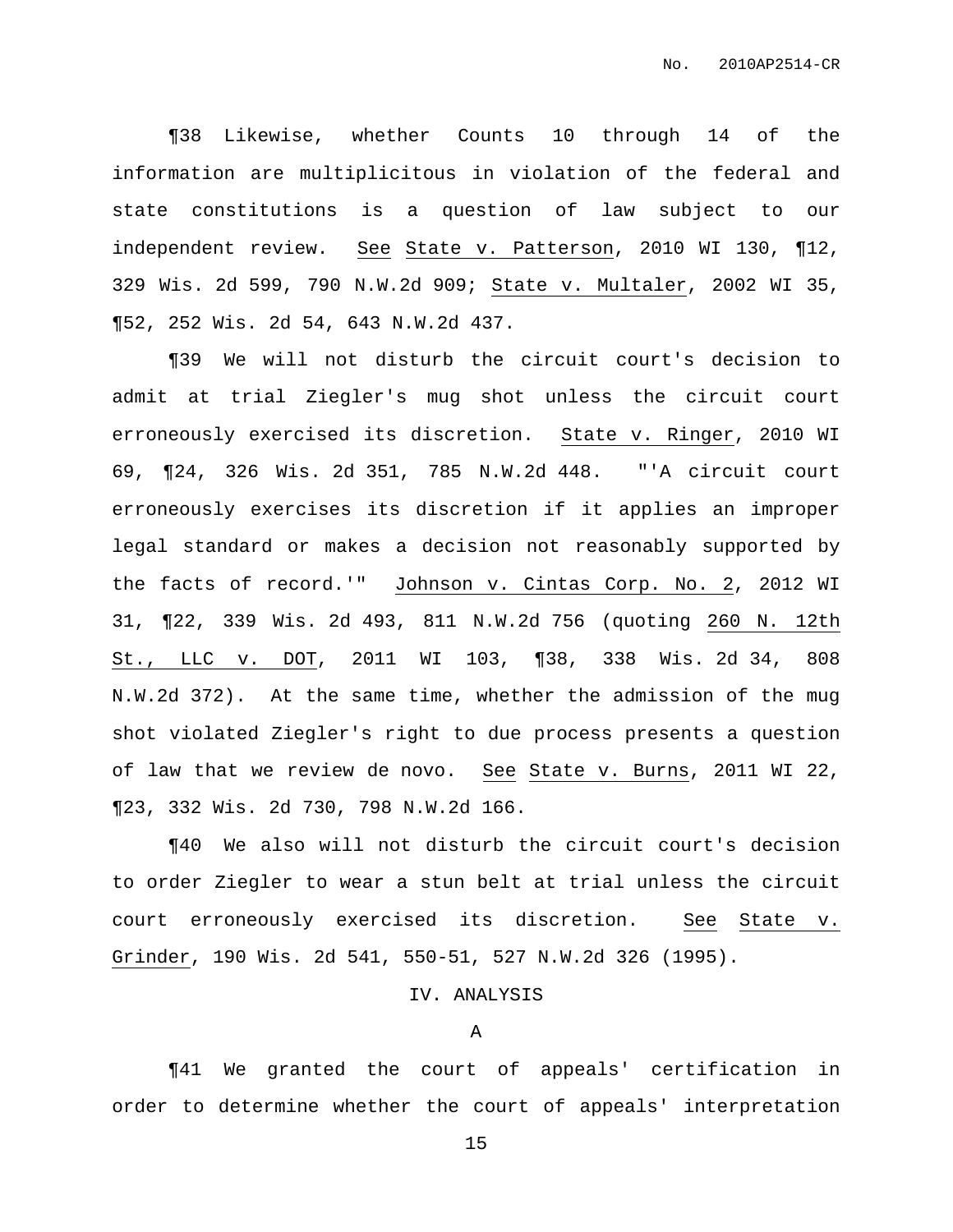¶38 Likewise, whether Counts 10 through 14 of the information are multiplicitous in violation of the federal and state constitutions is a question of law subject to our independent review. See State v. Patterson, 2010 WI 130, ¶12, 329 Wis. 2d 599, 790 N.W.2d 909; State v. Multaler, 2002 WI 35, ¶52, 252 Wis. 2d 54, 643 N.W.2d 437.

¶39 We will not disturb the circuit court's decision to admit at trial Ziegler's mug shot unless the circuit court erroneously exercised its discretion. State v. Ringer, 2010 WI 69, ¶24, 326 Wis. 2d 351, 785 N.W.2d 448. "'A circuit court erroneously exercises its discretion if it applies an improper legal standard or makes a decision not reasonably supported by the facts of record.'" Johnson v. Cintas Corp. No. 2, 2012 WI 31, ¶22, 339 Wis. 2d 493, 811 N.W.2d 756 (quoting 260 N. 12th St., LLC v. DOT, 2011 WI 103, ¶38, 338 Wis. 2d 34, 808 N.W.2d 372). At the same time, whether the admission of the mug shot violated Ziegler's right to due process presents a question of law that we review de novo. See State v. Burns, 2011 WI 22, ¶23, 332 Wis. 2d 730, 798 N.W.2d 166.

¶40 We also will not disturb the circuit court's decision to order Ziegler to wear a stun belt at trial unless the circuit court erroneously exercised its discretion. See State v. Grinder, 190 Wis. 2d 541, 550-51, 527 N.W.2d 326 (1995).

## IV. ANALYSIS

### A

¶41 We granted the court of appeals' certification in order to determine whether the court of appeals' interpretation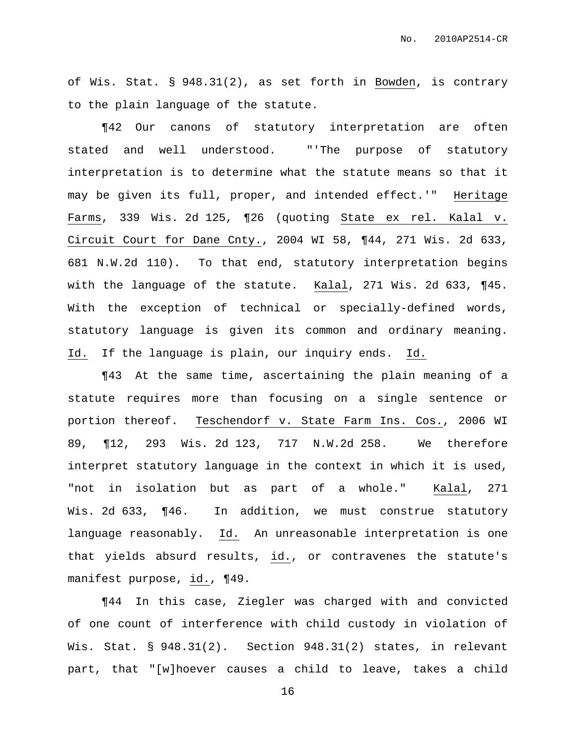of Wis. Stat. § 948.31(2), as set forth in Bowden, is contrary to the plain language of the statute.

¶42 Our canons of statutory interpretation are often stated and well understood. "'The purpose of statutory interpretation is to determine what the statute means so that it may be given its full, proper, and intended effect.'" Heritage Farms, 339 Wis. 2d 125, ¶26 (quoting State ex rel. Kalal v. Circuit Court for Dane Cnty., 2004 WI 58, ¶44, 271 Wis. 2d 633, 681 N.W.2d 110). To that end, statutory interpretation begins with the language of the statute. Kalal, 271 Wis. 2d 633, ¶45. With the exception of technical or specially-defined words, statutory language is given its common and ordinary meaning. Id. If the language is plain, our inquiry ends. Id.

¶43 At the same time, ascertaining the plain meaning of a statute requires more than focusing on a single sentence or portion thereof. Teschendorf v. State Farm Ins. Cos., 2006 WI 89, ¶12, 293 Wis. 2d 123, 717 N.W.2d 258. We therefore interpret statutory language in the context in which it is used, "not in isolation but as part of a whole." Kalal, 271 Wis. 2d 633, ¶46. In addition, we must construe statutory language reasonably. Id. An unreasonable interpretation is one that yields absurd results, id., or contravenes the statute's manifest purpose, id., ¶49.

¶44 In this case, Ziegler was charged with and convicted of one count of interference with child custody in violation of Wis. Stat. § 948.31(2). Section 948.31(2) states, in relevant part, that "[w]hoever causes a child to leave, takes a child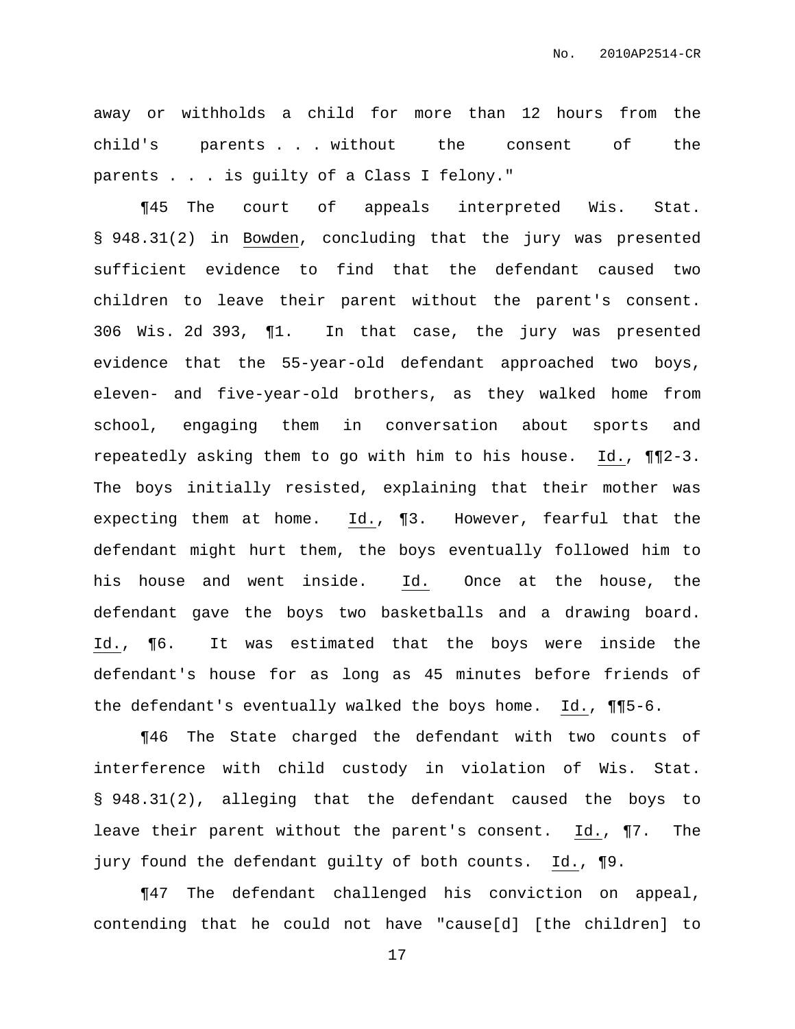away or withholds a child for more than 12 hours from the child's parents . . . without the consent of the parents . . . is guilty of a Class I felony."

¶45 The court of appeals interpreted Wis. Stat. § 948.31(2) in Bowden, concluding that the jury was presented sufficient evidence to find that the defendant caused two children to leave their parent without the parent's consent. 306 Wis. 2d 393, ¶1. In that case, the jury was presented evidence that the 55-year-old defendant approached two boys, eleven- and five-year-old brothers, as they walked home from school, engaging them in conversation about sports and repeatedly asking them to go with him to his house. Id., ¶¶2-3. The boys initially resisted, explaining that their mother was expecting them at home. Id., ¶3. However, fearful that the defendant might hurt them, the boys eventually followed him to his house and went inside. Id. Once at the house, the defendant gave the boys two basketballs and a drawing board. Id., ¶6. It was estimated that the boys were inside the defendant's house for as long as 45 minutes before friends of the defendant's eventually walked the boys home. Id., ¶¶5-6.

¶46 The State charged the defendant with two counts of interference with child custody in violation of Wis. Stat. § 948.31(2), alleging that the defendant caused the boys to leave their parent without the parent's consent. Id., ¶7. The jury found the defendant guilty of both counts. Id., ¶9.

¶47 The defendant challenged his conviction on appeal, contending that he could not have "cause[d] [the children] to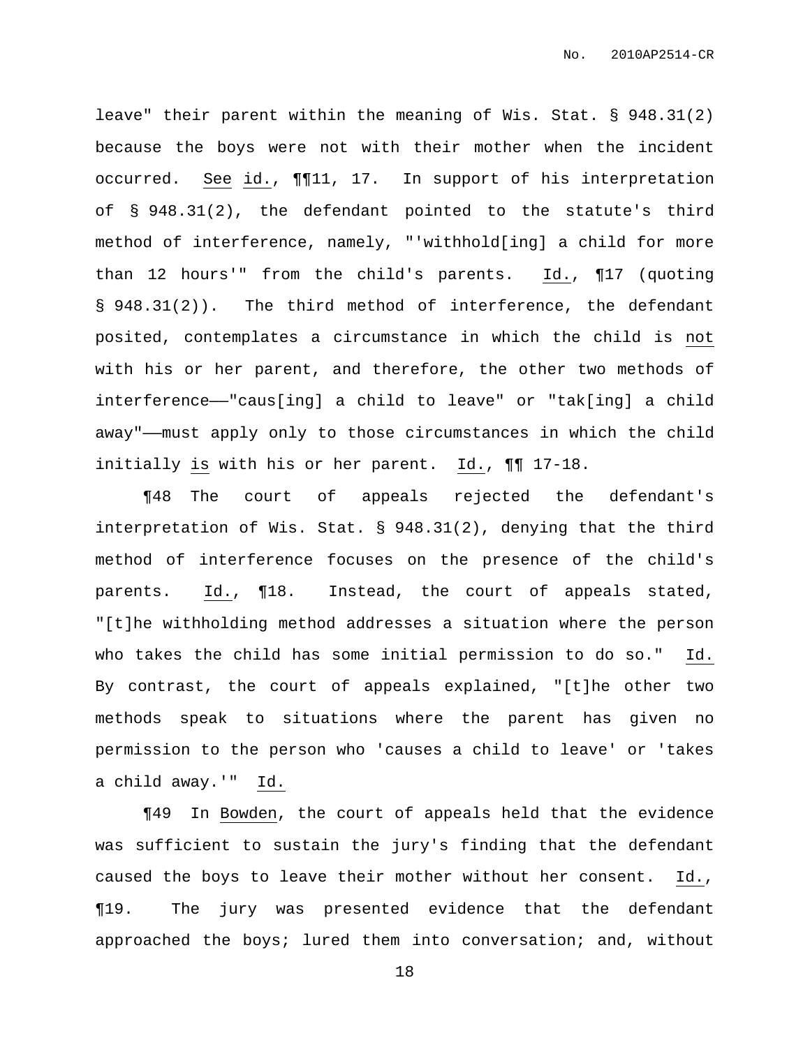leave" their parent within the meaning of Wis. Stat. § 948.31(2) because the boys were not with their mother when the incident occurred. See id., ¶¶11, 17. In support of his interpretation of § 948.31(2), the defendant pointed to the statute's third method of interference, namely, "'withhold[ing] a child for more than 12 hours'" from the child's parents. Id., ¶17 (quoting § 948.31(2)). The third method of interference, the defendant posited, contemplates a circumstance in which the child is not with his or her parent, and therefore, the other two methods of interference——"caus[ing] a child to leave" or "tak[ing] a child away"——must apply only to those circumstances in which the child initially is with his or her parent. Id., ¶¶ 17-18.

¶48 The court of appeals rejected the defendant's interpretation of Wis. Stat. § 948.31(2), denying that the third method of interference focuses on the presence of the child's parents. Id., ¶18. Instead, the court of appeals stated, "[t]he withholding method addresses a situation where the person who takes the child has some initial permission to do so." Id. By contrast, the court of appeals explained, "[t]he other two methods speak to situations where the parent has given no permission to the person who 'causes a child to leave' or 'takes a child away.'" Id.

¶49 In Bowden, the court of appeals held that the evidence was sufficient to sustain the jury's finding that the defendant caused the boys to leave their mother without her consent. Id., ¶19. The jury was presented evidence that the defendant approached the boys; lured them into conversation; and, without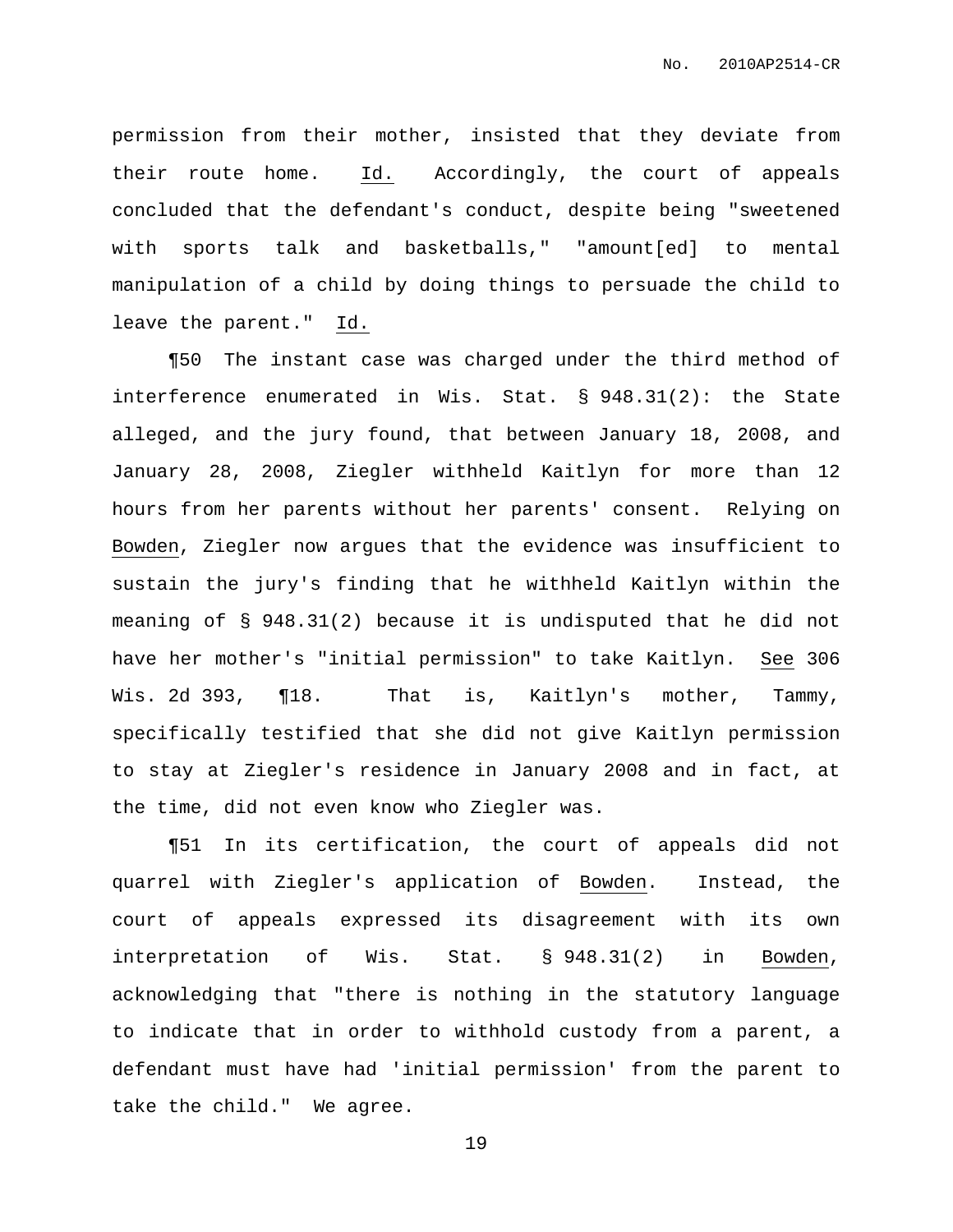permission from their mother, insisted that they deviate from their route home. Id. Accordingly, the court of appeals concluded that the defendant's conduct, despite being "sweetened with sports talk and basketballs," "amount[ed] to mental manipulation of a child by doing things to persuade the child to leave the parent." Id.

¶50 The instant case was charged under the third method of interference enumerated in Wis. Stat. § 948.31(2): the State alleged, and the jury found, that between January 18, 2008, and January 28, 2008, Ziegler withheld Kaitlyn for more than 12 hours from her parents without her parents' consent. Relying on Bowden, Ziegler now argues that the evidence was insufficient to sustain the jury's finding that he withheld Kaitlyn within the meaning of § 948.31(2) because it is undisputed that he did not have her mother's "initial permission" to take Kaitlyn. See 306 Wis. 2d 393, ¶18. That is, Kaitlyn's mother, Tammy, specifically testified that she did not give Kaitlyn permission to stay at Ziegler's residence in January 2008 and in fact, at the time, did not even know who Ziegler was.

¶51 In its certification, the court of appeals did not quarrel with Ziegler's application of Bowden. Instead, the court of appeals expressed its disagreement with its own interpretation of Wis. Stat. § 948.31(2) in Bowden, acknowledging that "there is nothing in the statutory language to indicate that in order to withhold custody from a parent, a defendant must have had 'initial permission' from the parent to take the child." We agree.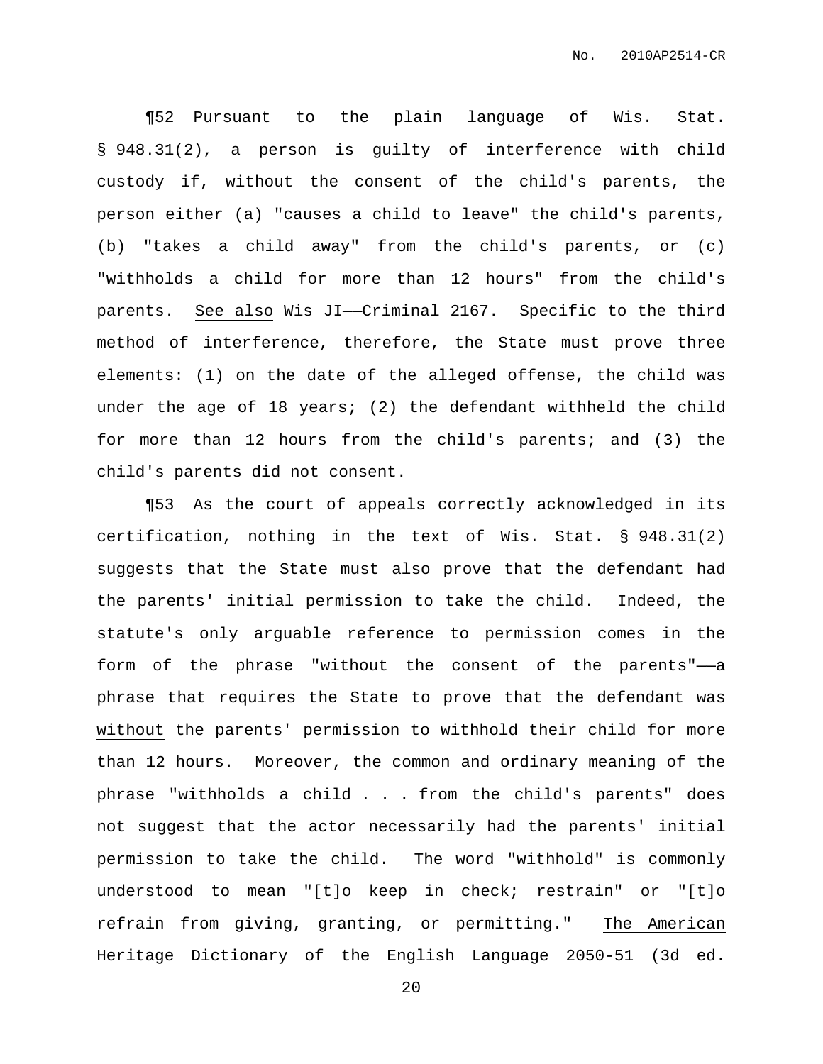¶52 Pursuant to the plain language of Wis. Stat. § 948.31(2), a person is guilty of interference with child custody if, without the consent of the child's parents, the person either (a) "causes a child to leave" the child's parents, (b) "takes a child away" from the child's parents, or (c) "withholds a child for more than 12 hours" from the child's parents. <u>See also</u> Wis JI——Criminal 2167. Specific to the third method of interference, therefore, the State must prove three elements: (1) on the date of the alleged offense, the child was under the age of 18 years; (2) the defendant withheld the child for more than 12 hours from the child's parents; and (3) the child's parents did not consent.

¶53 As the court of appeals correctly acknowledged in its certification, nothing in the text of Wis. Stat. § 948.31(2) suggests that the State must also prove that the defendant had the parents' initial permission to take the child. Indeed, the statute's only arguable reference to permission comes in the form of the phrase "without the consent of the parents"——a phrase that requires the State to prove that the defendant was <u>without</u> the parents' permission to withhold their child for more than 12 hours. Moreover, the common and ordinary meaning of the phrase "withholds a child . . . from the child's parents" does not suggest that the actor necessarily had the parents' initial permission to take the child. The word "withhold" is commonly understood to mean "[t]o keep in check; restrain" or "[t]o refrain from giving, granting, or permitting." <u>The American Heritage Dictionary of the English Language</u> 2050-51 (3d ed.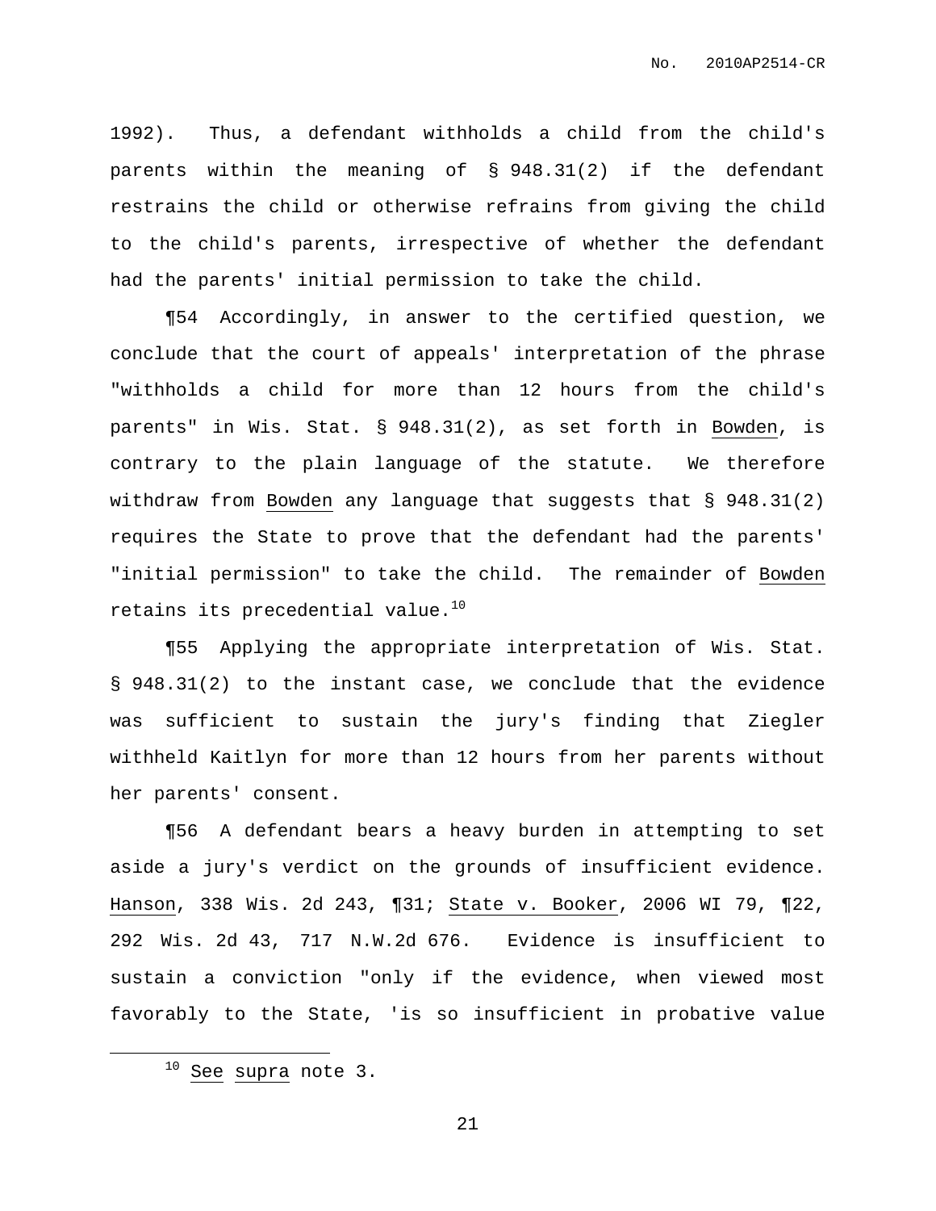1992). Thus, a defendant withholds a child from the child's parents within the meaning of § 948.31(2) if the defendant restrains the child or otherwise refrains from giving the child to the child's parents, irrespective of whether the defendant had the parents' initial permission to take the child.

¶54 Accordingly, in answer to the certified question, we conclude that the court of appeals' interpretation of the phrase "withholds a child for more than 12 hours from the child's parents" in Wis. Stat. § 948.31(2), as set forth in Bowden, is contrary to the plain language of the statute. We therefore withdraw from Bowden any language that suggests that § 948.31(2) requires the State to prove that the defendant had the parents' "initial permission" to take the child. The remainder of Bowden retains its precedential value.[10]

¶55 Applying the appropriate interpretation of Wis. Stat. § 948.31(2) to the instant case, we conclude that the evidence was sufficient to sustain the jury's finding that Ziegler withheld Kaitlyn for more than 12 hours from her parents without her parents' consent.

¶56 A defendant bears a heavy burden in attempting to set aside a jury's verdict on the grounds of insufficient evidence. Hanson, 338 Wis. 2d 243, ¶31; State v. Booker, 2006 WI 79, ¶22, 292 Wis. 2d 43, 717 N.W.2d 676. Evidence is insufficient to sustain a conviction "only if the evidence, when viewed most favorably to the State, 'is so insufficient in probative value

---

[10] See supra note 3.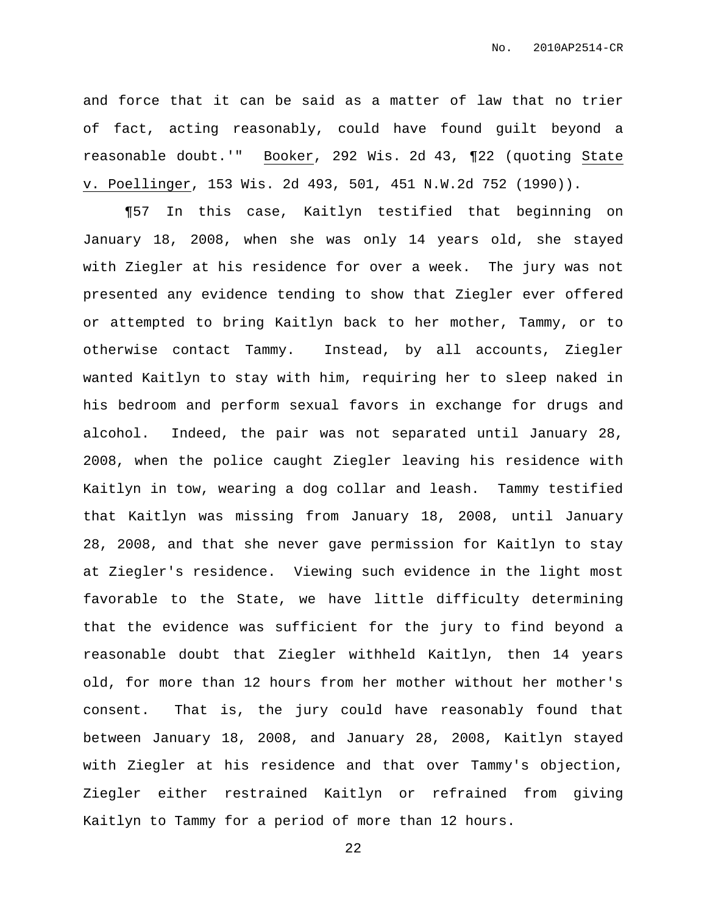and force that it can be said as a matter of law that no trier of fact, acting reasonably, could have found guilt beyond a reasonable doubt.'" Booker, 292 Wis. 2d 43, ¶22 (quoting State v. Poellinger, 153 Wis. 2d 493, 501, 451 N.W.2d 752 (1990)).

¶57 In this case, Kaitlyn testified that beginning on January 18, 2008, when she was only 14 years old, she stayed with Ziegler at his residence for over a week. The jury was not presented any evidence tending to show that Ziegler ever offered or attempted to bring Kaitlyn back to her mother, Tammy, or to otherwise contact Tammy. Instead, by all accounts, Ziegler wanted Kaitlyn to stay with him, requiring her to sleep naked in his bedroom and perform sexual favors in exchange for drugs and alcohol. Indeed, the pair was not separated until January 28, 2008, when the police caught Ziegler leaving his residence with Kaitlyn in tow, wearing a dog collar and leash. Tammy testified that Kaitlyn was missing from January 18, 2008, until January 28, 2008, and that she never gave permission for Kaitlyn to stay at Ziegler's residence. Viewing such evidence in the light most favorable to the State, we have little difficulty determining that the evidence was sufficient for the jury to find beyond a reasonable doubt that Ziegler withheld Kaitlyn, then 14 years old, for more than 12 hours from her mother without her mother's consent. That is, the jury could have reasonably found that between January 18, 2008, and January 28, 2008, Kaitlyn stayed with Ziegler at his residence and that over Tammy's objection, Ziegler either restrained Kaitlyn or refrained from giving Kaitlyn to Tammy for a period of more than 12 hours.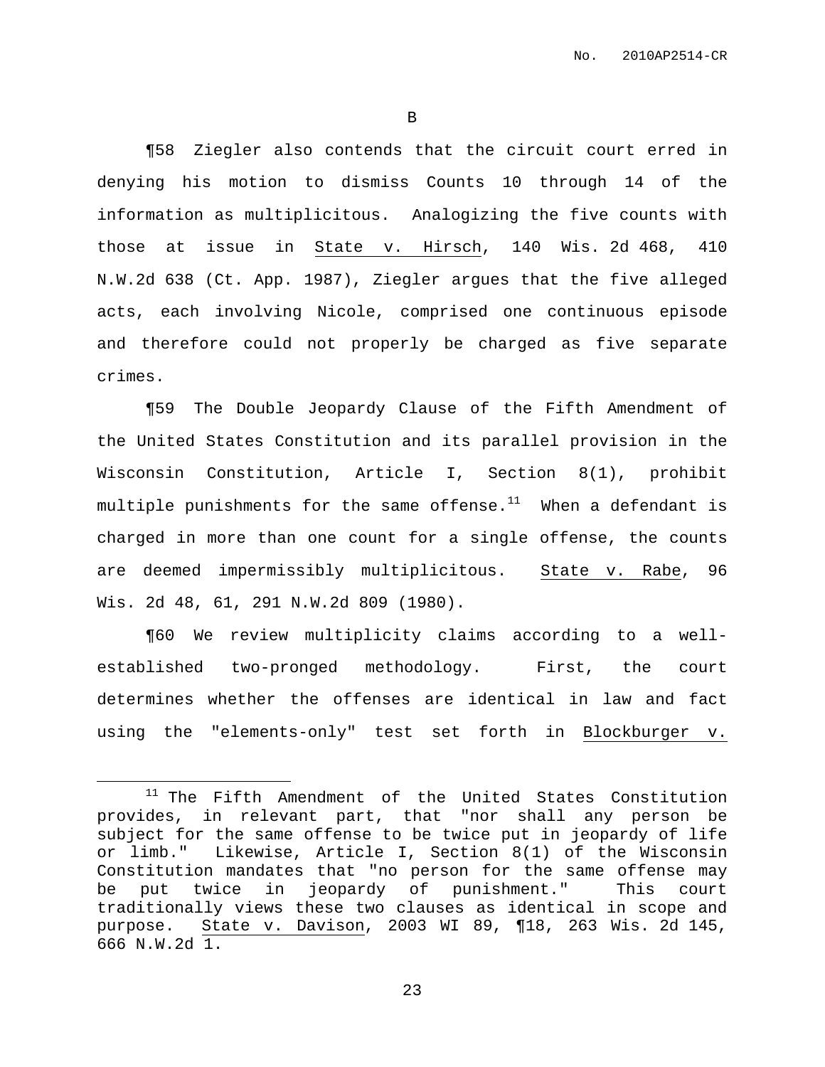B

¶58 Ziegler also contends that the circuit court erred in denying his motion to dismiss Counts 10 through 14 of the information as multiplicitous. Analogizing the five counts with those at issue in State v. Hirsch, 140 Wis. 2d 468, 410 N.W.2d 638 (Ct. App. 1987), Ziegler argues that the five alleged acts, each involving Nicole, comprised one continuous episode and therefore could not properly be charged as five separate crimes.

¶59 The Double Jeopardy Clause of the Fifth Amendment of the United States Constitution and its parallel provision in the Wisconsin Constitution, Article I, Section 8(1), prohibit multiple punishments for the same offense.[11] When a defendant is charged in more than one count for a single offense, the counts are deemed impermissibly multiplicitous. State v. Rabe, 96 Wis. 2d 48, 61, 291 N.W.2d 809 (1980).

¶60 We review multiplicity claims according to a well-established two-pronged methodology. First, the court determines whether the offenses are identical in law and fact using the "elements-only" test set forth in Blockburger v.

---

[11] The Fifth Amendment of the United States Constitution provides, in relevant part, that "nor shall any person be subject for the same offense to be twice put in jeopardy of life or limb." Likewise, Article I, Section 8(1) of the Wisconsin Constitution mandates that "no person for the same offense may be put twice in jeopardy of punishment." This court traditionally views these two clauses as identical in scope and purpose. State v. Davison, 2003 WI 89, ¶18, 263 Wis. 2d 145, 666 N.W.2d 1.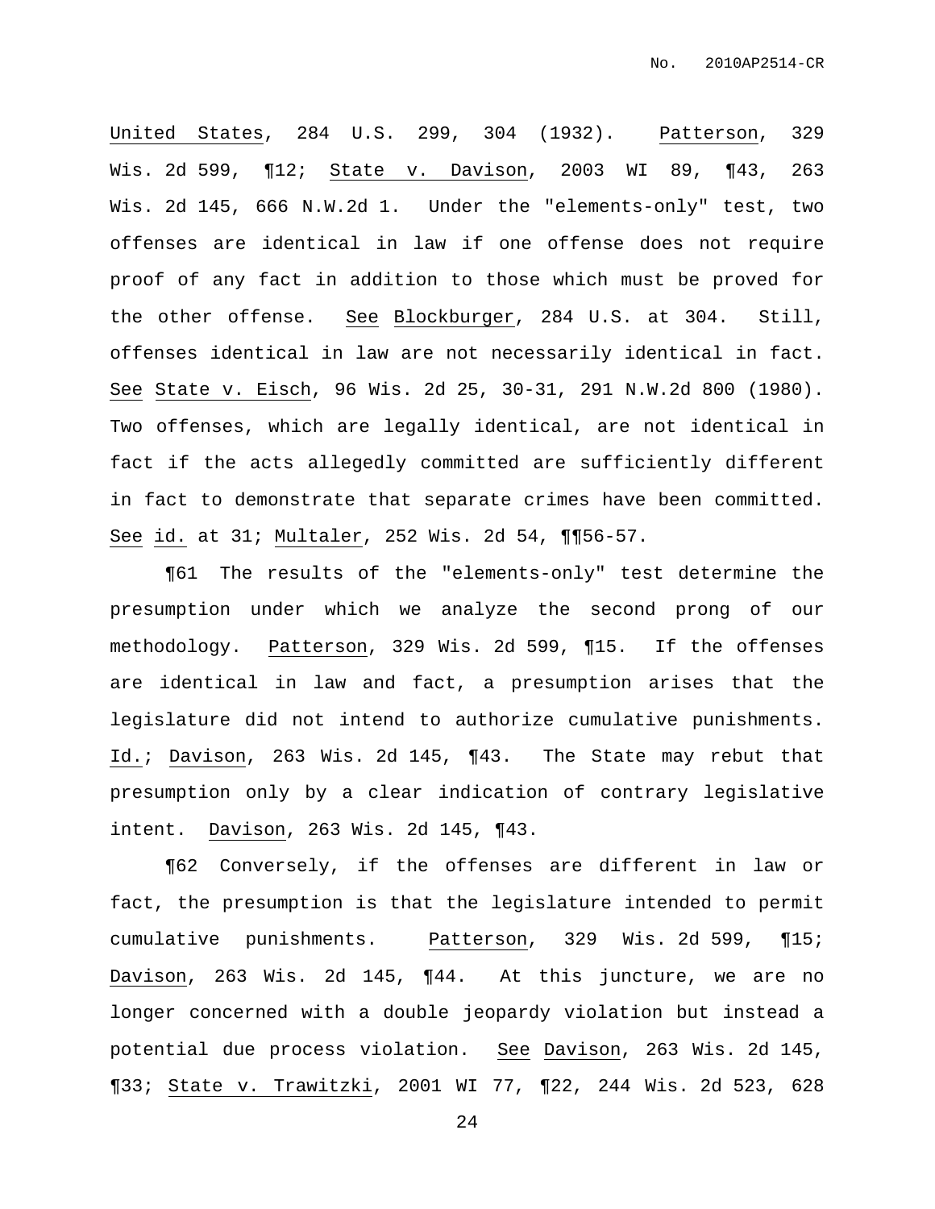United States, 284 U.S. 299, 304 (1932). Patterson, 329 Wis. 2d 599, ¶12; State v. Davison, 2003 WI 89, ¶43, 263 Wis. 2d 145, 666 N.W.2d 1. Under the "elements-only" test, two offenses are identical in law if one offense does not require proof of any fact in addition to those which must be proved for the other offense. See Blockburger, 284 U.S. at 304. Still, offenses identical in law are not necessarily identical in fact. See State v. Eisch, 96 Wis. 2d 25, 30-31, 291 N.W.2d 800 (1980). Two offenses, which are legally identical, are not identical in fact if the acts allegedly committed are sufficiently different in fact to demonstrate that separate crimes have been committed. See id. at 31; Multaler, 252 Wis. 2d 54, ¶¶56-57.

¶61 The results of the "elements-only" test determine the presumption under which we analyze the second prong of our methodology. Patterson, 329 Wis. 2d 599, ¶15. If the offenses are identical in law and fact, a presumption arises that the legislature did not intend to authorize cumulative punishments. Id.; Davison, 263 Wis. 2d 145, ¶43. The State may rebut that presumption only by a clear indication of contrary legislative intent. Davison, 263 Wis. 2d 145, ¶43.

¶62 Conversely, if the offenses are different in law or fact, the presumption is that the legislature intended to permit cumulative punishments. Patterson, 329 Wis. 2d 599, ¶15; Davison, 263 Wis. 2d 145, ¶44. At this juncture, we are no longer concerned with a double jeopardy violation but instead a potential due process violation. See Davison, 263 Wis. 2d 145, ¶33; State v. Trawitzki, 2001 WI 77, ¶22, 244 Wis. 2d 523, 628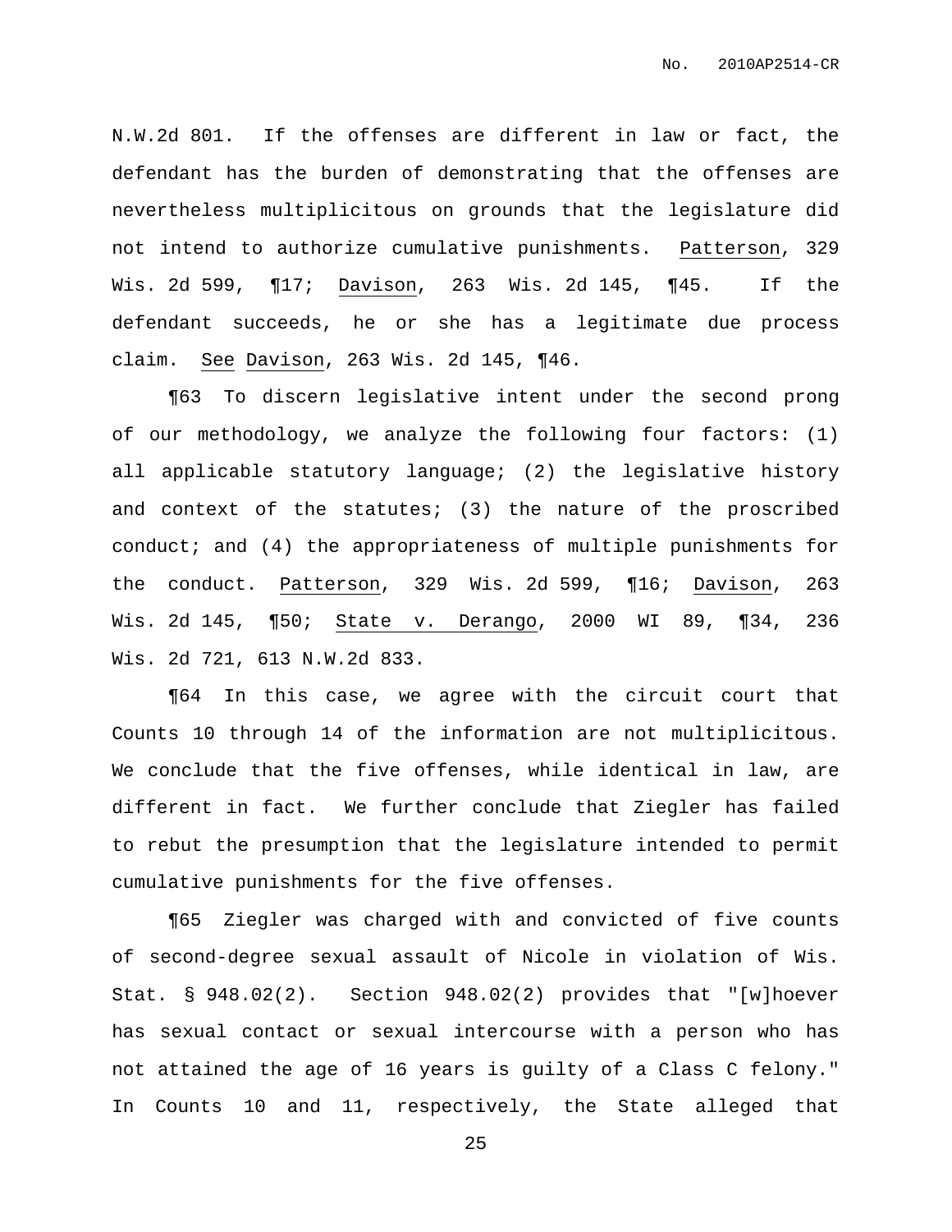N.W.2d 801. If the offenses are different in law or fact, the defendant has the burden of demonstrating that the offenses are nevertheless multiplicitous on grounds that the legislature did not intend to authorize cumulative punishments. Patterson, 329 Wis. 2d 599, ¶17; Davison, 263 Wis. 2d 145, ¶45. If the defendant succeeds, he or she has a legitimate due process claim. See Davison, 263 Wis. 2d 145, ¶46.

¶63 To discern legislative intent under the second prong of our methodology, we analyze the following four factors: (1) all applicable statutory language; (2) the legislative history and context of the statutes; (3) the nature of the proscribed conduct; and (4) the appropriateness of multiple punishments for the conduct. Patterson, 329 Wis. 2d 599, ¶16; Davison, 263 Wis. 2d 145, ¶50; State v. Derango, 2000 WI 89, ¶34, 236 Wis. 2d 721, 613 N.W.2d 833.

¶64 In this case, we agree with the circuit court that Counts 10 through 14 of the information are not multiplicitous. We conclude that the five offenses, while identical in law, are different in fact. We further conclude that Ziegler has failed to rebut the presumption that the legislature intended to permit cumulative punishments for the five offenses.

¶65 Ziegler was charged with and convicted of five counts of second-degree sexual assault of Nicole in violation of Wis. Stat. § 948.02(2). Section 948.02(2) provides that "[w]hoever has sexual contact or sexual intercourse with a person who has not attained the age of 16 years is guilty of a Class C felony." In Counts 10 and 11, respectively, the State alleged that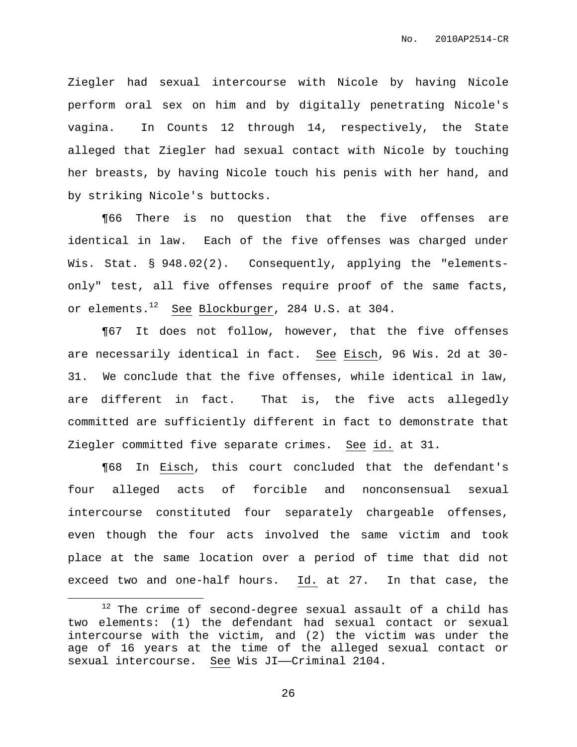Ziegler had sexual intercourse with Nicole by having Nicole perform oral sex on him and by digitally penetrating Nicole's vagina. In Counts 12 through 14, respectively, the State alleged that Ziegler had sexual contact with Nicole by touching her breasts, by having Nicole touch his penis with her hand, and by striking Nicole's buttocks.

¶66 There is no question that the five offenses are identical in law. Each of the five offenses was charged under Wis. Stat. § 948.02(2). Consequently, applying the "elements-only" test, all five offenses require proof of the same facts, or elements.[12] See Blockburger, 284 U.S. at 304.

¶67 It does not follow, however, that the five offenses are necessarily identical in fact. See Eisch, 96 Wis. 2d at 30-31. We conclude that the five offenses, while identical in law, are different in fact. That is, the five acts allegedly committed are sufficiently different in fact to demonstrate that Ziegler committed five separate crimes. See id. at 31.

¶68 In Eisch, this court concluded that the defendant's four alleged acts of forcible and nonconsensual sexual intercourse constituted four separately chargeable offenses, even though the four acts involved the same victim and took place at the same location over a period of time that did not exceed two and one-half hours. Id. at 27. In that case, the

---

[12] The crime of second-degree sexual assault of a child has two elements: (1) the defendant had sexual contact or sexual intercourse with the victim, and (2) the victim was under the age of 16 years at the time of the alleged sexual contact or sexual intercourse. See Wis JI——Criminal 2104.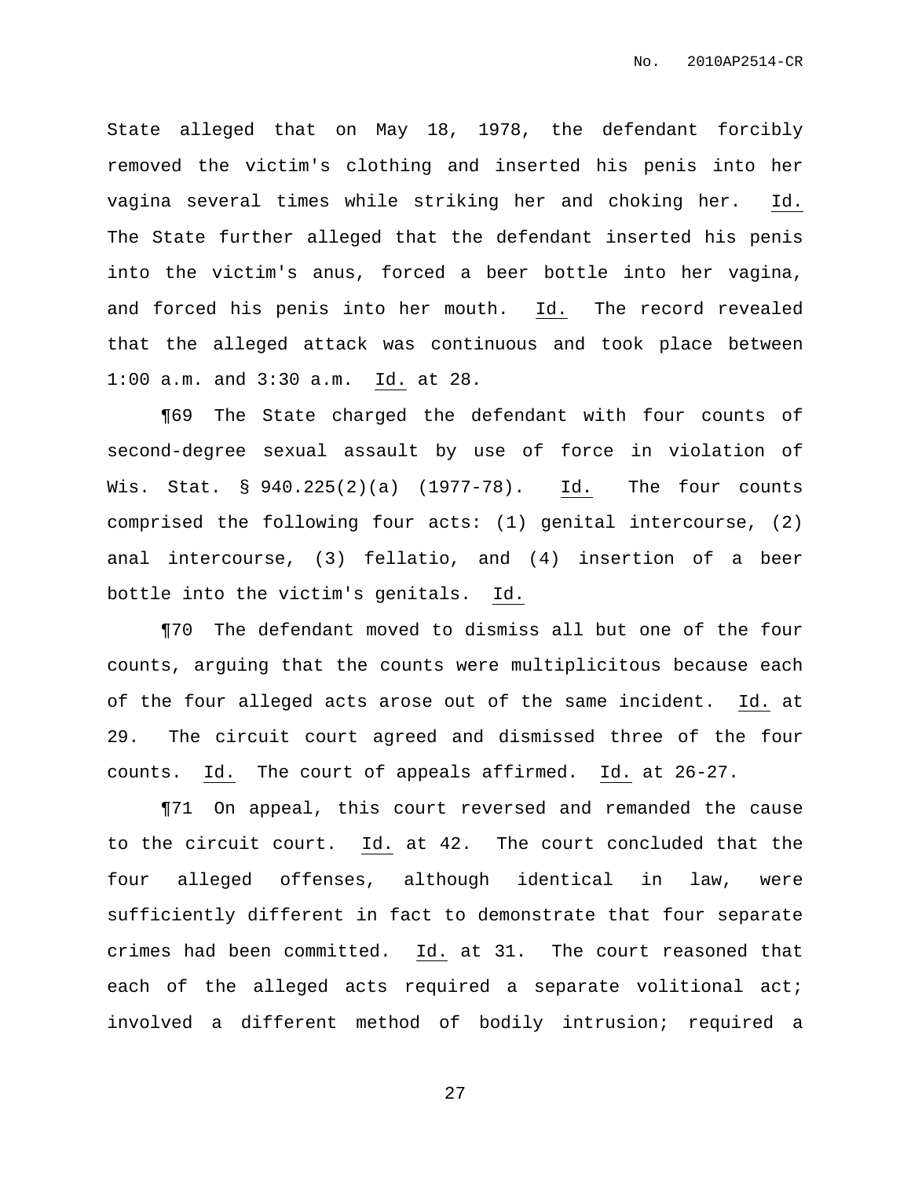State alleged that on May 18, 1978, the defendant forcibly removed the victim's clothing and inserted his penis into her vagina several times while striking her and choking her. Id. The State further alleged that the defendant inserted his penis into the victim's anus, forced a beer bottle into her vagina, and forced his penis into her mouth. Id. The record revealed that the alleged attack was continuous and took place between 1:00 a.m. and 3:30 a.m. Id. at 28.

¶69 The State charged the defendant with four counts of second-degree sexual assault by use of force in violation of Wis. Stat. § 940.225(2)(a) (1977-78). Id. The four counts comprised the following four acts: (1) genital intercourse, (2) anal intercourse, (3) fellatio, and (4) insertion of a beer bottle into the victim's genitals. Id.

¶70 The defendant moved to dismiss all but one of the four counts, arguing that the counts were multiplicitous because each of the four alleged acts arose out of the same incident. Id. at 29. The circuit court agreed and dismissed three of the four counts. Id. The court of appeals affirmed. Id. at 26-27.

¶71 On appeal, this court reversed and remanded the cause to the circuit court. Id. at 42. The court concluded that the four alleged offenses, although identical in law, were sufficiently different in fact to demonstrate that four separate crimes had been committed. Id. at 31. The court reasoned that each of the alleged acts required a separate volitional act; involved a different method of bodily intrusion; required a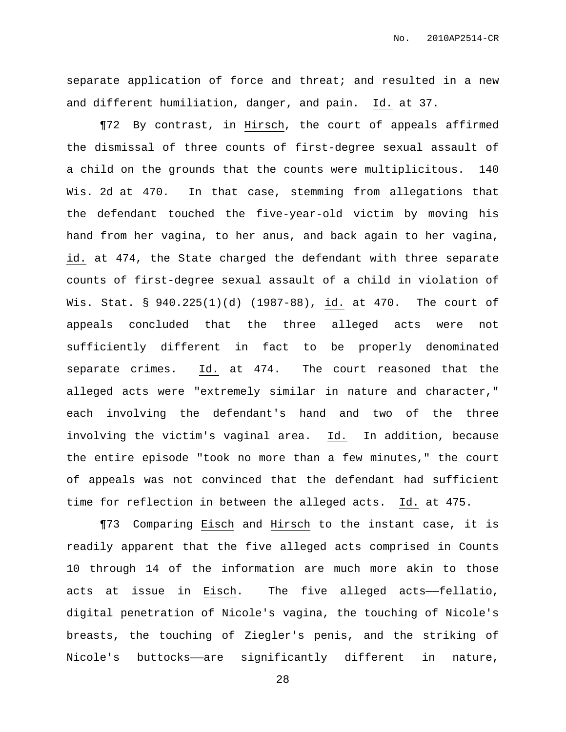separate application of force and threat; and resulted in a new and different humiliation, danger, and pain. Id. at 37.

¶72 By contrast, in Hirsch, the court of appeals affirmed the dismissal of three counts of first-degree sexual assault of a child on the grounds that the counts were multiplicitous. 140 Wis. 2d at 470. In that case, stemming from allegations that the defendant touched the five-year-old victim by moving his hand from her vagina, to her anus, and back again to her vagina, id. at 474, the State charged the defendant with three separate counts of first-degree sexual assault of a child in violation of Wis. Stat. § 940.225(1)(d) (1987-88), id. at 470. The court of appeals concluded that the three alleged acts were not sufficiently different in fact to be properly denominated separate crimes. Id. at 474. The court reasoned that the alleged acts were "extremely similar in nature and character," each involving the defendant's hand and two of the three involving the victim's vaginal area. Id. In addition, because the entire episode "took no more than a few minutes," the court of appeals was not convinced that the defendant had sufficient time for reflection in between the alleged acts. Id. at 475.

¶73 Comparing Eisch and Hirsch to the instant case, it is readily apparent that the five alleged acts comprised in Counts 10 through 14 of the information are much more akin to those acts at issue in Eisch. The five alleged acts——fellatio, digital penetration of Nicole's vagina, the touching of Nicole's breasts, the touching of Ziegler's penis, and the striking of Nicole's buttocks——are significantly different in nature,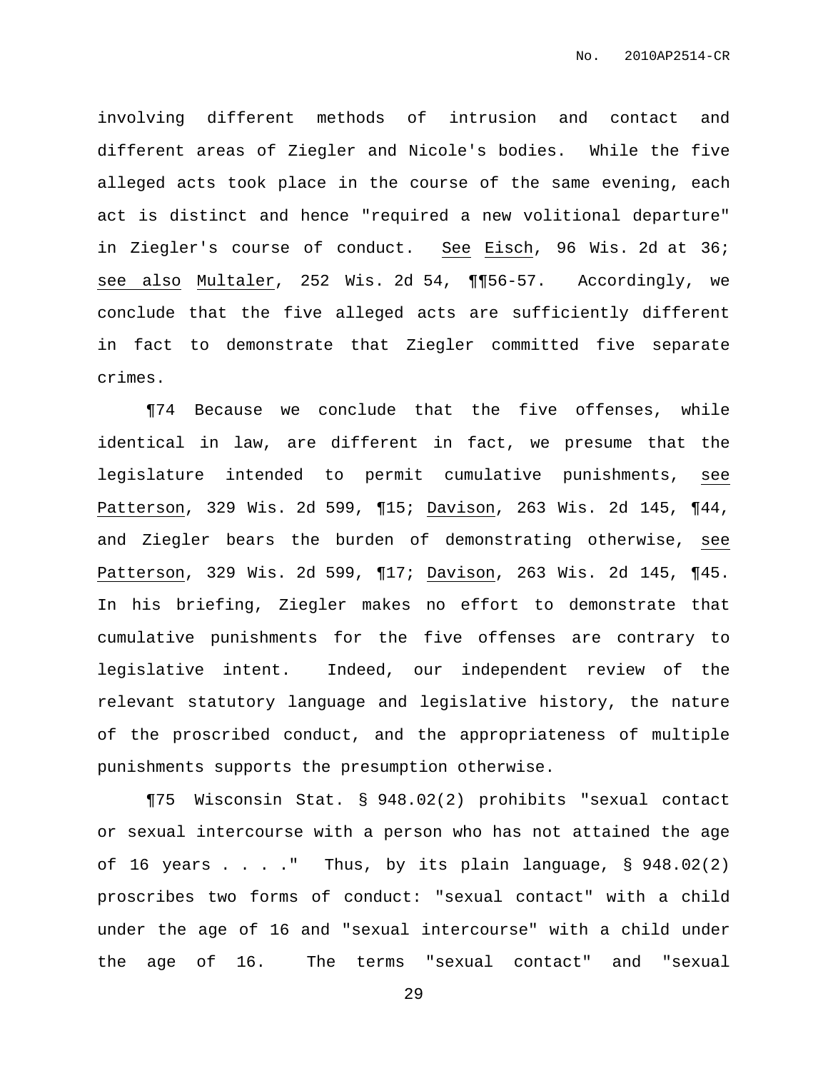involving different methods of intrusion and contact and different areas of Ziegler and Nicole's bodies. While the five alleged acts took place in the course of the same evening, each act is distinct and hence "required a new volitional departure" in Ziegler's course of conduct. See Eisch, 96 Wis. 2d at 36; see also Multaler, 252 Wis. 2d 54, ¶¶56-57. Accordingly, we conclude that the five alleged acts are sufficiently different in fact to demonstrate that Ziegler committed five separate crimes.

¶74 Because we conclude that the five offenses, while identical in law, are different in fact, we presume that the legislature intended to permit cumulative punishments, see Patterson, 329 Wis. 2d 599, ¶15; Davison, 263 Wis. 2d 145, ¶44, and Ziegler bears the burden of demonstrating otherwise, see Patterson, 329 Wis. 2d 599, ¶17; Davison, 263 Wis. 2d 145, ¶45. In his briefing, Ziegler makes no effort to demonstrate that cumulative punishments for the five offenses are contrary to legislative intent. Indeed, our independent review of the relevant statutory language and legislative history, the nature of the proscribed conduct, and the appropriateness of multiple punishments supports the presumption otherwise.

¶75 Wisconsin Stat. § 948.02(2) prohibits "sexual contact or sexual intercourse with a person who has not attained the age of 16 years . . . ." Thus, by its plain language, § 948.02(2) proscribes two forms of conduct: "sexual contact" with a child under the age of 16 and "sexual intercourse" with a child under the age of 16. The terms "sexual contact" and "sexual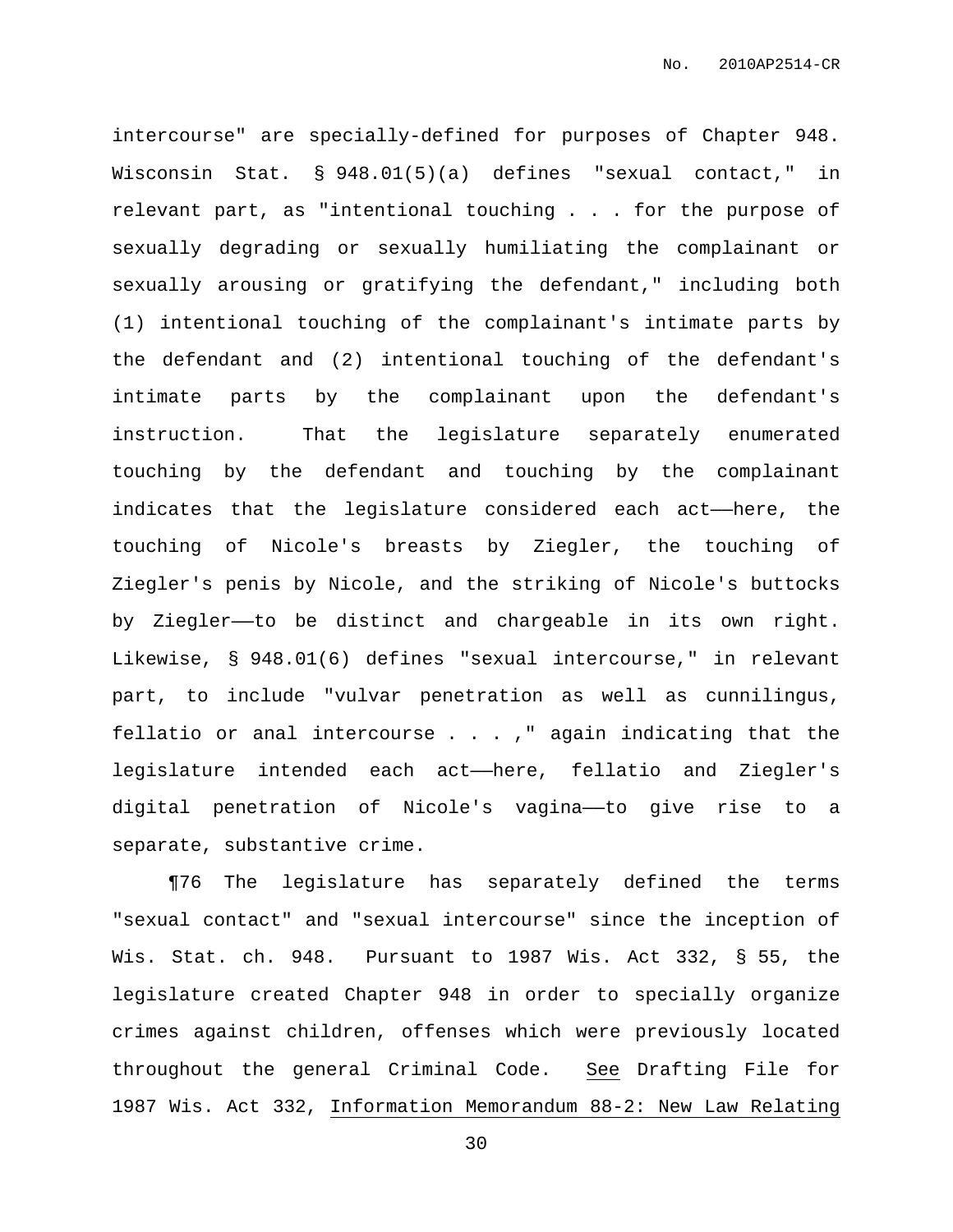intercourse" are specially-defined for purposes of Chapter 948. Wisconsin Stat. § 948.01(5)(a) defines "sexual contact," in relevant part, as "intentional touching . . . for the purpose of sexually degrading or sexually humiliating the complainant or sexually arousing or gratifying the defendant," including both (1) intentional touching of the complainant's intimate parts by the defendant and (2) intentional touching of the defendant's intimate parts by the complainant upon the defendant's instruction. That the legislature separately enumerated touching by the defendant and touching by the complainant indicates that the legislature considered each act——here, the touching of Nicole's breasts by Ziegler, the touching of Ziegler's penis by Nicole, and the striking of Nicole's buttocks by Ziegler——to be distinct and chargeable in its own right. Likewise, § 948.01(6) defines "sexual intercourse," in relevant part, to include "vulvar penetration as well as cunnilingus, fellatio or anal intercourse . . . ," again indicating that the legislature intended each act——here, fellatio and Ziegler's digital penetration of Nicole's vagina——to give rise to a separate, substantive crime.

¶76 The legislature has separately defined the terms "sexual contact" and "sexual intercourse" since the inception of Wis. Stat. ch. 948. Pursuant to 1987 Wis. Act 332, § 55, the legislature created Chapter 948 in order to specially organize crimes against children, offenses which were previously located throughout the general Criminal Code. See Drafting File for 1987 Wis. Act 332, Information Memorandum 88-2: New Law Relating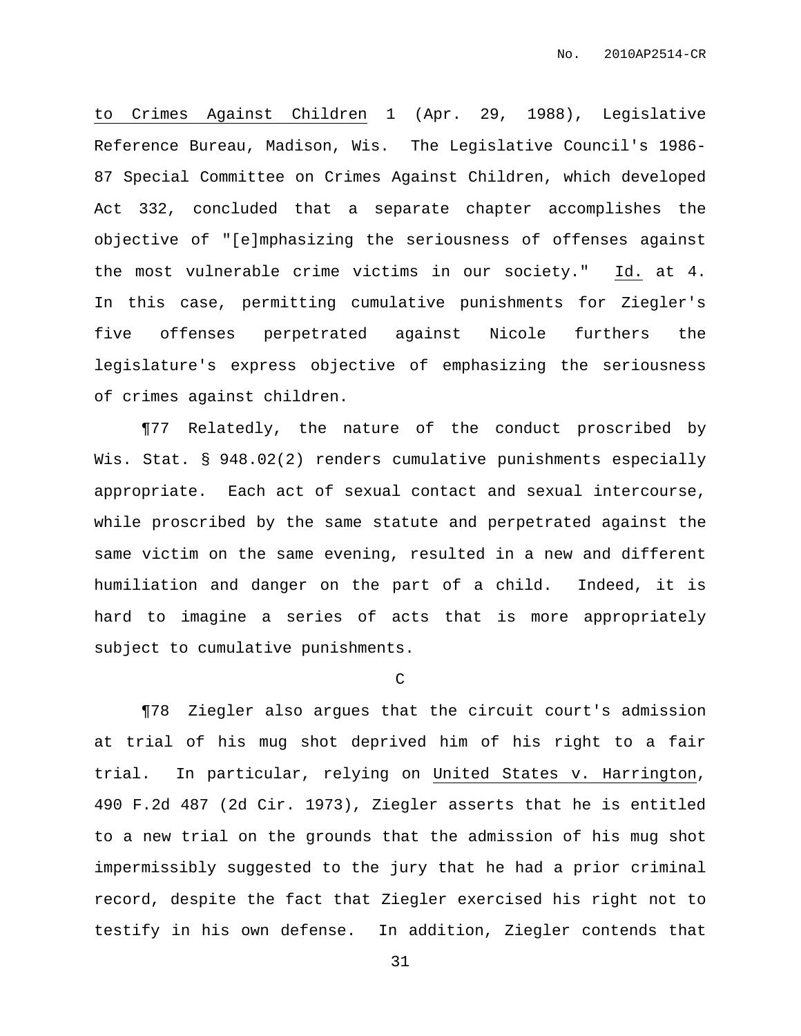to Crimes Against Children 1 (Apr. 29, 1988), Legislative Reference Bureau, Madison, Wis. The Legislative Council's 1986-87 Special Committee on Crimes Against Children, which developed Act 332, concluded that a separate chapter accomplishes the objective of "[e]mphasizing the seriousness of offenses against the most vulnerable crime victims in our society." Id. at 4. In this case, permitting cumulative punishments for Ziegler's five offenses perpetrated against Nicole furthers the legislature's express objective of emphasizing the seriousness of crimes against children.

¶77 Relatedly, the nature of the conduct proscribed by Wis. Stat. § 948.02(2) renders cumulative punishments especially appropriate. Each act of sexual contact and sexual intercourse, while proscribed by the same statute and perpetrated against the same victim on the same evening, resulted in a new and different humiliation and danger on the part of a child. Indeed, it is hard to imagine a series of acts that is more appropriately subject to cumulative punishments.

C

¶78 Ziegler also argues that the circuit court's admission at trial of his mug shot deprived him of his right to a fair trial. In particular, relying on United States v. Harrington, 490 F.2d 487 (2d Cir. 1973), Ziegler asserts that he is entitled to a new trial on the grounds that the admission of his mug shot impermissibly suggested to the jury that he had a prior criminal record, despite the fact that Ziegler exercised his right not to testify in his own defense. In addition, Ziegler contends that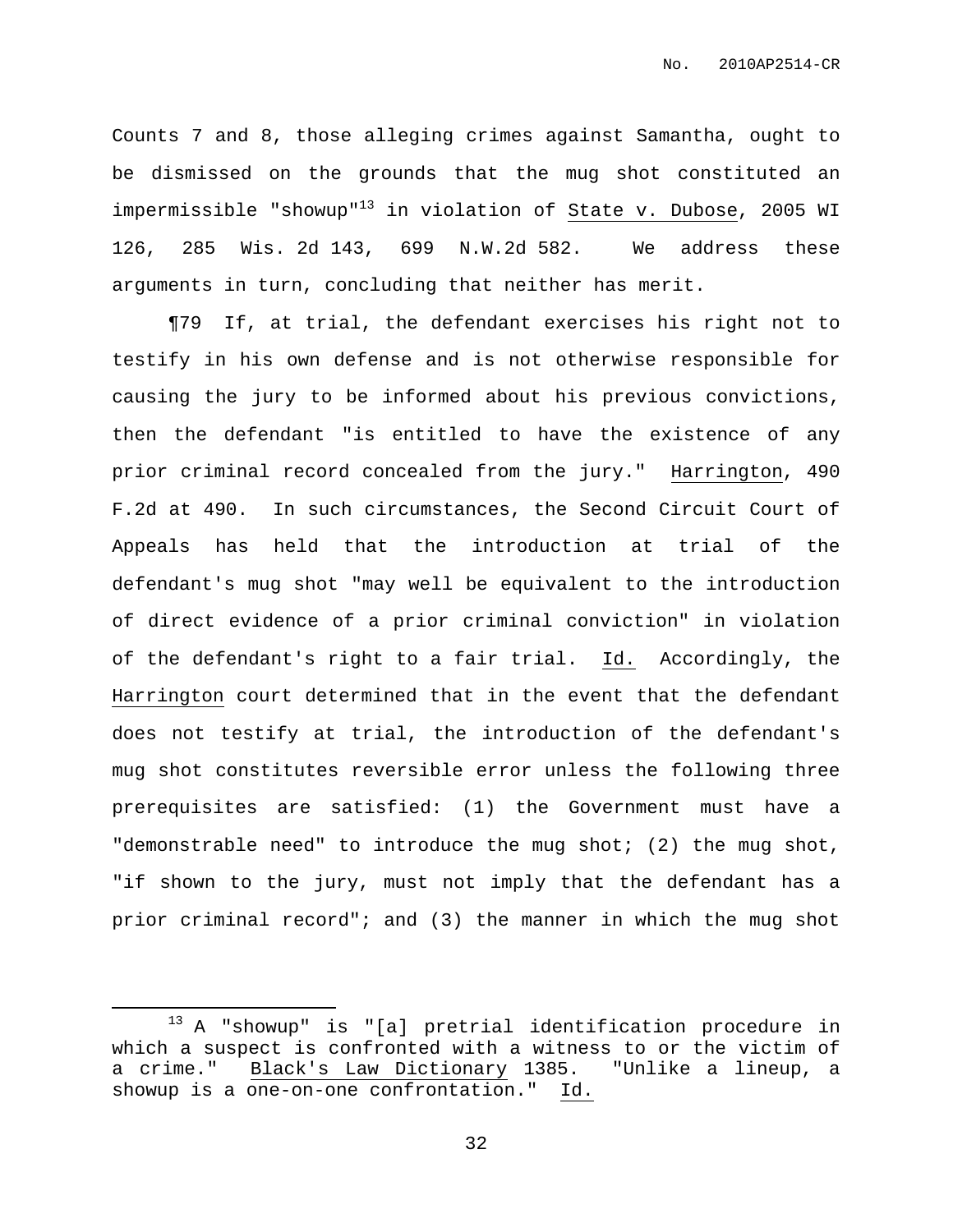Counts 7 and 8, those alleging crimes against Samantha, ought to be dismissed on the grounds that the mug shot constituted an impermissible "showup"[13] in violation of State v. Dubose, 2005 WI 126, 285 Wis. 2d 143, 699 N.W.2d 582. We address these arguments in turn, concluding that neither has merit.

¶79 If, at trial, the defendant exercises his right not to testify in his own defense and is not otherwise responsible for causing the jury to be informed about his previous convictions, then the defendant "is entitled to have the existence of any prior criminal record concealed from the jury." Harrington, 490 F.2d at 490. In such circumstances, the Second Circuit Court of Appeals has held that the introduction at trial of the defendant's mug shot "may well be equivalent to the introduction of direct evidence of a prior criminal conviction" in violation of the defendant's right to a fair trial. Id. Accordingly, the Harrington court determined that in the event that the defendant does not testify at trial, the introduction of the defendant's mug shot constitutes reversible error unless the following three prerequisites are satisfied: (1) the Government must have a "demonstrable need" to introduce the mug shot; (2) the mug shot, "if shown to the jury, must not imply that the defendant has a prior criminal record"; and (3) the manner in which the mug shot

---

[13] A "showup" is "[a] pretrial identification procedure in which a suspect is confronted with a witness to or the victim of a crime." Black's Law Dictionary 1385. "Unlike a lineup, a showup is a one-on-one confrontation." Id.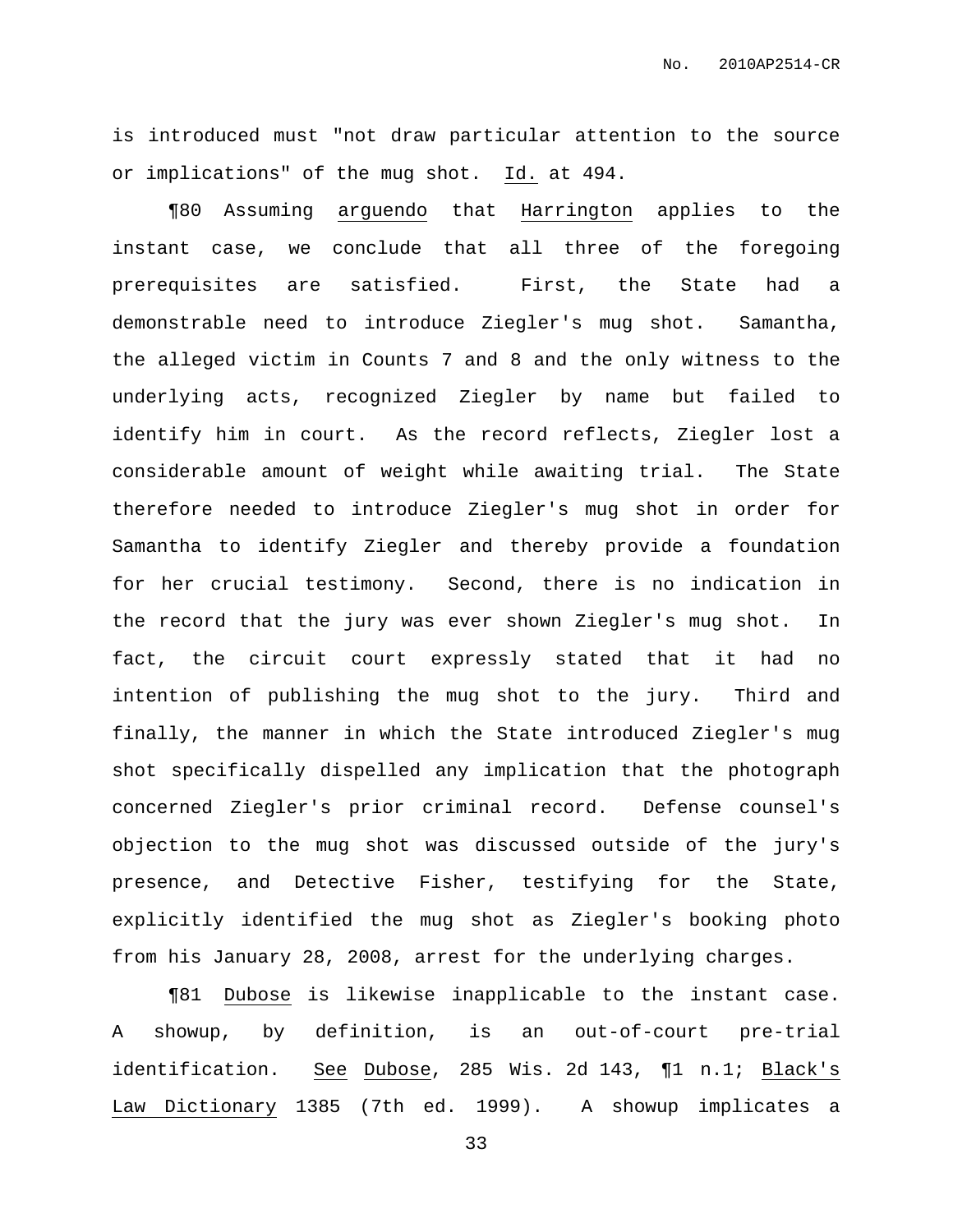is introduced must "not draw particular attention to the source or implications" of the mug shot. _Id._ at 494.

¶80 Assuming _arguendo_ that _Harrington_ applies to the instant case, we conclude that all three of the foregoing prerequisites are satisfied. First, the State had a demonstrable need to introduce Ziegler's mug shot. Samantha, the alleged victim in Counts 7 and 8 and the only witness to the underlying acts, recognized Ziegler by name but failed to identify him in court. As the record reflects, Ziegler lost a considerable amount of weight while awaiting trial. The State therefore needed to introduce Ziegler's mug shot in order for Samantha to identify Ziegler and thereby provide a foundation for her crucial testimony. Second, there is no indication in the record that the jury was ever shown Ziegler's mug shot. In fact, the circuit court expressly stated that it had no intention of publishing the mug shot to the jury. Third and finally, the manner in which the State introduced Ziegler's mug shot specifically dispelled any implication that the photograph concerned Ziegler's prior criminal record. Defense counsel's objection to the mug shot was discussed outside of the jury's presence, and Detective Fisher, testifying for the State, explicitly identified the mug shot as Ziegler's booking photo from his January 28, 2008, arrest for the underlying charges.

¶81 _Dubose_ is likewise inapplicable to the instant case. A showup, by definition, is an out-of-court pre-trial identification. _See_ _Dubose_, 285 Wis. 2d 143, ¶1 n.1; _Black's Law Dictionary_ 1385 (7th ed. 1999). A showup implicates a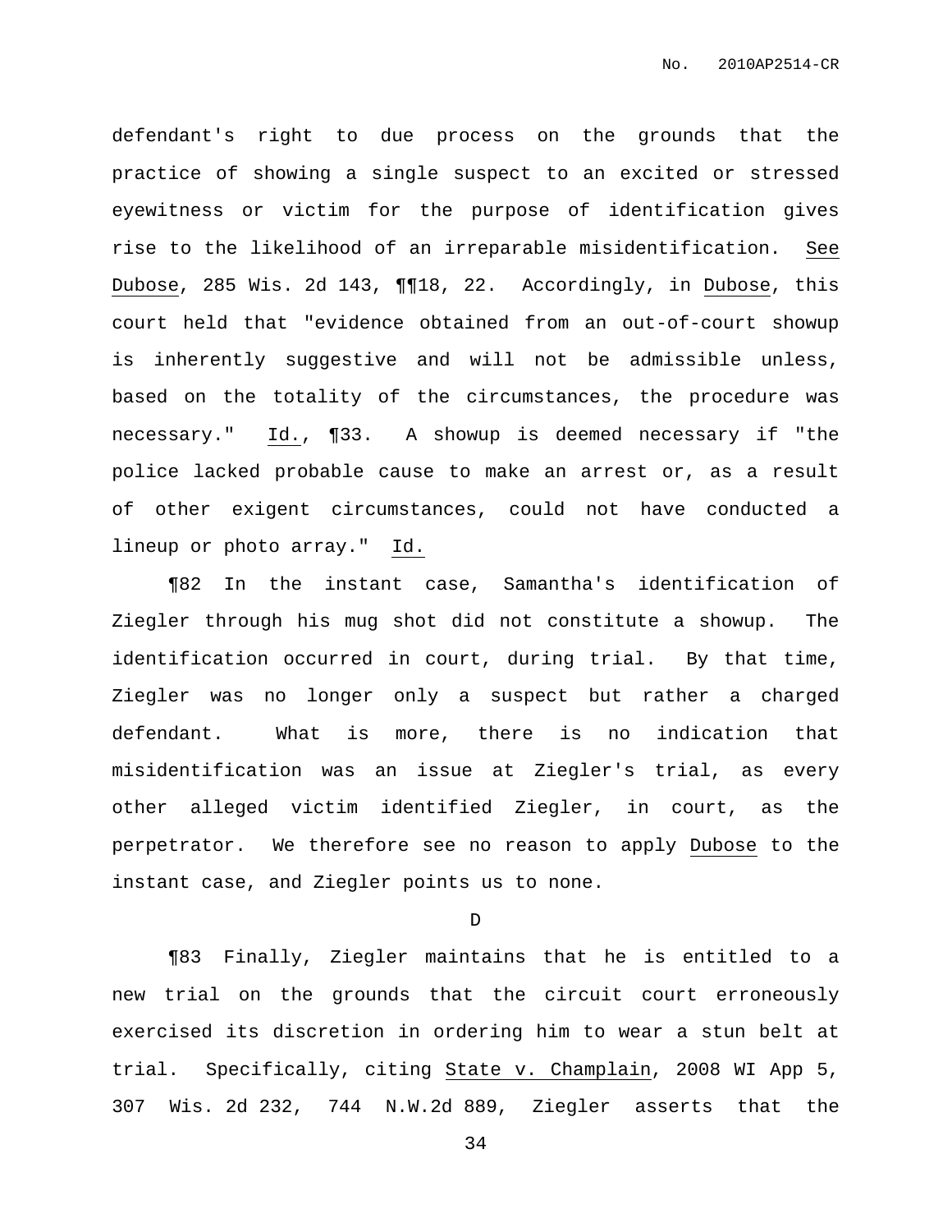defendant's right to due process on the grounds that the practice of showing a single suspect to an excited or stressed eyewitness or victim for the purpose of identification gives rise to the likelihood of an irreparable misidentification. See Dubose, 285 Wis. 2d 143, ¶¶18, 22. Accordingly, in Dubose, this court held that "evidence obtained from an out-of-court showup is inherently suggestive and will not be admissible unless, based on the totality of the circumstances, the procedure was necessary." Id., ¶33. A showup is deemed necessary if "the police lacked probable cause to make an arrest or, as a result of other exigent circumstances, could not have conducted a lineup or photo array." Id.

¶82 In the instant case, Samantha's identification of Ziegler through his mug shot did not constitute a showup. The identification occurred in court, during trial. By that time, Ziegler was no longer only a suspect but rather a charged defendant. What is more, there is no indication that misidentification was an issue at Ziegler's trial, as every other alleged victim identified Ziegler, in court, as the perpetrator. We therefore see no reason to apply Dubose to the instant case, and Ziegler points us to none.

D

¶83 Finally, Ziegler maintains that he is entitled to a new trial on the grounds that the circuit court erroneously exercised its discretion in ordering him to wear a stun belt at trial. Specifically, citing State v. Champlain, 2008 WI App 5, 307 Wis. 2d 232, 744 N.W.2d 889, Ziegler asserts that the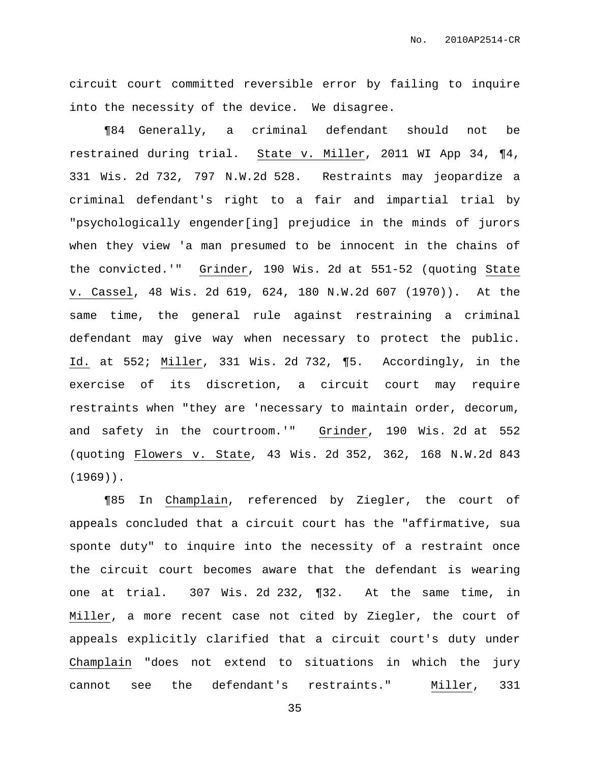circuit court committed reversible error by failing to inquire into the necessity of the device. We disagree.

¶84 Generally, a criminal defendant should not be restrained during trial. State v. Miller, 2011 WI App 34, ¶4, 331 Wis. 2d 732, 797 N.W.2d 528. Restraints may jeopardize a criminal defendant's right to a fair and impartial trial by "psychologically engender[ing] prejudice in the minds of jurors when they view 'a man presumed to be innocent in the chains of the convicted.'" Grinder, 190 Wis. 2d at 551-52 (quoting State v. Cassel, 48 Wis. 2d 619, 624, 180 N.W.2d 607 (1970)). At the same time, the general rule against restraining a criminal defendant may give way when necessary to protect the public. Id. at 552; Miller, 331 Wis. 2d 732, ¶5. Accordingly, in the exercise of its discretion, a circuit court may require restraints when "they are 'necessary to maintain order, decorum, and safety in the courtroom.'" Grinder, 190 Wis. 2d at 552 (quoting Flowers v. State, 43 Wis. 2d 352, 362, 168 N.W.2d 843 (1969)).

¶85 In Champlain, referenced by Ziegler, the court of appeals concluded that a circuit court has the "affirmative, sua sponte duty" to inquire into the necessity of a restraint once the circuit court becomes aware that the defendant is wearing one at trial. 307 Wis. 2d 232, ¶32. At the same time, in Miller, a more recent case not cited by Ziegler, the court of appeals explicitly clarified that a circuit court's duty under Champlain "does not extend to situations in which the jury cannot see the defendant's restraints." Miller, 331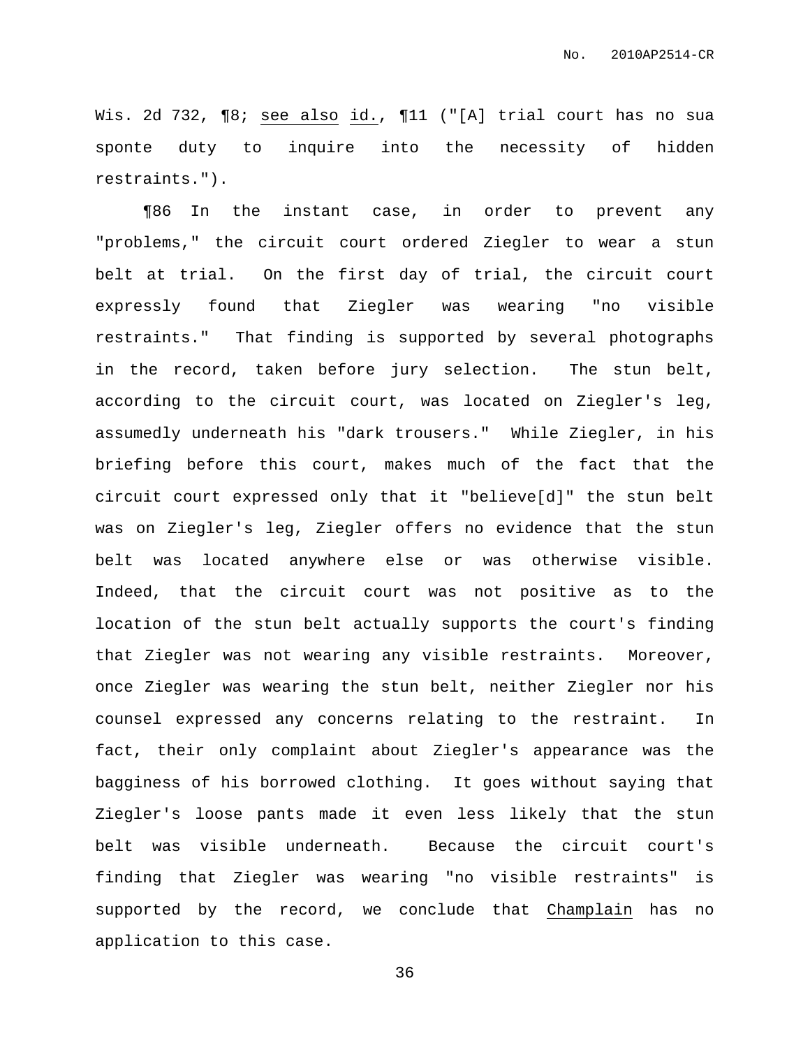Wis. 2d 732, ¶8; see also id., ¶11 ("[A] trial court has no sua sponte duty to inquire into the necessity of hidden restraints.").

¶86 In the instant case, in order to prevent any "problems," the circuit court ordered Ziegler to wear a stun belt at trial. On the first day of trial, the circuit court expressly found that Ziegler was wearing "no visible restraints." That finding is supported by several photographs in the record, taken before jury selection. The stun belt, according to the circuit court, was located on Ziegler's leg, assumedly underneath his "dark trousers." While Ziegler, in his briefing before this court, makes much of the fact that the circuit court expressed only that it "believe[d]" the stun belt was on Ziegler's leg, Ziegler offers no evidence that the stun belt was located anywhere else or was otherwise visible. Indeed, that the circuit court was not positive as to the location of the stun belt actually supports the court's finding that Ziegler was not wearing any visible restraints. Moreover, once Ziegler was wearing the stun belt, neither Ziegler nor his counsel expressed any concerns relating to the restraint. In fact, their only complaint about Ziegler's appearance was the bagginess of his borrowed clothing. It goes without saying that Ziegler's loose pants made it even less likely that the stun belt was visible underneath. Because the circuit court's finding that Ziegler was wearing "no visible restraints" is supported by the record, we conclude that Champlain has no application to this case.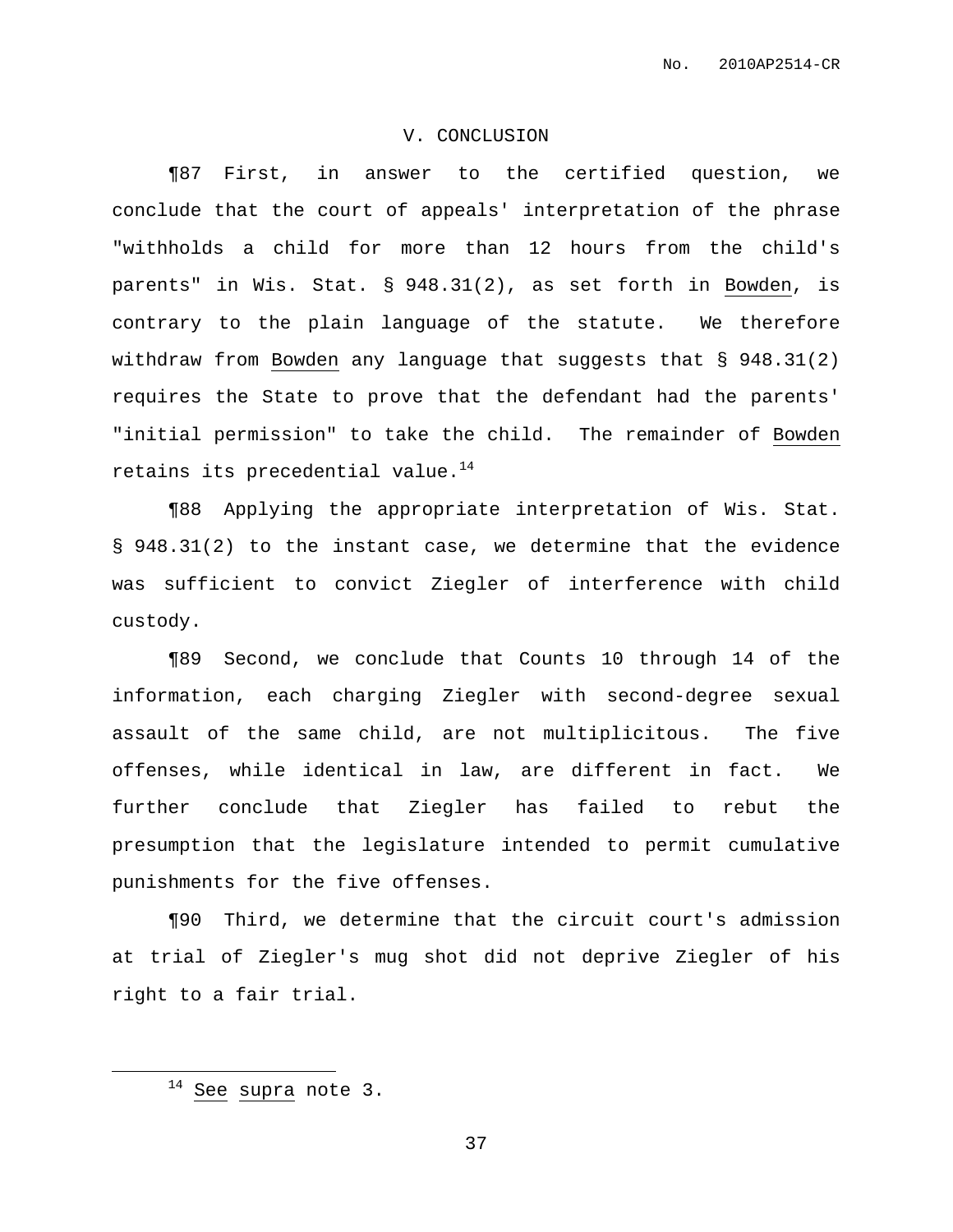## V. CONCLUSION

¶87 First, in answer to the certified question, we conclude that the court of appeals' interpretation of the phrase "withholds a child for more than 12 hours from the child's parents" in Wis. Stat. § 948.31(2), as set forth in Bowden, is contrary to the plain language of the statute. We therefore withdraw from Bowden any language that suggests that § 948.31(2) requires the State to prove that the defendant had the parents' "initial permission" to take the child. The remainder of Bowden retains its precedential value.[14]

¶88 Applying the appropriate interpretation of Wis. Stat. § 948.31(2) to the instant case, we determine that the evidence was sufficient to convict Ziegler of interference with child custody.

¶89 Second, we conclude that Counts 10 through 14 of the information, each charging Ziegler with second-degree sexual assault of the same child, are not multiplicitous. The five offenses, while identical in law, are different in fact. We further conclude that Ziegler has failed to rebut the presumption that the legislature intended to permit cumulative punishments for the five offenses.

¶90 Third, we determine that the circuit court's admission at trial of Ziegler's mug shot did not deprive Ziegler of his right to a fair trial.

---

[14] See supra note 3.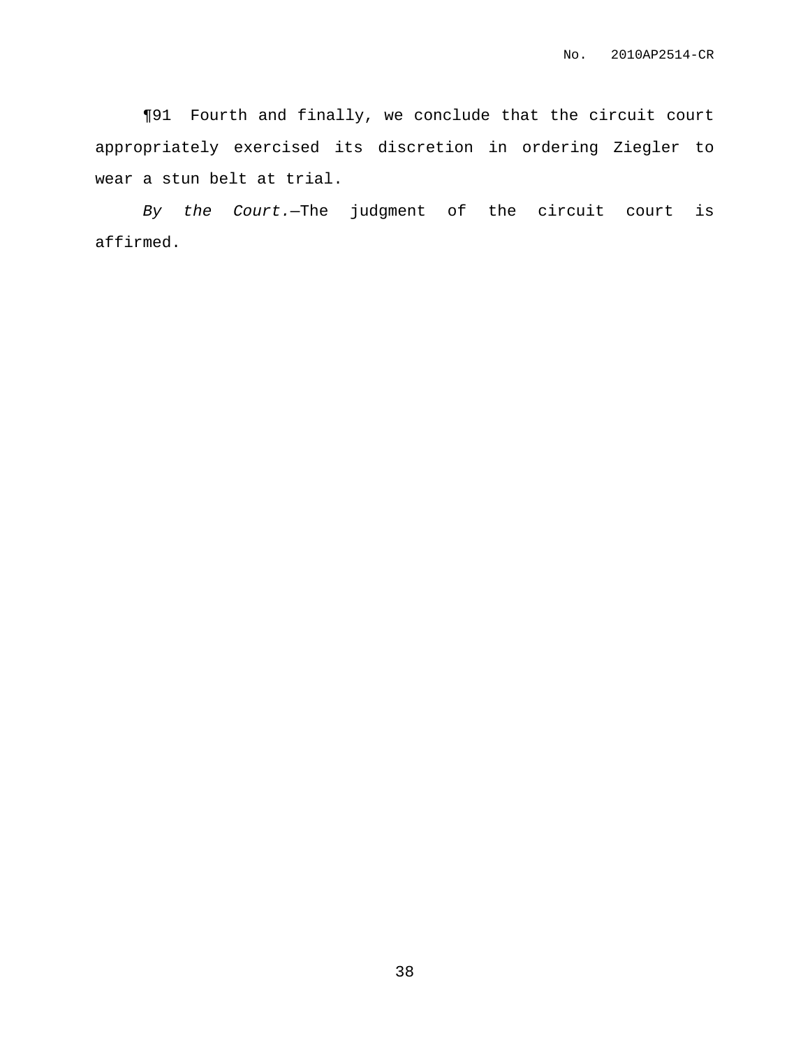¶91 Fourth and finally, we conclude that the circuit court appropriately exercised its discretion in ordering Ziegler to wear a stun belt at trial.

*By the Court.*—The judgment of the circuit court is affirmed.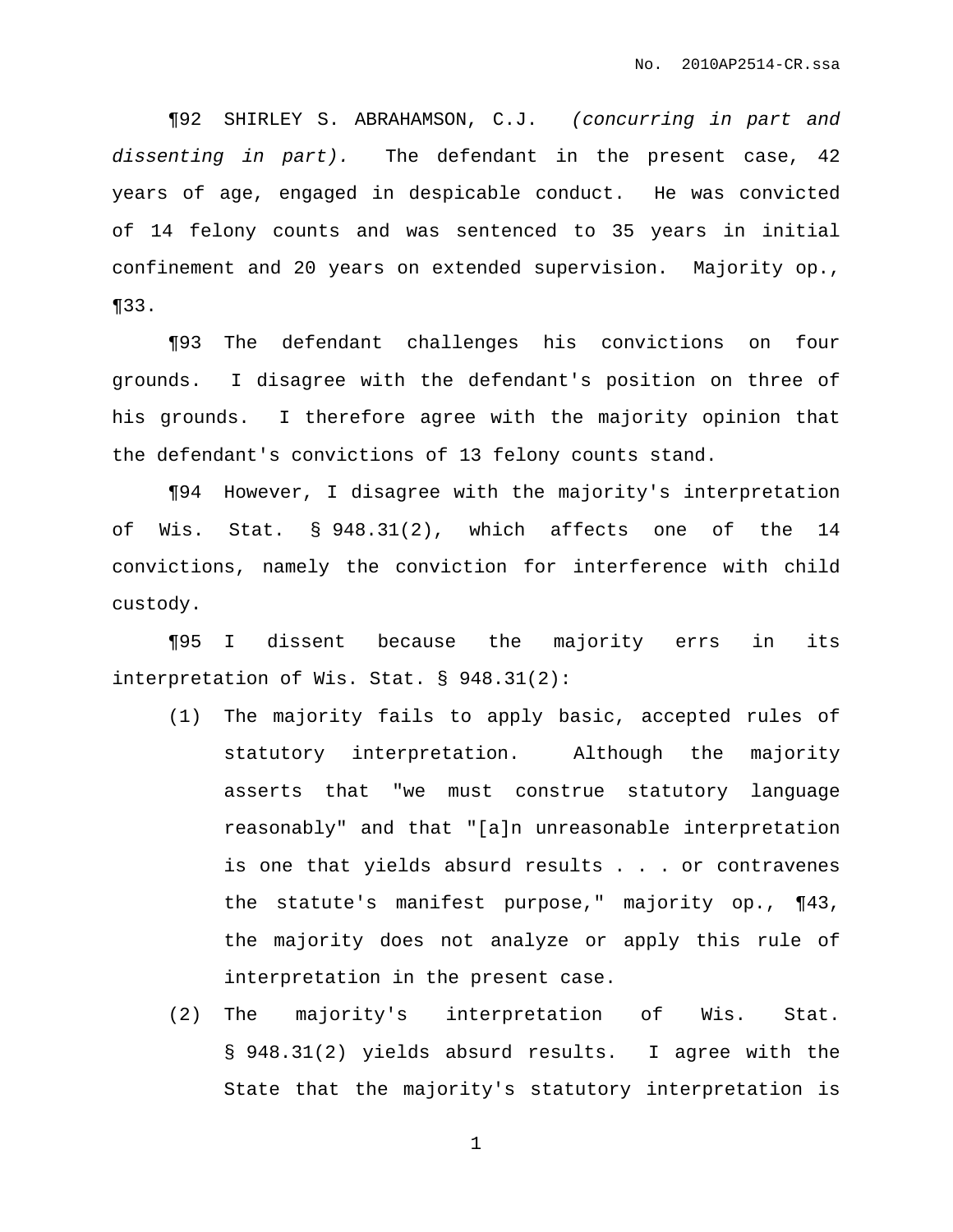¶92 SHIRLEY S. ABRAHAMSON, C.J. *(concurring in part and dissenting in part).* The defendant in the present case, 42 years of age, engaged in despicable conduct. He was convicted of 14 felony counts and was sentenced to 35 years in initial confinement and 20 years on extended supervision. Majority op., ¶33.

¶93 The defendant challenges his convictions on four grounds. I disagree with the defendant's position on three of his grounds. I therefore agree with the majority opinion that the defendant's convictions of 13 felony counts stand.

¶94 However, I disagree with the majority's interpretation of Wis. Stat. § 948.31(2), which affects one of the 14 convictions, namely the conviction for interference with child custody.

¶95 I dissent because the majority errs in its interpretation of Wis. Stat. § 948.31(2):

(1) The majority fails to apply basic, accepted rules of statutory interpretation. Although the majority asserts that "we must construe statutory language reasonably" and that "[a]n unreasonable interpretation is one that yields absurd results . . . or contravenes the statute's manifest purpose," majority op., ¶43, the majority does not analyze or apply this rule of interpretation in the present case.

(2) The majority's interpretation of Wis. Stat. § 948.31(2) yields absurd results. I agree with the State that the majority's statutory interpretation is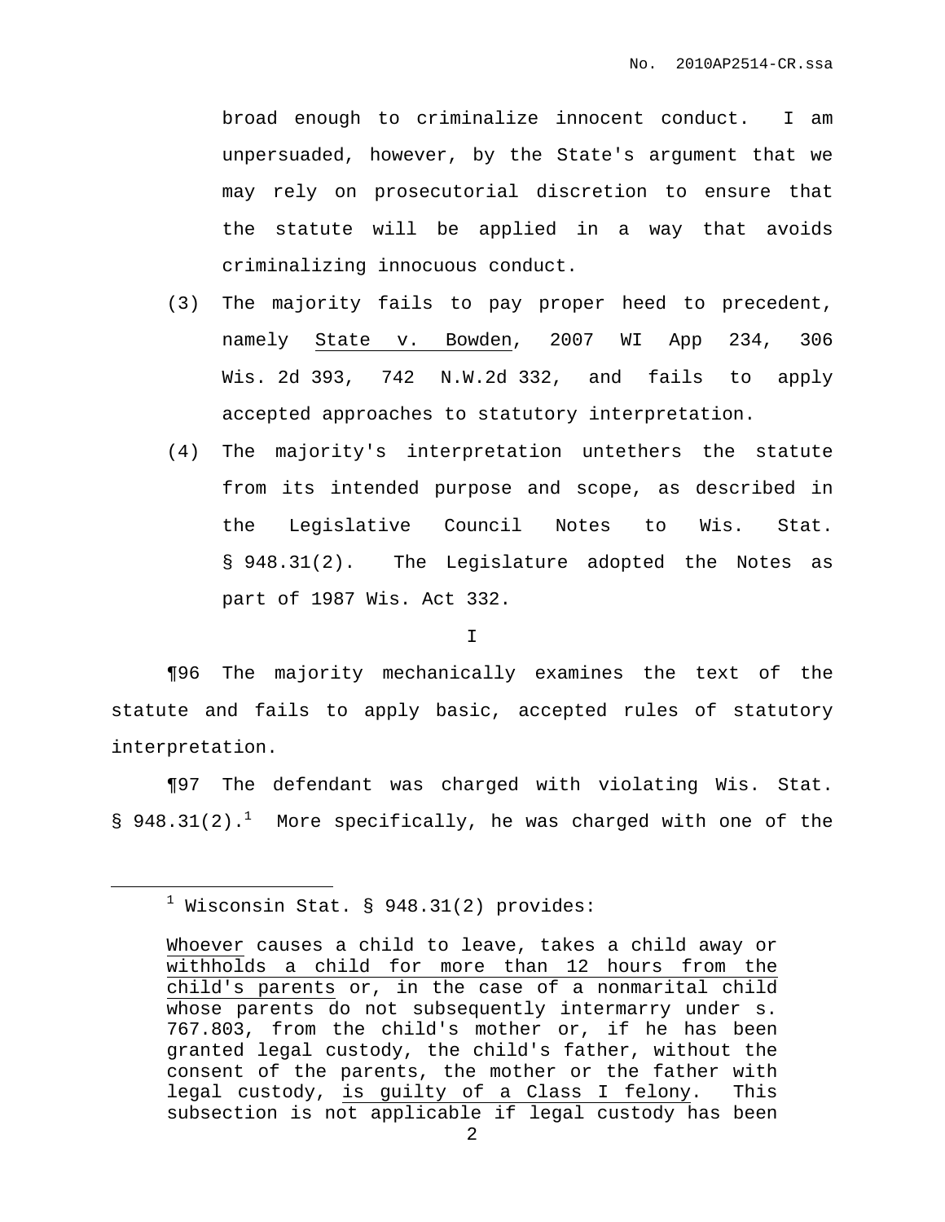broad enough to criminalize innocent conduct. I am unpersuaded, however, by the State's argument that we may rely on prosecutorial discretion to ensure that the statute will be applied in a way that avoids criminalizing innocuous conduct.

(3) The majority fails to pay proper heed to precedent, namely State v. Bowden, 2007 WI App 234, 306 Wis. 2d 393, 742 N.W.2d 332, and fails to apply accepted approaches to statutory interpretation.

(4) The majority's interpretation untethers the statute from its intended purpose and scope, as described in the Legislative Council Notes to Wis. Stat. § 948.31(2). The Legislature adopted the Notes as part of 1987 Wis. Act 332.

I

¶96 The majority mechanically examines the text of the statute and fails to apply basic, accepted rules of statutory interpretation.

¶97 The defendant was charged with violating Wis. Stat. § 948.31(2).[1] More specifically, he was charged with one of the

---

[1] Wisconsin Stat. § 948.31(2) provides:

> Whoever causes a child to leave, takes a child away or withholds a child for more than 12 hours from the child's parents or, in the case of a nonmarital child whose parents do not subsequently intermarry under s. 767.803, from the child's mother or, if he has been granted legal custody, the child's father, without the consent of the parents, the mother or the father with legal custody, is guilty of a Class I felony. This subsection is not applicable if legal custody has been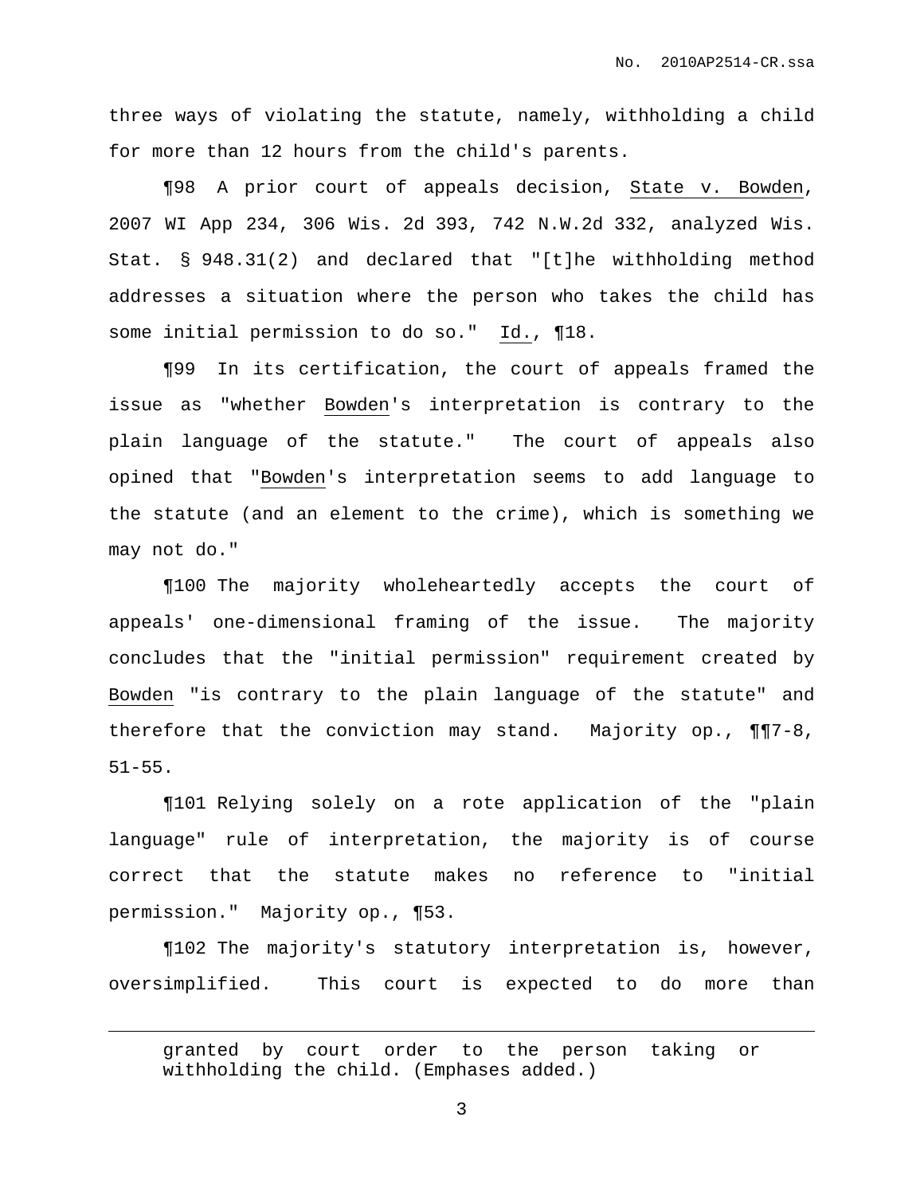three ways of violating the statute, namely, withholding a child for more than 12 hours from the child's parents.

¶98 A prior court of appeals decision, State v. Bowden, 2007 WI App 234, 306 Wis. 2d 393, 742 N.W.2d 332, analyzed Wis. Stat. § 948.31(2) and declared that "[t]he withholding method addresses a situation where the person who takes the child has some initial permission to do so." Id., ¶18.

¶99 In its certification, the court of appeals framed the issue as "whether Bowden's interpretation is contrary to the plain language of the statute." The court of appeals also opined that "Bowden's interpretation seems to add language to the statute (and an element to the crime), which is something we may not do."

¶100 The majority wholeheartedly accepts the court of appeals' one-dimensional framing of the issue. The majority concludes that the "initial permission" requirement created by Bowden "is contrary to the plain language of the statute" and therefore that the conviction may stand. Majority op., ¶¶7-8, 51-55.

¶101 Relying solely on a rote application of the "plain language" rule of interpretation, the majority is of course correct that the statute makes no reference to "initial permission." Majority op., ¶53.

¶102 The majority's statutory interpretation is, however, oversimplified. This court is expected to do more than

---

granted by court order to the person taking or withholding the child. (Emphases added.)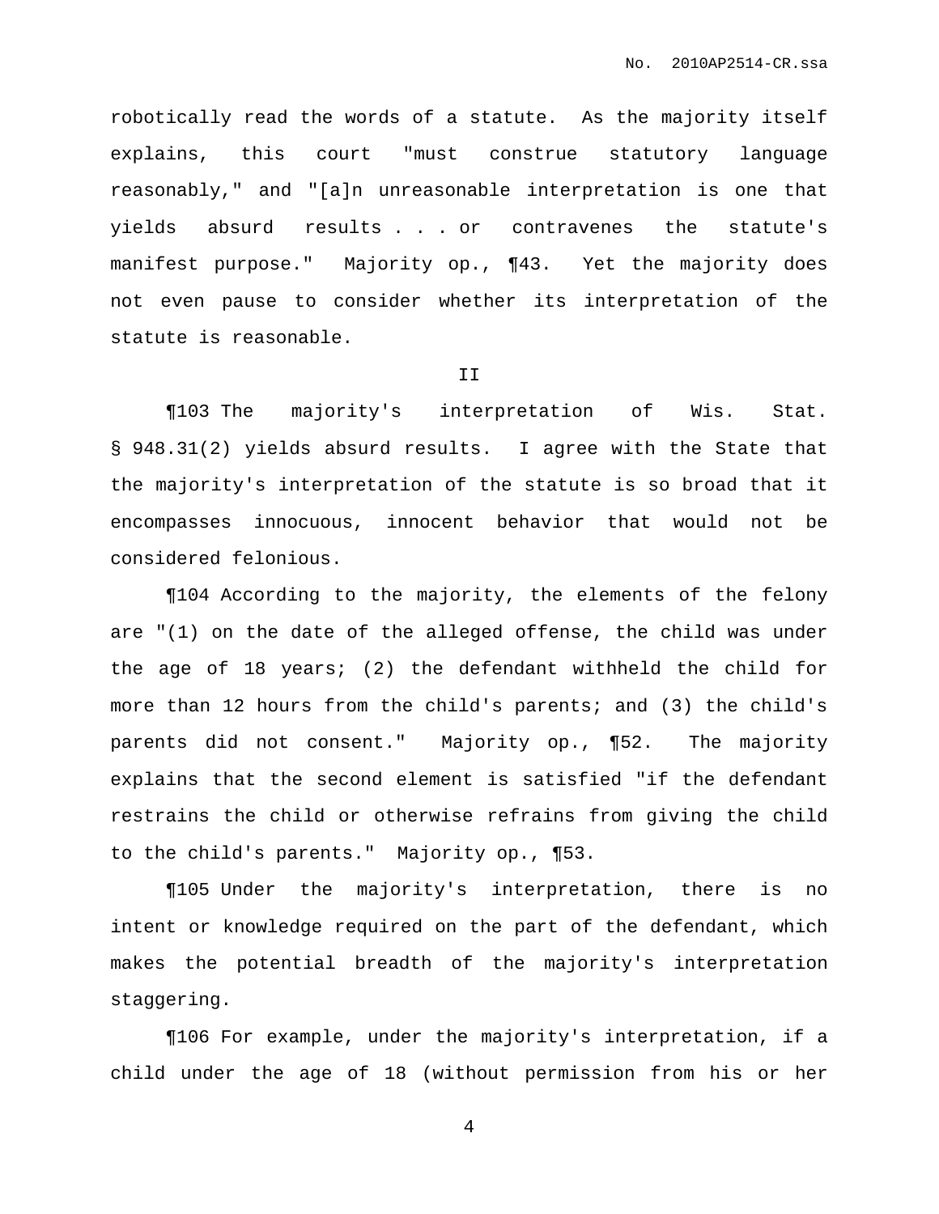robotically read the words of a statute. As the majority itself explains, this court "must construe statutory language reasonably," and "[a]n unreasonable interpretation is one that yields absurd results . . . or contravenes the statute's manifest purpose." Majority op., ¶43. Yet the majority does not even pause to consider whether its interpretation of the statute is reasonable.

II

¶103 The majority's interpretation of Wis. Stat. § 948.31(2) yields absurd results. I agree with the State that the majority's interpretation of the statute is so broad that it encompasses innocuous, innocent behavior that would not be considered felonious.

¶104 According to the majority, the elements of the felony are "(1) on the date of the alleged offense, the child was under the age of 18 years; (2) the defendant withheld the child for more than 12 hours from the child's parents; and (3) the child's parents did not consent." Majority op., ¶52. The majority explains that the second element is satisfied "if the defendant restrains the child or otherwise refrains from giving the child to the child's parents." Majority op., ¶53.

¶105 Under the majority's interpretation, there is no intent or knowledge required on the part of the defendant, which makes the potential breadth of the majority's interpretation staggering.

¶106 For example, under the majority's interpretation, if a child under the age of 18 (without permission from his or her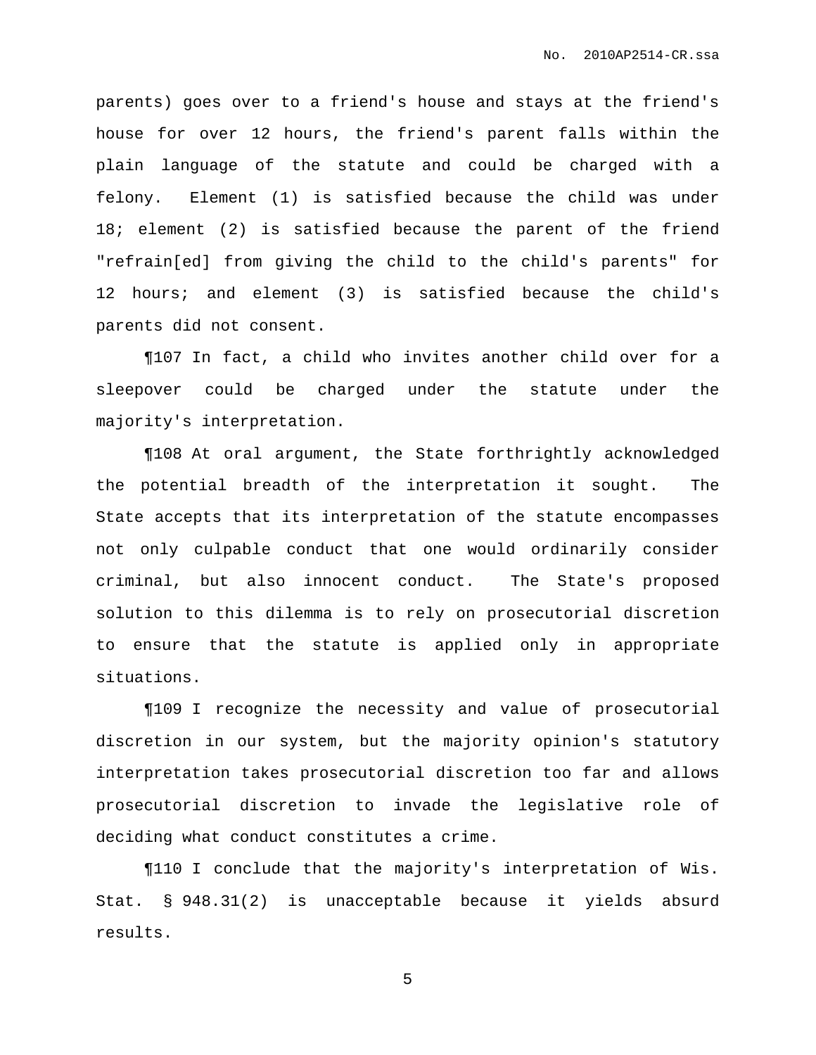parents) goes over to a friend's house and stays at the friend's house for over 12 hours, the friend's parent falls within the plain language of the statute and could be charged with a felony. Element (1) is satisfied because the child was under 18; element (2) is satisfied because the parent of the friend "refrain[ed] from giving the child to the child's parents" for 12 hours; and element (3) is satisfied because the child's parents did not consent.

¶107 In fact, a child who invites another child over for a sleepover could be charged under the statute under the majority's interpretation.

¶108 At oral argument, the State forthrightly acknowledged the potential breadth of the interpretation it sought. The State accepts that its interpretation of the statute encompasses not only culpable conduct that one would ordinarily consider criminal, but also innocent conduct. The State's proposed solution to this dilemma is to rely on prosecutorial discretion to ensure that the statute is applied only in appropriate situations.

¶109 I recognize the necessity and value of prosecutorial discretion in our system, but the majority opinion's statutory interpretation takes prosecutorial discretion too far and allows prosecutorial discretion to invade the legislative role of deciding what conduct constitutes a crime.

¶110 I conclude that the majority's interpretation of Wis. Stat. § 948.31(2) is unacceptable because it yields absurd results.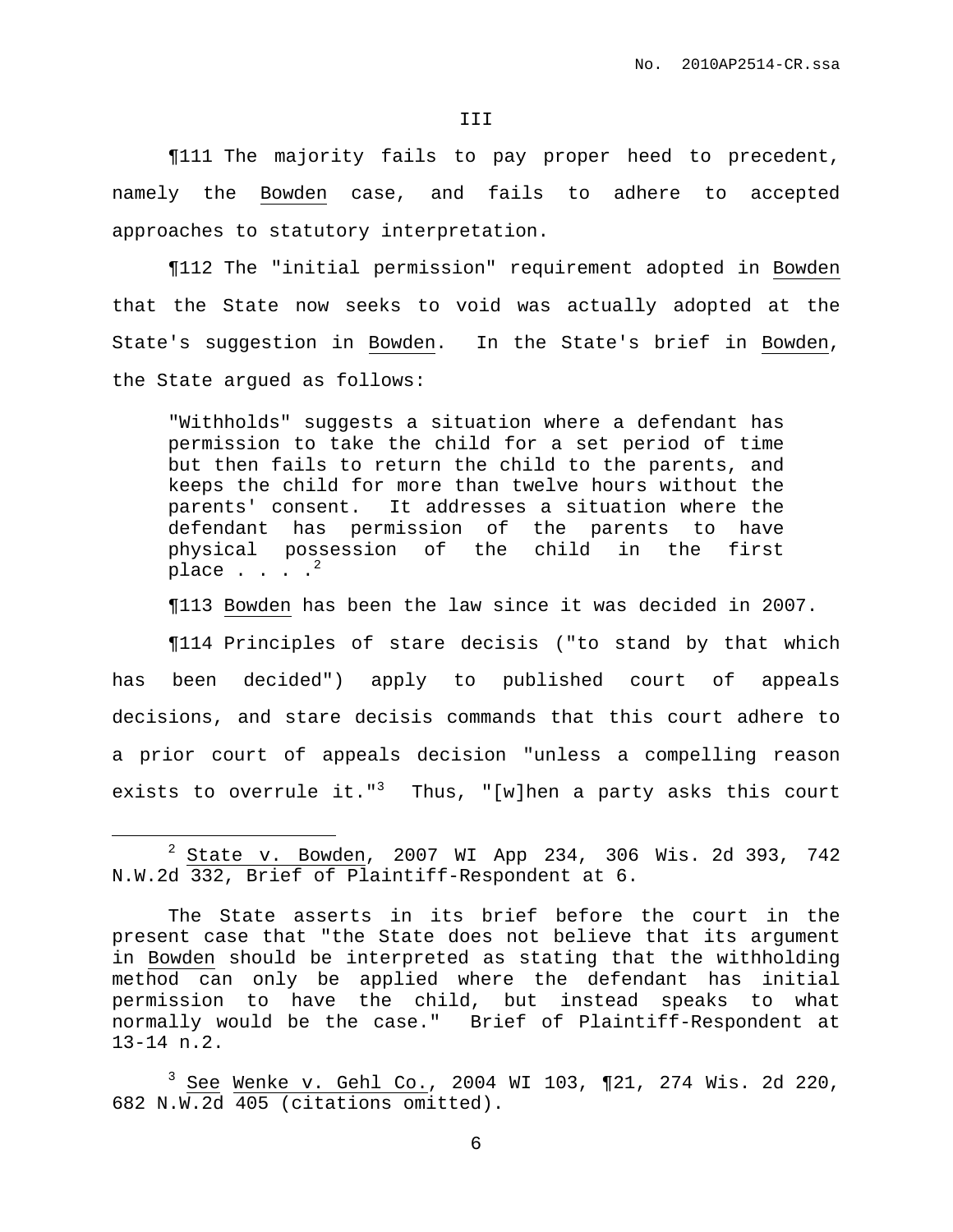III

¶111 The majority fails to pay proper heed to precedent, namely the Bowden case, and fails to adhere to accepted approaches to statutory interpretation.

¶112 The "initial permission" requirement adopted in Bowden that the State now seeks to void was actually adopted at the State's suggestion in Bowden. In the State's brief in Bowden, the State argued as follows:

> "Withholds" suggests a situation where a defendant has permission to take the child for a set period of time but then fails to return the child to the parents, and keeps the child for more than twelve hours without the parents' consent. It addresses a situation where the defendant has permission of the parents to have physical possession of the child in the first place . . . .[2]

¶113 Bowden has been the law since it was decided in 2007.

¶114 Principles of stare decisis ("to stand by that which has been decided") apply to published court of appeals decisions, and stare decisis commands that this court adhere to a prior court of appeals decision "unless a compelling reason exists to overrule it."[3] Thus, "[w]hen a party asks this court

---

[2] State v. Bowden, 2007 WI App 234, 306 Wis. 2d 393, 742 N.W.2d 332, Brief of Plaintiff-Respondent at 6.

The State asserts in its brief before the court in the present case that "the State does not believe that its argument in Bowden should be interpreted as stating that the withholding method can only be applied where the defendant has initial permission to have the child, but instead speaks to what normally would be the case." Brief of Plaintiff-Respondent at 13-14 n.2.

[3] See Wenke v. Gehl Co., 2004 WI 103, ¶21, 274 Wis. 2d 220, 682 N.W.2d 405 (citations omitted).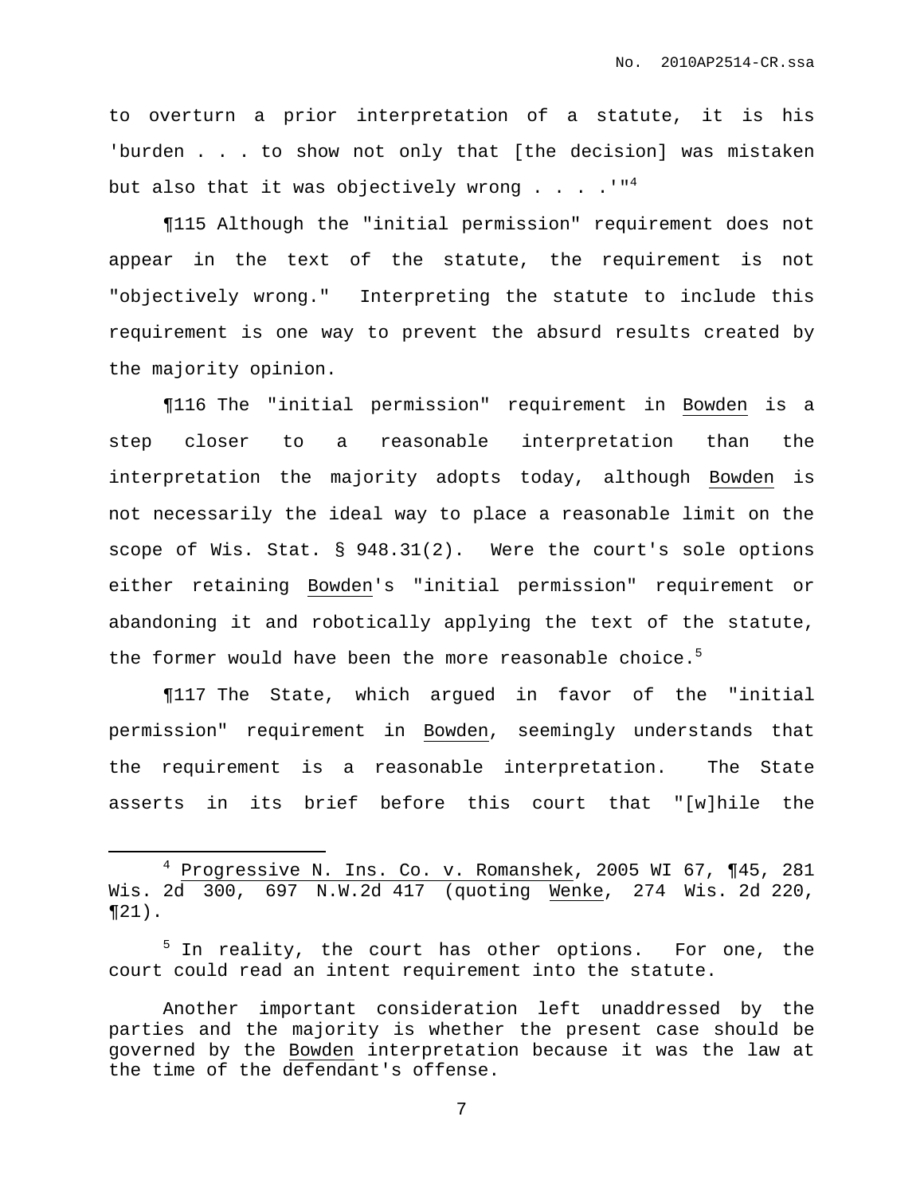to overturn a prior interpretation of a statute, it is his 'burden . . . to show not only that [the decision] was mistaken but also that it was objectively wrong . . . .'"[4]

¶115 Although the "initial permission" requirement does not appear in the text of the statute, the requirement is not "objectively wrong." Interpreting the statute to include this requirement is one way to prevent the absurd results created by the majority opinion.

¶116 The "initial permission" requirement in Bowden is a step closer to a reasonable interpretation than the interpretation the majority adopts today, although Bowden is not necessarily the ideal way to place a reasonable limit on the scope of Wis. Stat. § 948.31(2). Were the court's sole options either retaining Bowden's "initial permission" requirement or abandoning it and robotically applying the text of the statute, the former would have been the more reasonable choice.[5]

¶117 The State, which argued in favor of the "initial permission" requirement in Bowden, seemingly understands that the requirement is a reasonable interpretation. The State asserts in its brief before this court that "[w]hile the

---

[4] Progressive N. Ins. Co. v. Romanshek, 2005 WI 67, ¶45, 281 Wis. 2d 300, 697 N.W.2d 417 (quoting Wenke, 274 Wis. 2d 220, ¶21).

[5] In reality, the court has other options. For one, the court could read an intent requirement into the statute.

Another important consideration left unaddressed by the parties and the majority is whether the present case should be governed by the Bowden interpretation because it was the law at the time of the defendant's offense.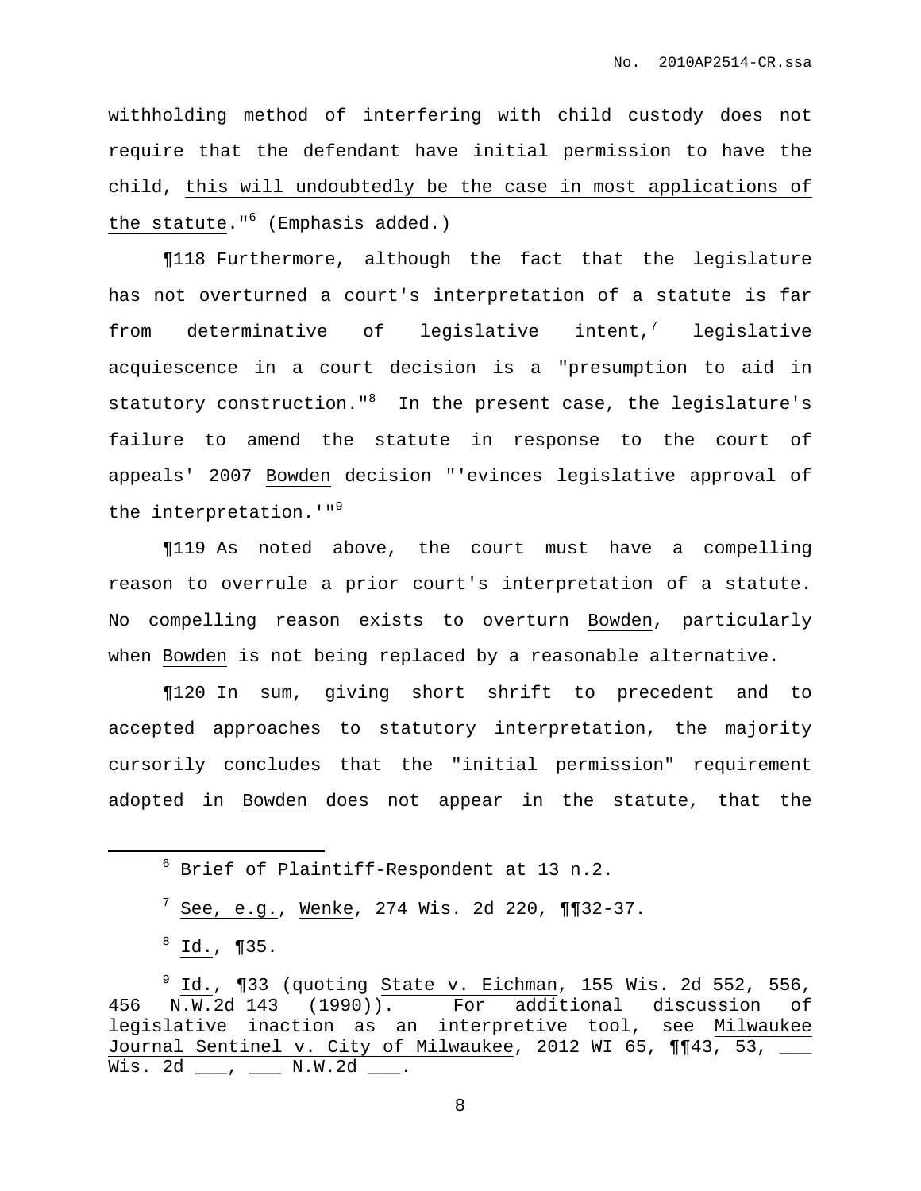withholding method of interfering with child custody does not require that the defendant have initial permission to have the child, <u>this will undoubtedly be the case in most applications of the statute</u>."[6] (Emphasis added.)

¶118 Furthermore, although the fact that the legislature has not overturned a court's interpretation of a statute is far from determinative of legislative intent,[7] legislative acquiescence in a court decision is a "presumption to aid in statutory construction."[8] In the present case, the legislature's failure to amend the statute in response to the court of appeals' 2007 <u>Bowden</u> decision "'evinces legislative approval of the interpretation.'"[9]

¶119 As noted above, the court must have a compelling reason to overrule a prior court's interpretation of a statute. No compelling reason exists to overturn <u>Bowden</u>, particularly when <u>Bowden</u> is not being replaced by a reasonable alternative.

¶120 In sum, giving short shrift to precedent and to accepted approaches to statutory interpretation, the majority cursorily concludes that the "initial permission" requirement adopted in <u>Bowden</u> does not appear in the statute, that the

---

[6] Brief of Plaintiff-Respondent at 13 n.2.

[7] <u>See, e.g.</u>, <u>Wenke</u>, 274 Wis. 2d 220, ¶¶32-37.

[8] <u>Id.</u>, ¶35.

[9] <u>Id.</u>, ¶33 (quoting <u>State v. Eichman</u>, 155 Wis. 2d 552, 556, 456 N.W.2d 143 (1990)). For additional discussion of legislative inaction as an interpretive tool, see <u>Milwaukee Journal Sentinel v. City of Milwaukee</u>, 2012 WI 65, ¶¶43, 53, ___ Wis. 2d ___, ___ N.W.2d ___.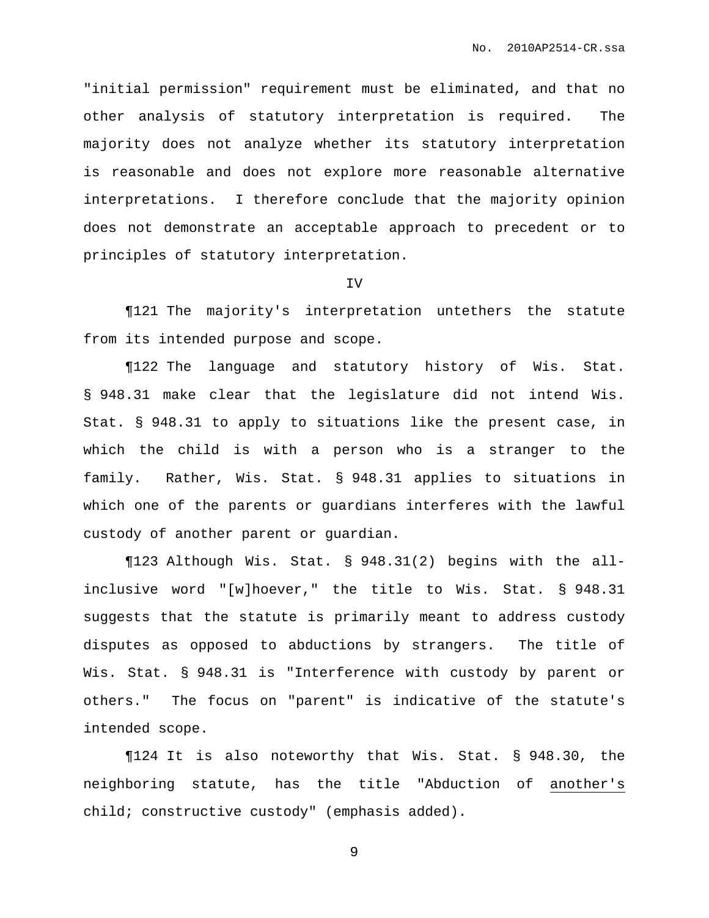"initial permission" requirement must be eliminated, and that no other analysis of statutory interpretation is required. The majority does not analyze whether its statutory interpretation is reasonable and does not explore more reasonable alternative interpretations. I therefore conclude that the majority opinion does not demonstrate an acceptable approach to precedent or to principles of statutory interpretation.

IV

¶121 The majority's interpretation untethers the statute from its intended purpose and scope.

¶122 The language and statutory history of Wis. Stat. § 948.31 make clear that the legislature did not intend Wis. Stat. § 948.31 to apply to situations like the present case, in which the child is with a person who is a stranger to the family. Rather, Wis. Stat. § 948.31 applies to situations in which one of the parents or guardians interferes with the lawful custody of another parent or guardian.

¶123 Although Wis. Stat. § 948.31(2) begins with the all-inclusive word "[w]hoever," the title to Wis. Stat. § 948.31 suggests that the statute is primarily meant to address custody disputes as opposed to abductions by strangers. The title of Wis. Stat. § 948.31 is "Interference with custody by parent or others." The focus on "parent" is indicative of the statute's intended scope.

¶124 It is also noteworthy that Wis. Stat. § 948.30, the neighboring statute, has the title "Abduction of another's child; constructive custody" (emphasis added).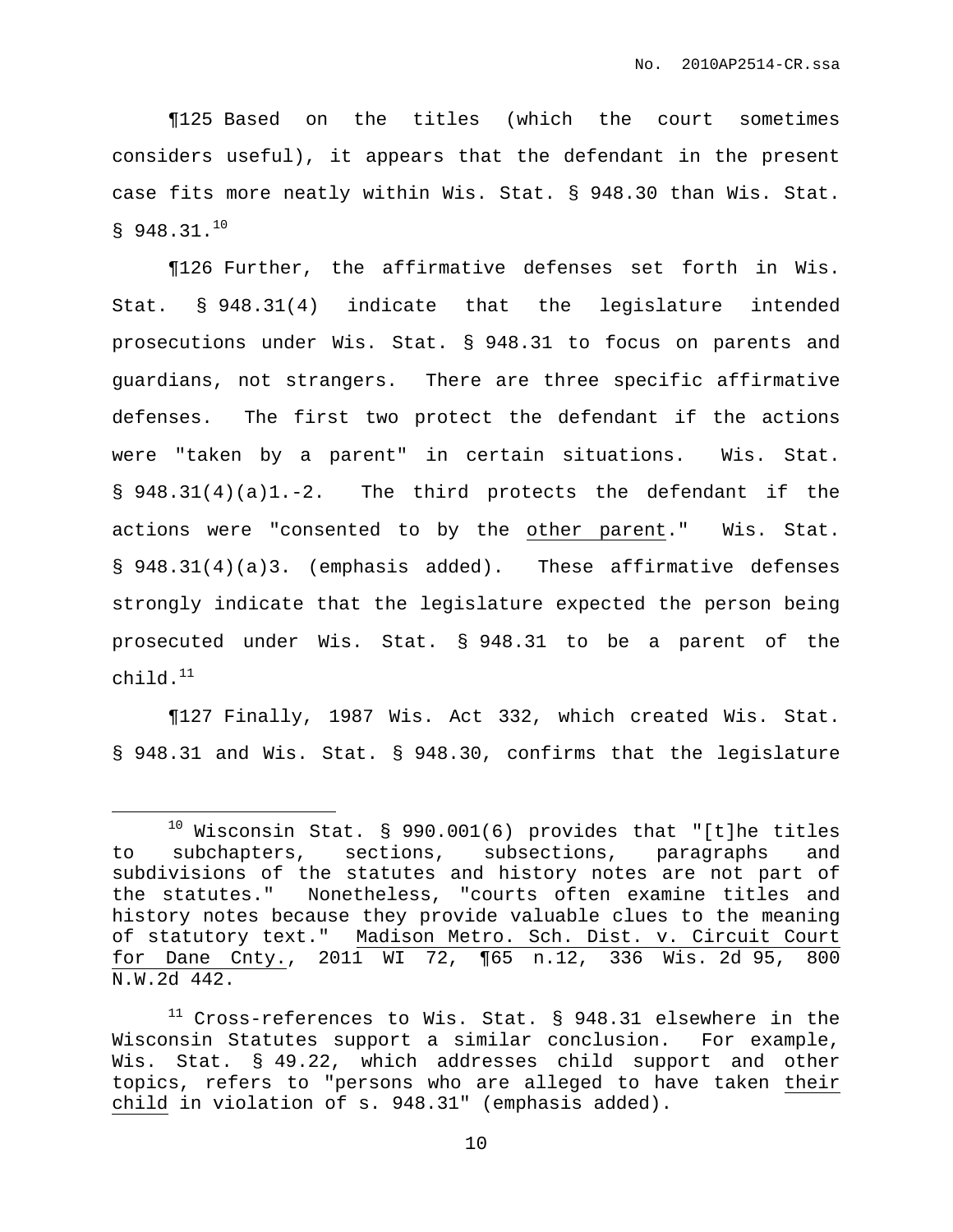¶125 Based on the titles (which the court sometimes considers useful), it appears that the defendant in the present case fits more neatly within Wis. Stat. § 948.30 than Wis. Stat. § 948.31.[10]

¶126 Further, the affirmative defenses set forth in Wis. Stat. § 948.31(4) indicate that the legislature intended prosecutions under Wis. Stat. § 948.31 to focus on parents and guardians, not strangers. There are three specific affirmative defenses. The first two protect the defendant if the actions were "taken by a parent" in certain situations. Wis. Stat. § 948.31(4)(a)1.-2. The third protects the defendant if the actions were "consented to by the <u>other parent</u>." Wis. Stat. § 948.31(4)(a)3. (emphasis added). These affirmative defenses strongly indicate that the legislature expected the person being prosecuted under Wis. Stat. § 948.31 to be a parent of the child.[11]

¶127 Finally, 1987 Wis. Act 332, which created Wis. Stat. § 948.31 and Wis. Stat. § 948.30, confirms that the legislature

---

[10] Wisconsin Stat. § 990.001(6) provides that "[t]he titles to subchapters, sections, subsections, paragraphs and subdivisions of the statutes and history notes are not part of the statutes." Nonetheless, "courts often examine titles and history notes because they provide valuable clues to the meaning of statutory text." <u>Madison Metro. Sch. Dist. v. Circuit Court for Dane Cnty.</u>, 2011 WI 72, ¶65 n.12, 336 Wis. 2d 95, 800 N.W.2d 442.

[11] Cross-references to Wis. Stat. § 948.31 elsewhere in the Wisconsin Statutes support a similar conclusion. For example, Wis. Stat. § 49.22, which addresses child support and other topics, refers to "persons who are alleged to have taken <u>their child</u> in violation of s. 948.31" (emphasis added).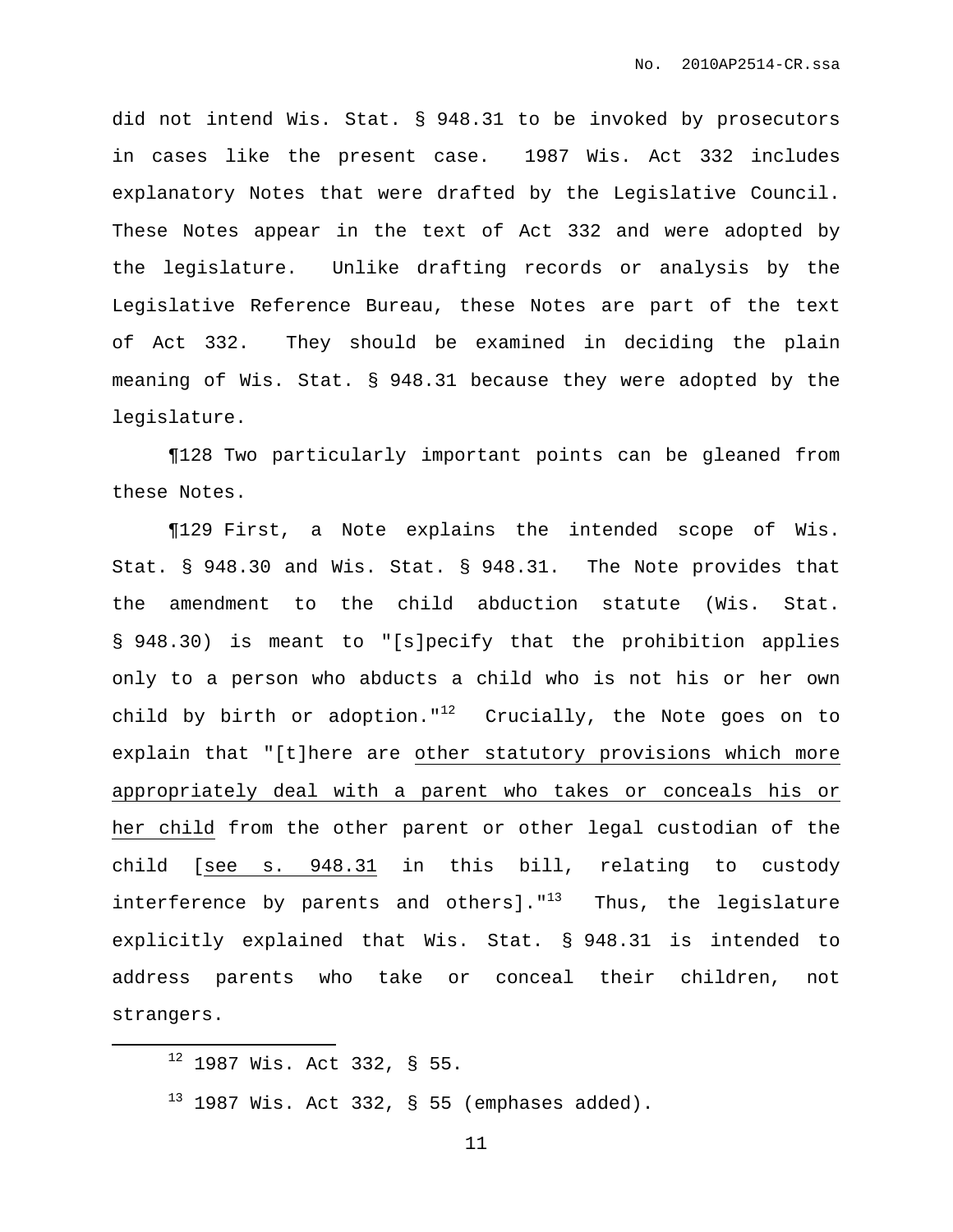did not intend Wis. Stat. § 948.31 to be invoked by prosecutors in cases like the present case. 1987 Wis. Act 332 includes explanatory Notes that were drafted by the Legislative Council. These Notes appear in the text of Act 332 and were adopted by the legislature. Unlike drafting records or analysis by the Legislative Reference Bureau, these Notes are part of the text of Act 332. They should be examined in deciding the plain meaning of Wis. Stat. § 948.31 because they were adopted by the legislature.

¶128 Two particularly important points can be gleaned from these Notes.

¶129 First, a Note explains the intended scope of Wis. Stat. § 948.30 and Wis. Stat. § 948.31. The Note provides that the amendment to the child abduction statute (Wis. Stat. § 948.30) is meant to "[s]pecify that the prohibition applies only to a person who abducts a child who is not his or her own child by birth or adoption."[12] Crucially, the Note goes on to explain that "[t]here are <u>other statutory provisions which more appropriately deal with a parent who takes or conceals his or her child</u> from the other parent or other legal custodian of the child [<u>see s. 948.31</u> in this bill, relating to custody interference by parents and others]."[13] Thus, the legislature explicitly explained that Wis. Stat. § 948.31 is intended to address parents who take or conceal their children, not strangers.

---

[12] 1987 Wis. Act 332, § 55.

[13] 1987 Wis. Act 332, § 55 (emphases added).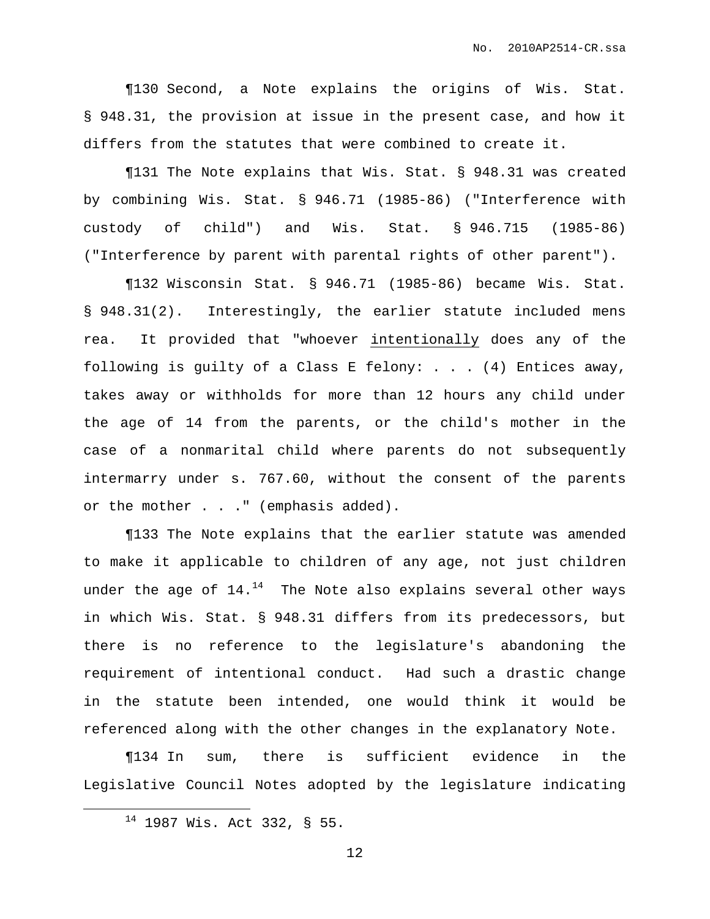¶130 Second, a Note explains the origins of Wis. Stat. § 948.31, the provision at issue in the present case, and how it differs from the statutes that were combined to create it.

¶131 The Note explains that Wis. Stat. § 948.31 was created by combining Wis. Stat. § 946.71 (1985-86) ("Interference with custody of child") and Wis. Stat. § 946.715 (1985-86) ("Interference by parent with parental rights of other parent").

¶132 Wisconsin Stat. § 946.71 (1985-86) became Wis. Stat. § 948.31(2). Interestingly, the earlier statute included mens rea. It provided that "whoever <u>intentionally</u> does any of the following is guilty of a Class E felony: . . . (4) Entices away, takes away or withholds for more than 12 hours any child under the age of 14 from the parents, or the child's mother in the case of a nonmarital child where parents do not subsequently intermarry under s. 767.60, without the consent of the parents or the mother . . ." (emphasis added).

¶133 The Note explains that the earlier statute was amended to make it applicable to children of any age, not just children under the age of 14.[14] The Note also explains several other ways in which Wis. Stat. § 948.31 differs from its predecessors, but there is no reference to the legislature's abandoning the requirement of intentional conduct. Had such a drastic change in the statute been intended, one would think it would be referenced along with the other changes in the explanatory Note.

¶134 In sum, there is sufficient evidence in the Legislative Council Notes adopted by the legislature indicating

---

[14] 1987 Wis. Act 332, § 55.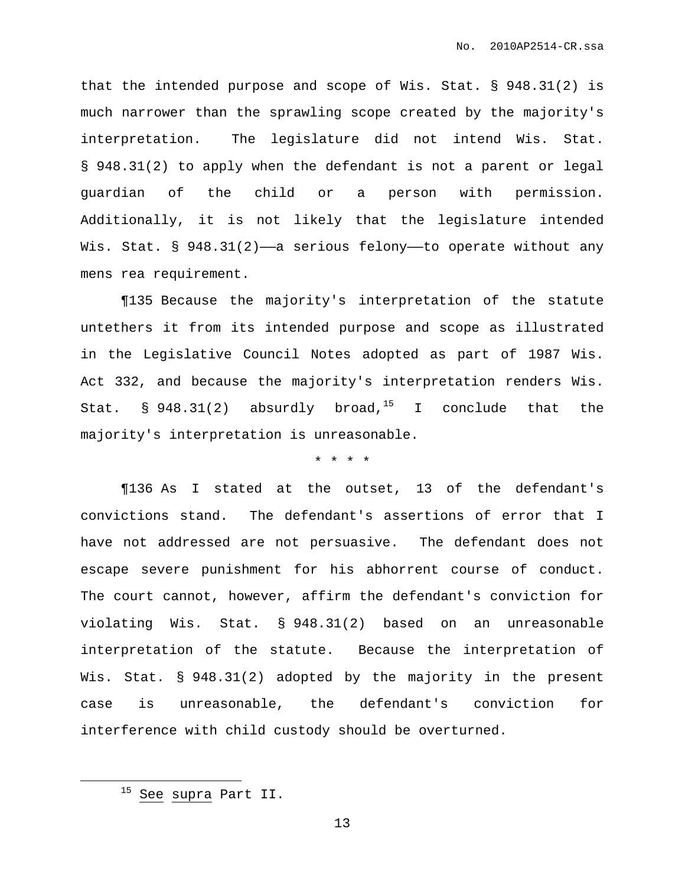that the intended purpose and scope of Wis. Stat. § 948.31(2) is much narrower than the sprawling scope created by the majority's interpretation. The legislature did not intend Wis. Stat. § 948.31(2) to apply when the defendant is not a parent or legal guardian of the child or a person with permission. Additionally, it is not likely that the legislature intended Wis. Stat. § 948.31(2)——a serious felony——to operate without any mens rea requirement.

¶135 Because the majority's interpretation of the statute untethers it from its intended purpose and scope as illustrated in the Legislative Council Notes adopted as part of 1987 Wis. Act 332, and because the majority's interpretation renders Wis. Stat. § 948.31(2) absurdly broad,[15] I conclude that the majority's interpretation is unreasonable.

\* \* \* \*

¶136 As I stated at the outset, 13 of the defendant's convictions stand. The defendant's assertions of error that I have not addressed are not persuasive. The defendant does not escape severe punishment for his abhorrent course of conduct. The court cannot, however, affirm the defendant's conviction for violating Wis. Stat. § 948.31(2) based on an unreasonable interpretation of the statute. Because the interpretation of Wis. Stat. § 948.31(2) adopted by the majority in the present case is unreasonable, the defendant's conviction for interference with child custody should be overturned.

---

[15] See supra Part II.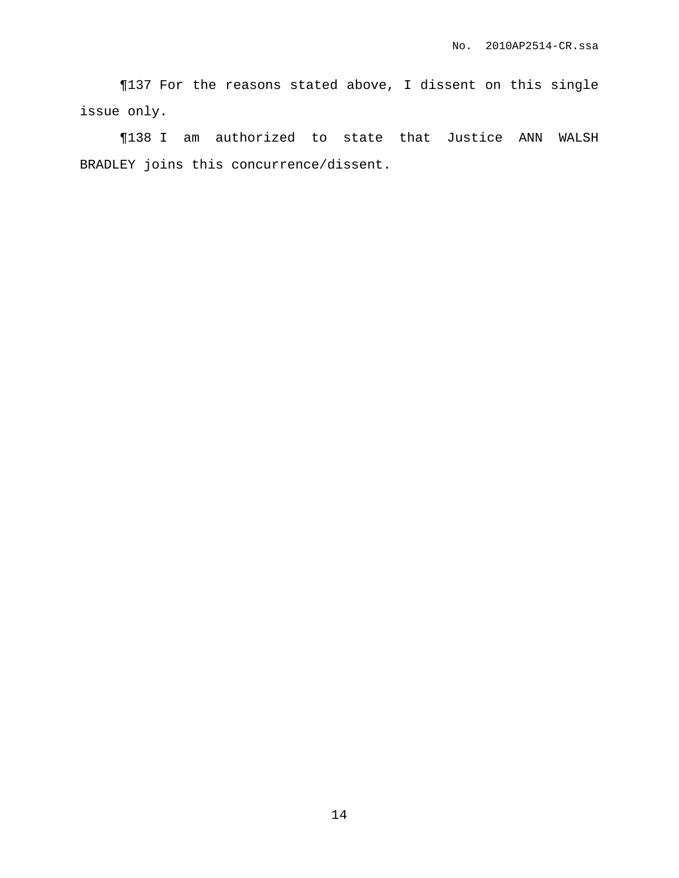¶137 For the reasons stated above, I dissent on this single issue only.

¶138 I am authorized to state that Justice ANN WALSH BRADLEY joins this concurrence/dissent.